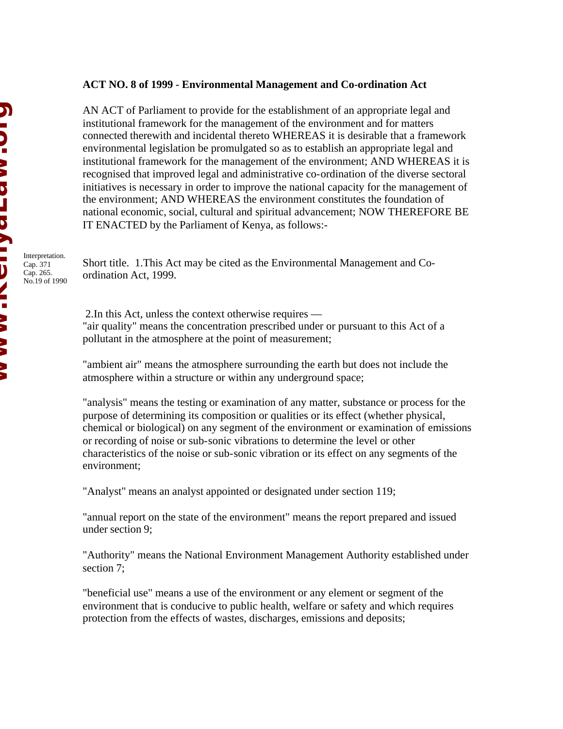**ACT NO. 8 of 1999 - Environmental Management and Co-ordination Act**

AN ACT of Parliament to provide for the establishment of an appropriate legal and institutional framework for the management of the environment and for matters connected therewith and incidental thereto WHEREAS it is desirable that a framework environmental legislation be promulgated so as to establish an appropriate legal and institutional framework for the management of the environment; AND WHEREAS it is recognised that improved legal and administrative co-ordination of the diverse sectoral initiatives is necessary in order to improve the national capacity for the management of the environment; AND WHEREAS the environment constitutes the foundation of national economic, social, cultural and spiritual advancement; NOW THEREFORE BE IT ENACTED by the Parliament of Kenya, as follows:-

Short title. 1.This Act may be cited as the Environmental Management and Co-ordination Act, 1999.

Interpretation. Cap. 371 Cap. 265. No.19 of 1990

2.In this Act, unless the context otherwise requires —

"air quality" means the concentration prescribed under or pursuant to this Act of a pollutant in the atmosphere at the point of measurement;

"ambient air" means the atmosphere surrounding the earth but does not include the atmosphere within a structure or within any underground space;

"analysis" means the testing or examination of any matter, substance or process for the purpose of determining its composition or qualities or its effect (whether physical, chemical or biological) on any segment of the environment or examination of emissions or recording of noise or sub-sonic vibrations to determine the level or other characteristics of the noise or sub-sonic vibration or its effect on any segments of the environment;

"Analyst" means an analyst appointed or designated under section 119;

"annual report on the state of the environment" means the report prepared and issued under section 9;

"Authority" means the National Environment Management Authority established under section 7;

"beneficial use" means a use of the environment or any element or segment of the environment that is conducive to public health, welfare or safety and which requires protection from the effects of wastes, discharges, emissions and deposits;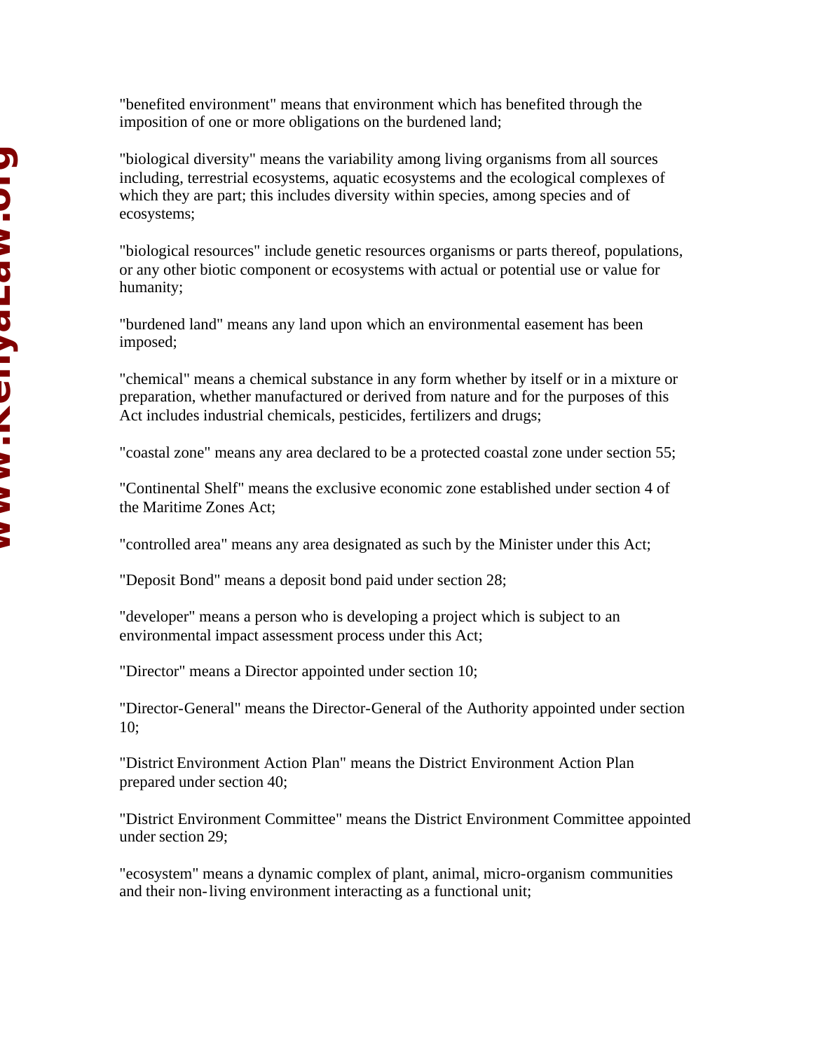"benefited environment" means that environment which has benefited through the imposition of one or more obligations on the burdened land;

"biological diversity" means the variability among living organisms from all sources including, terrestrial ecosystems, aquatic ecosystems and the ecological complexes of which they are part; this includes diversity within species, among species and of ecosystems;

"biological resources" include genetic resources organisms or parts thereof, populations, or any other biotic component or ecosystems with actual or potential use or value for humanity;

"burdened land" means any land upon which an environmental easement has been imposed;

"chemical" means a chemical substance in any form whether by itself or in a mixture or preparation, whether manufactured or derived from nature and for the purposes of this Act includes industrial chemicals, pesticides, fertilizers and drugs;

"coastal zone" means any area declared to be a protected coastal zone under section 55;

"Continental Shelf" means the exclusive economic zone established under section 4 of the Maritime Zones Act;

"controlled area" means any area designated as such by the Minister under this Act;

"Deposit Bond" means a deposit bond paid under section 28;

"developer" means a person who is developing a project which is subject to an environmental impact assessment process under this Act;

"Director" means a Director appointed under section 10;

"Director-General" means the Director-General of the Authority appointed under section 10;

"District Environment Action Plan" means the District Environment Action Plan prepared under section 40;

"District Environment Committee" means the District Environment Committee appointed under section 29;

"ecosystem" means a dynamic complex of plant, animal, micro-organism communities and their non-living environment interacting as a functional unit;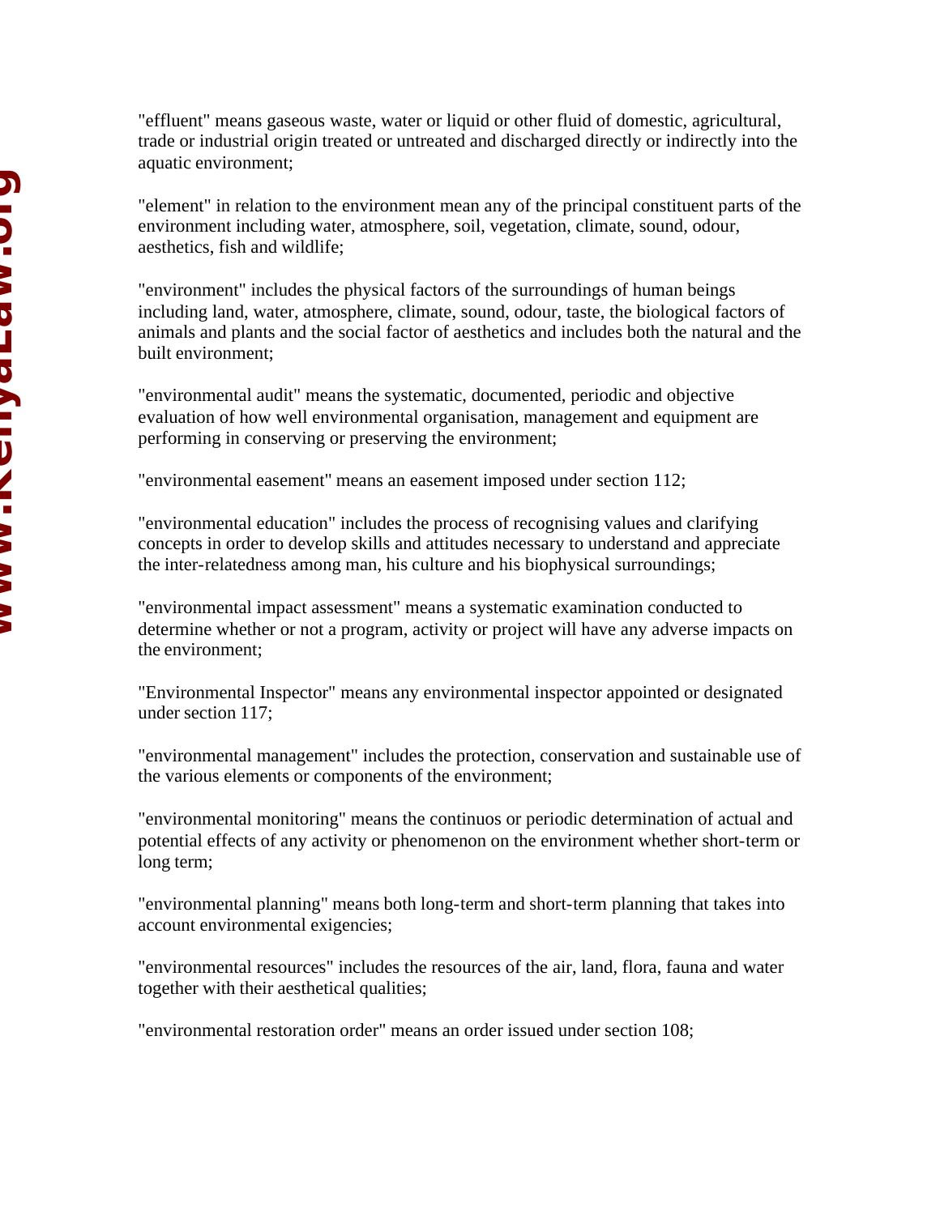"effluent" means gaseous waste, water or liquid or other fluid of domestic, agricultural, trade or industrial origin treated or untreated and discharged directly or indirectly into the aquatic environment;

"element" in relation to the environment mean any of the principal constituent parts of the environment including water, atmosphere, soil, vegetation, climate, sound, odour, aesthetics, fish and wildlife;

"environment" includes the physical factors of the surroundings of human beings including land, water, atmosphere, climate, sound, odour, taste, the biological factors of animals and plants and the social factor of aesthetics and includes both the natural and the built environment;

"environmental audit" means the systematic, documented, periodic and objective evaluation of how well environmental organisation, management and equipment are performing in conserving or preserving the environment;

"environmental easement" means an easement imposed under section 112;

"environmental education" includes the process of recognising values and clarifying concepts in order to develop skills and attitudes necessary to understand and appreciate the inter-relatedness among man, his culture and his biophysical surroundings;

"environmental impact assessment" means a systematic examination conducted to determine whether or not a program, activity or project will have any adverse impacts on the environment;

"Environmental Inspector" means any environmental inspector appointed or designated under section 117;

"environmental management" includes the protection, conservation and sustainable use of the various elements or components of the environment;

"environmental monitoring" means the continuos or periodic determination of actual and potential effects of any activity or phenomenon on the environment whether short-term or long term;

"environmental planning" means both long-term and short-term planning that takes into account environmental exigencies;

"environmental resources" includes the resources of the air, land, flora, fauna and water together with their aesthetical qualities;

"environmental restoration order" means an order issued under section 108;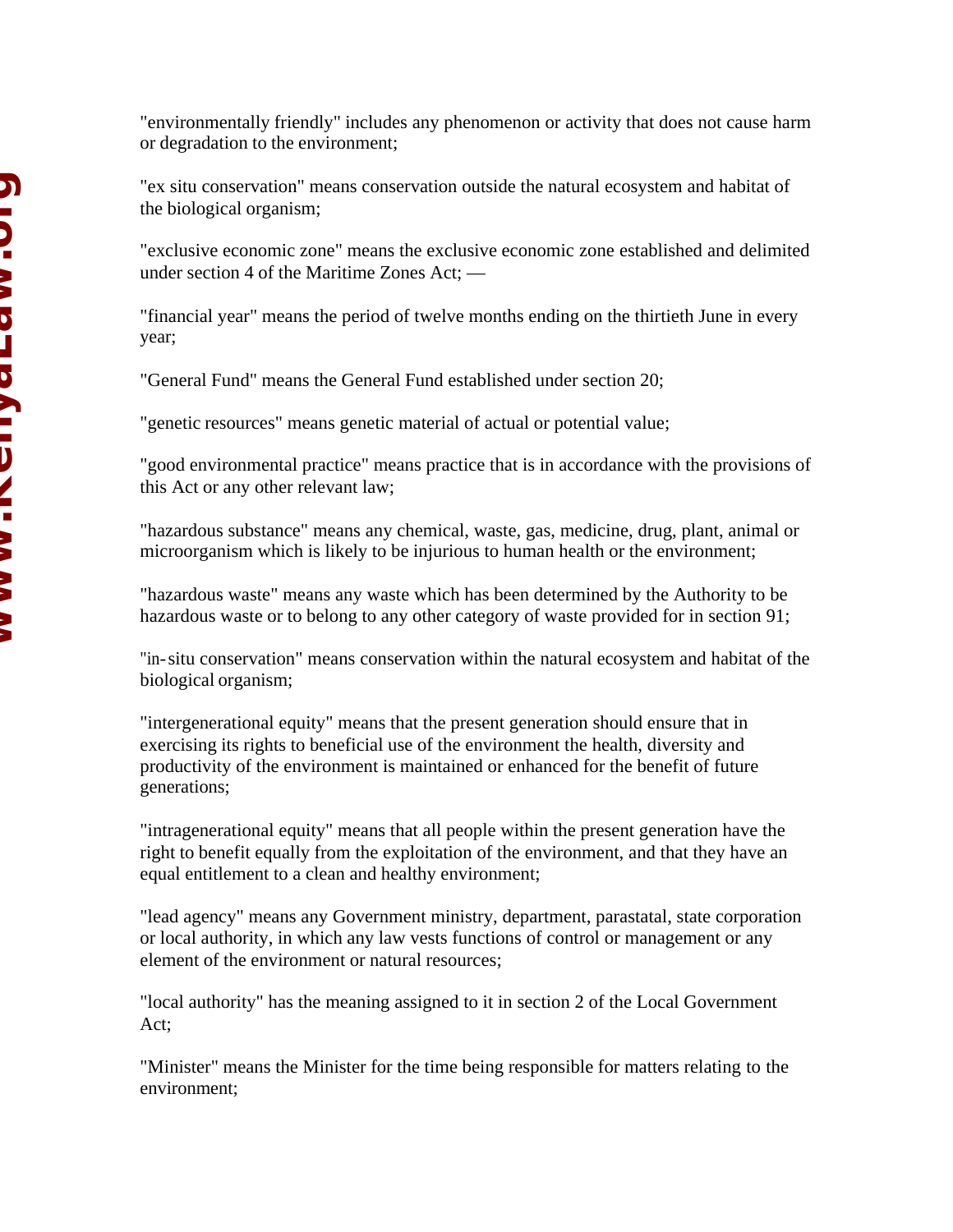"environmentally friendly" includes any phenomenon or activity that does not cause harm or degradation to the environment;

"ex situ conservation" means conservation outside the natural ecosystem and habitat of the biological organism;

"exclusive economic zone" means the exclusive economic zone established and delimited under section 4 of the Maritime Zones Act; —

"financial year" means the period of twelve months ending on the thirtieth June in every year;

"General Fund" means the General Fund established under section 20;

"genetic resources" means genetic material of actual or potential value;

"good environmental practice" means practice that is in accordance with the provisions of this Act or any other relevant law;

"hazardous substance" means any chemical, waste, gas, medicine, drug, plant, animal or microorganism which is likely to be injurious to human health or the environment;

"hazardous waste" means any waste which has been determined by the Authority to be hazardous waste or to belong to any other category of waste provided for in section 91;

"in-situ conservation" means conservation within the natural ecosystem and habitat of the biological organism;

"intergenerational equity" means that the present generation should ensure that in exercising its rights to beneficial use of the environment the health, diversity and productivity of the environment is maintained or enhanced for the benefit of future generations;

"intragenerational equity" means that all people within the present generation have the right to benefit equally from the exploitation of the environment, and that they have an equal entitlement to a clean and healthy environment;

"lead agency" means any Government ministry, department, parastatal, state corporation or local authority, in which any law vests functions of control or management or any element of the environment or natural resources;

"local authority" has the meaning assigned to it in section 2 of the Local Government Act;

"Minister" means the Minister for the time being responsible for matters relating to the environment;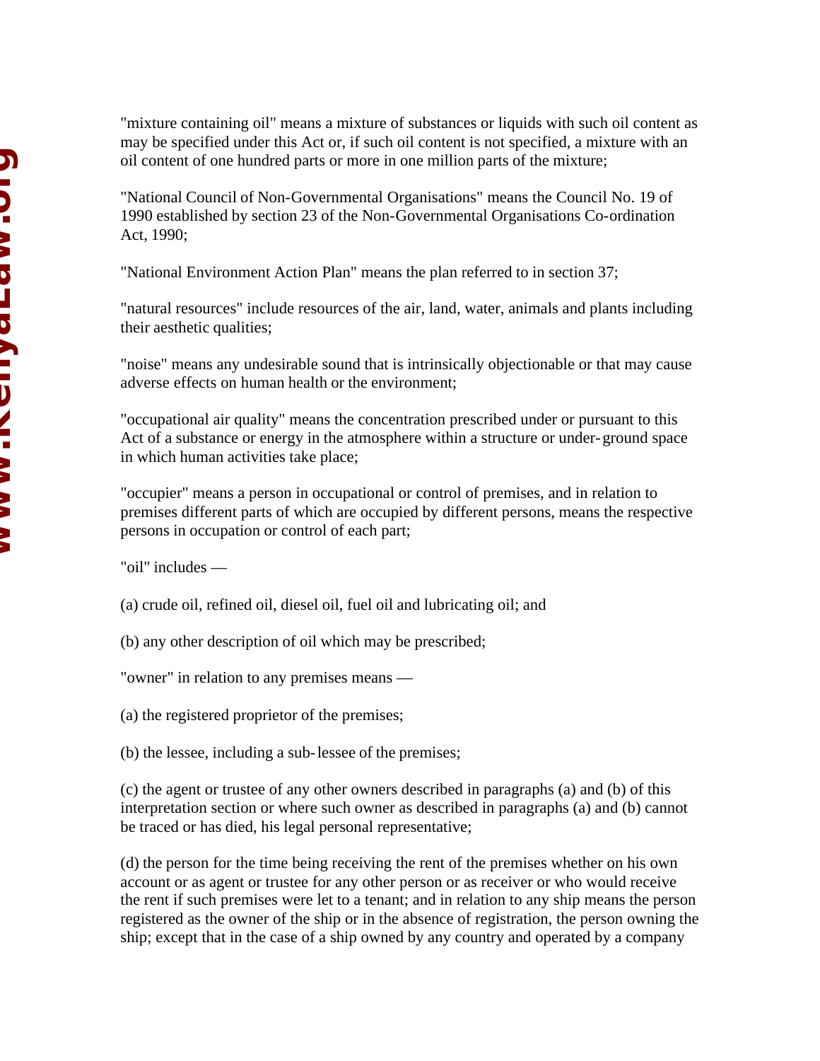"mixture containing oil" means a mixture of substances or liquids with such oil content as may be specified under this Act or, if such oil content is not specified, a mixture with an oil content of one hundred parts or more in one million parts of the mixture;

"National Council of Non-Governmental Organisations" means the Council No. 19 of 1990 established by section 23 of the Non-Governmental Organisations Co-ordination Act, 1990;

"National Environment Action Plan" means the plan referred to in section 37;

"natural resources" include resources of the air, land, water, animals and plants including their aesthetic qualities;

"noise" means any undesirable sound that is intrinsically objectionable or that may cause adverse effects on human health or the environment;

"occupational air quality" means the concentration prescribed under or pursuant to this Act of a substance or energy in the atmosphere within a structure or under-ground space in which human activities take place;

"occupier" means a person in occupational or control of premises, and in relation to premises different parts of which are occupied by different persons, means the respective persons in occupation or control of each part;

"oil" includes —

(a) crude oil, refined oil, diesel oil, fuel oil and lubricating oil; and

(b) any other description of oil which may be prescribed;

"owner" in relation to any premises means —

(a) the registered proprietor of the premises;

(b) the lessee, including a sub-lessee of the premises;

(c) the agent or trustee of any other owners described in paragraphs (a) and (b) of this interpretation section or where such owner as described in paragraphs (a) and (b) cannot be traced or has died, his legal personal representative;

(d) the person for the time being receiving the rent of the premises whether on his own account or as agent or trustee for any other person or as receiver or who would receive the rent if such premises were let to a tenant; and in relation to any ship means the person registered as the owner of the ship or in the absence of registration, the person owning the ship; except that in the case of a ship owned by any country and operated by a company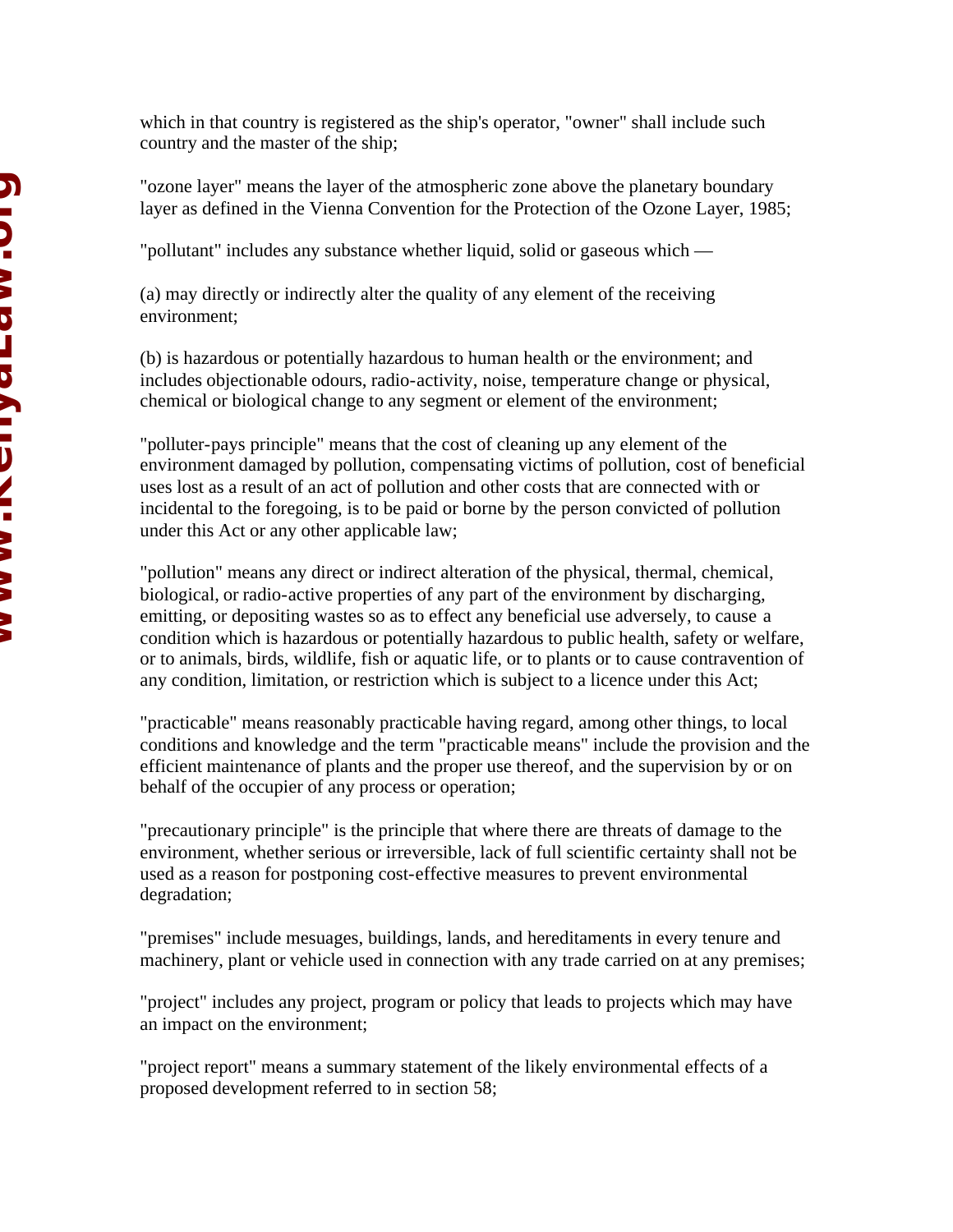which in that country is registered as the ship's operator, "owner" shall include such country and the master of the ship;

"ozone layer" means the layer of the atmospheric zone above the planetary boundary layer as defined in the Vienna Convention for the Protection of the Ozone Layer, 1985;

"pollutant" includes any substance whether liquid, solid or gaseous which —

(a) may directly or indirectly alter the quality of any element of the receiving environment;

(b) is hazardous or potentially hazardous to human health or the environment; and includes objectionable odours, radio-activity, noise, temperature change or physical, chemical or biological change to any segment or element of the environment;

"polluter-pays principle" means that the cost of cleaning up any element of the environment damaged by pollution, compensating victims of pollution, cost of beneficial uses lost as a result of an act of pollution and other costs that are connected with or incidental to the foregoing, is to be paid or borne by the person convicted of pollution under this Act or any other applicable law;

"pollution" means any direct or indirect alteration of the physical, thermal, chemical, biological, or radio-active properties of any part of the environment by discharging, emitting, or depositing wastes so as to effect any beneficial use adversely, to cause a condition which is hazardous or potentially hazardous to public health, safety or welfare, or to animals, birds, wildlife, fish or aquatic life, or to plants or to cause contravention of any condition, limitation, or restriction which is subject to a licence under this Act;

"practicable" means reasonably practicable having regard, among other things, to local conditions and knowledge and the term "practicable means" include the provision and the efficient maintenance of plants and the proper use thereof, and the supervision by or on behalf of the occupier of any process or operation;

"precautionary principle" is the principle that where there are threats of damage to the environment, whether serious or irreversible, lack of full scientific certainty shall not be used as a reason for postponing cost-effective measures to prevent environmental degradation;

"premises" include mesuages, buildings, lands, and hereditaments in every tenure and machinery, plant or vehicle used in connection with any trade carried on at any premises;

"project" includes any project, program or policy that leads to projects which may have an impact on the environment;

"project report" means a summary statement of the likely environmental effects of a proposed development referred to in section 58;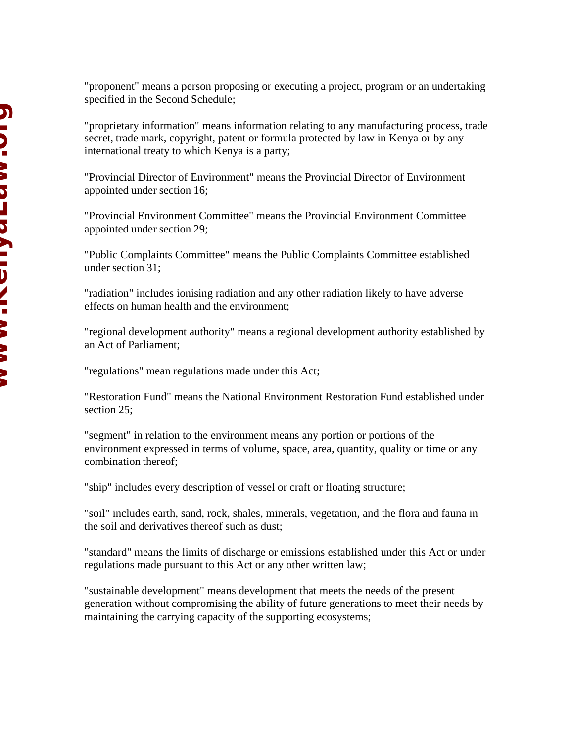"proponent" means a person proposing or executing a project, program or an undertaking specified in the Second Schedule;

"proprietary information" means information relating to any manufacturing process, trade secret, trade mark, copyright, patent or formula protected by law in Kenya or by any international treaty to which Kenya is a party;

"Provincial Director of Environment" means the Provincial Director of Environment appointed under section 16;

"Provincial Environment Committee" means the Provincial Environment Committee appointed under section 29;

"Public Complaints Committee" means the Public Complaints Committee established under section 31;

"radiation" includes ionising radiation and any other radiation likely to have adverse effects on human health and the environment;

"regional development authority" means a regional development authority established by an Act of Parliament;

"regulations" mean regulations made under this Act;

"Restoration Fund" means the National Environment Restoration Fund established under section 25;

"segment" in relation to the environment means any portion or portions of the environment expressed in terms of volume, space, area, quantity, quality or time or any combination thereof;

"ship" includes every description of vessel or craft or floating structure;

"soil" includes earth, sand, rock, shales, minerals, vegetation, and the flora and fauna in the soil and derivatives thereof such as dust;

"standard" means the limits of discharge or emissions established under this Act or under regulations made pursuant to this Act or any other written law;

"sustainable development" means development that meets the needs of the present generation without compromising the ability of future generations to meet their needs by maintaining the carrying capacity of the supporting ecosystems;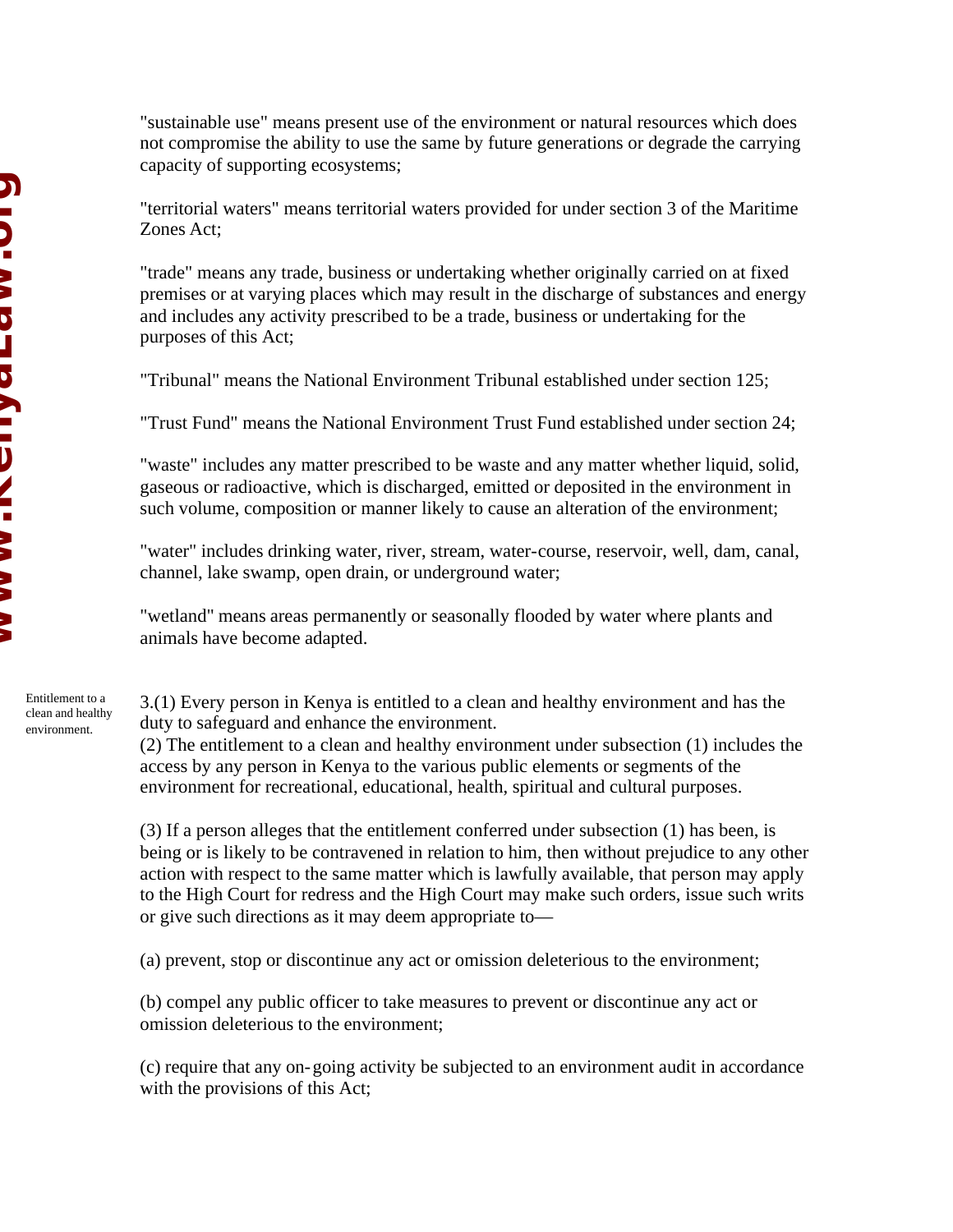"sustainable use" means present use of the environment or natural resources which does not compromise the ability to use the same by future generations or degrade the carrying capacity of supporting ecosystems;

"territorial waters" means territorial waters provided for under section 3 of the Maritime Zones Act;

"trade" means any trade, business or undertaking whether originally carried on at fixed premises or at varying places which may result in the discharge of substances and energy and includes any activity prescribed to be a trade, business or undertaking for the purposes of this Act;

"Tribunal" means the National Environment Tribunal established under section 125;

"Trust Fund" means the National Environment Trust Fund established under section 24;

"waste" includes any matter prescribed to be waste and any matter whether liquid, solid, gaseous or radioactive, which is discharged, emitted or deposited in the environment in such volume, composition or manner likely to cause an alteration of the environment;

"water" includes drinking water, river, stream, water-course, reservoir, well, dam, canal, channel, lake swamp, open drain, or underground water;

"wetland" means areas permanently or seasonally flooded by water where plants and animals have become adapted.

*Entitlement to a clean and healthy environment.*

3.(1) Every person in Kenya is entitled to a clean and healthy environment and has the duty to safeguard and enhance the environment.
(2) The entitlement to a clean and healthy environment under subsection (1) includes the access by any person in Kenya to the various public elements or segments of the environment for recreational, educational, health, spiritual and cultural purposes.

(3) If a person alleges that the entitlement conferred under subsection (1) has been, is being or is likely to be contravened in relation to him, then without prejudice to any other action with respect to the same matter which is lawfully available, that person may apply to the High Court for redress and the High Court may make such orders, issue such writs or give such directions as it may deem appropriate to—

(a) prevent, stop or discontinue any act or omission deleterious to the environment;

(b) compel any public officer to take measures to prevent or discontinue any act or omission deleterious to the environment;

(c) require that any on-going activity be subjected to an environment audit in accordance with the provisions of this Act;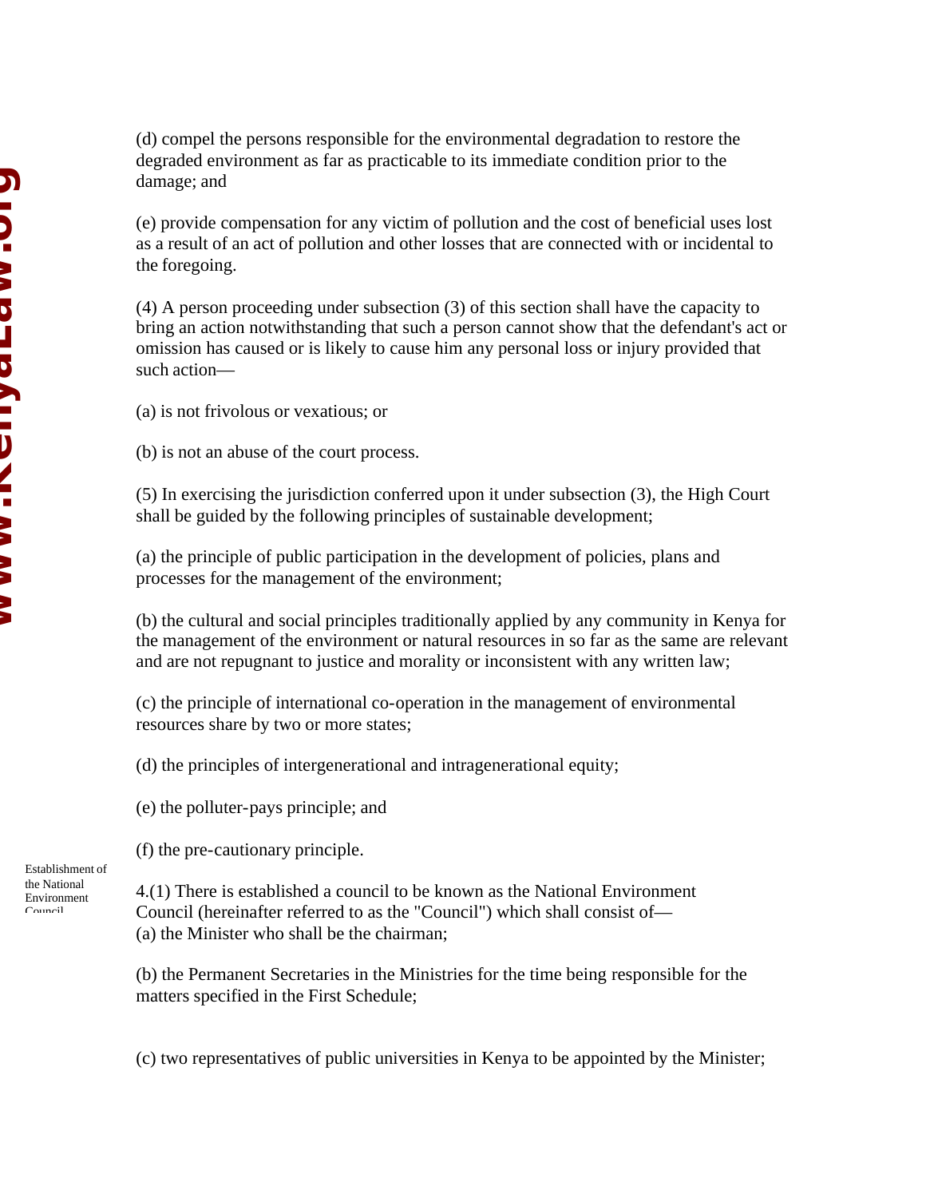(d) compel the persons responsible for the environmental degradation to restore the degraded environment as far as practicable to its immediate condition prior to the damage; and

(e) provide compensation for any victim of pollution and the cost of beneficial uses lost as a result of an act of pollution and other losses that are connected with or incidental to the foregoing.

(4) A person proceeding under subsection (3) of this section shall have the capacity to bring an action notwithstanding that such a person cannot show that the defendant's act or omission has caused or is likely to cause him any personal loss or injury provided that such action—

(a) is not frivolous or vexatious; or

(b) is not an abuse of the court process.

(5) In exercising the jurisdiction conferred upon it under subsection (3), the High Court shall be guided by the following principles of sustainable development;

(a) the principle of public participation in the development of policies, plans and processes for the management of the environment;

(b) the cultural and social principles traditionally applied by any community in Kenya for the management of the environment or natural resources in so far as the same are relevant and are not repugnant to justice and morality or inconsistent with any written law;

(c) the principle of international co-operation in the management of environmental resources share by two or more states;

(d) the principles of intergenerational and intragenerational equity;

(e) the polluter-pays principle; and

(f) the pre-cautionary principle.

Establishment of the National Environment Council

4.(1) There is established a council to be known as the National Environment Council (hereinafter referred to as the "Council") which shall consist of—

(a) the Minister who shall be the chairman;

(b) the Permanent Secretaries in the Ministries for the time being responsible for the matters specified in the First Schedule;

(c) two representatives of public universities in Kenya to be appointed by the Minister;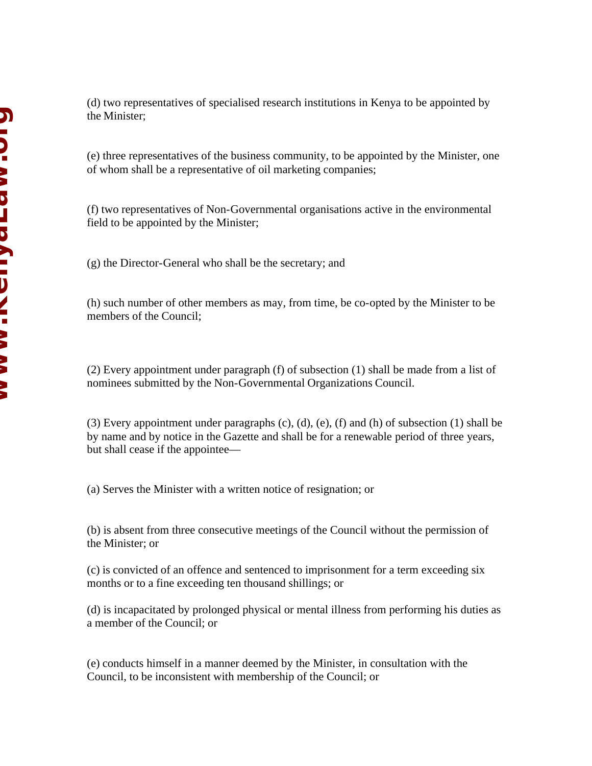(d) two representatives of specialised research institutions in Kenya to be appointed by the Minister;

(e) three representatives of the business community, to be appointed by the Minister, one of whom shall be a representative of oil marketing companies;

(f) two representatives of Non-Governmental organisations active in the environmental field to be appointed by the Minister;

(g) the Director-General who shall be the secretary; and

(h) such number of other members as may, from time, be co-opted by the Minister to be members of the Council;

(2) Every appointment under paragraph (f) of subsection (1) shall be made from a list of nominees submitted by the Non-Governmental Organizations Council.

(3) Every appointment under paragraphs (c), (d), (e), (f) and (h) of subsection (1) shall be by name and by notice in the Gazette and shall be for a renewable period of three years, but shall cease if the appointee—

(a) Serves the Minister with a written notice of resignation; or

(b) is absent from three consecutive meetings of the Council without the permission of the Minister; or

(c) is convicted of an offence and sentenced to imprisonment for a term exceeding six months or to a fine exceeding ten thousand shillings; or

(d) is incapacitated by prolonged physical or mental illness from performing his duties as a member of the Council; or

(e) conducts himself in a manner deemed by the Minister, in consultation with the Council, to be inconsistent with membership of the Council; or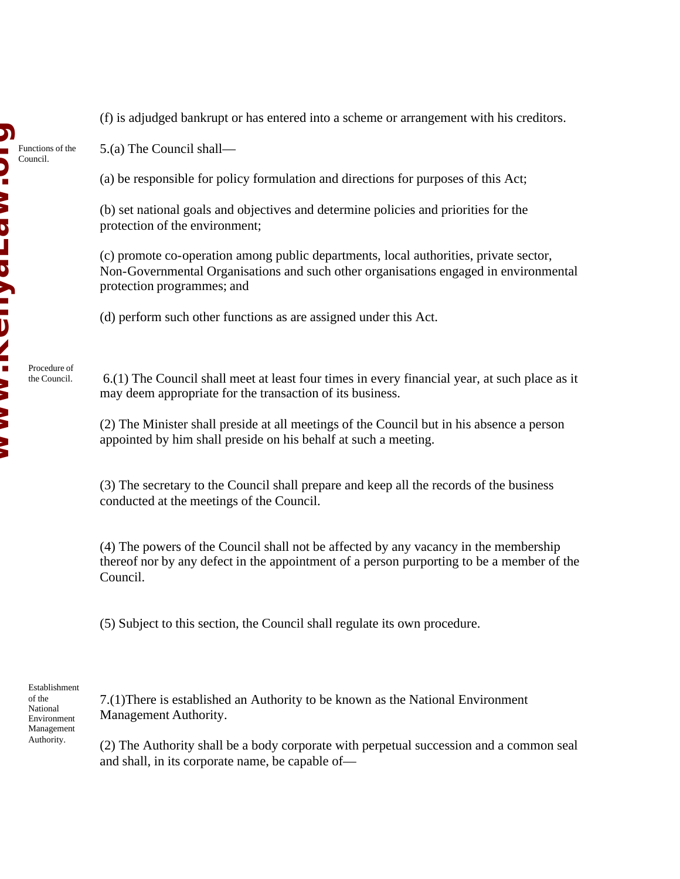(f) is adjudged bankrupt or has entered into a scheme or arrangement with his creditors.

Functions of the Council.

5.(a) The Council shall—

(a) be responsible for policy formulation and directions for purposes of this Act;

(b) set national goals and objectives and determine policies and priorities for the protection of the environment;

(c) promote co-operation among public departments, local authorities, private sector, Non-Governmental Organisations and such other organisations engaged in environmental protection programmes; and

(d) perform such other functions as are assigned under this Act.

Procedure of the Council.

6.(1) The Council shall meet at least four times in every financial year, at such place as it may deem appropriate for the transaction of its business.

(2) The Minister shall preside at all meetings of the Council but in his absence a person appointed by him shall preside on his behalf at such a meeting.

(3) The secretary to the Council shall prepare and keep all the records of the business conducted at the meetings of the Council.

(4) The powers of the Council shall not be affected by any vacancy in the membership thereof nor by any defect in the appointment of a person purporting to be a member of the Council.

(5) Subject to this section, the Council shall regulate its own procedure.

Establishment of the National Environment Management Authority.

7.(1)There is established an Authority to be known as the National Environment Management Authority.

(2) The Authority shall be a body corporate with perpetual succession and a common seal and shall, in its corporate name, be capable of—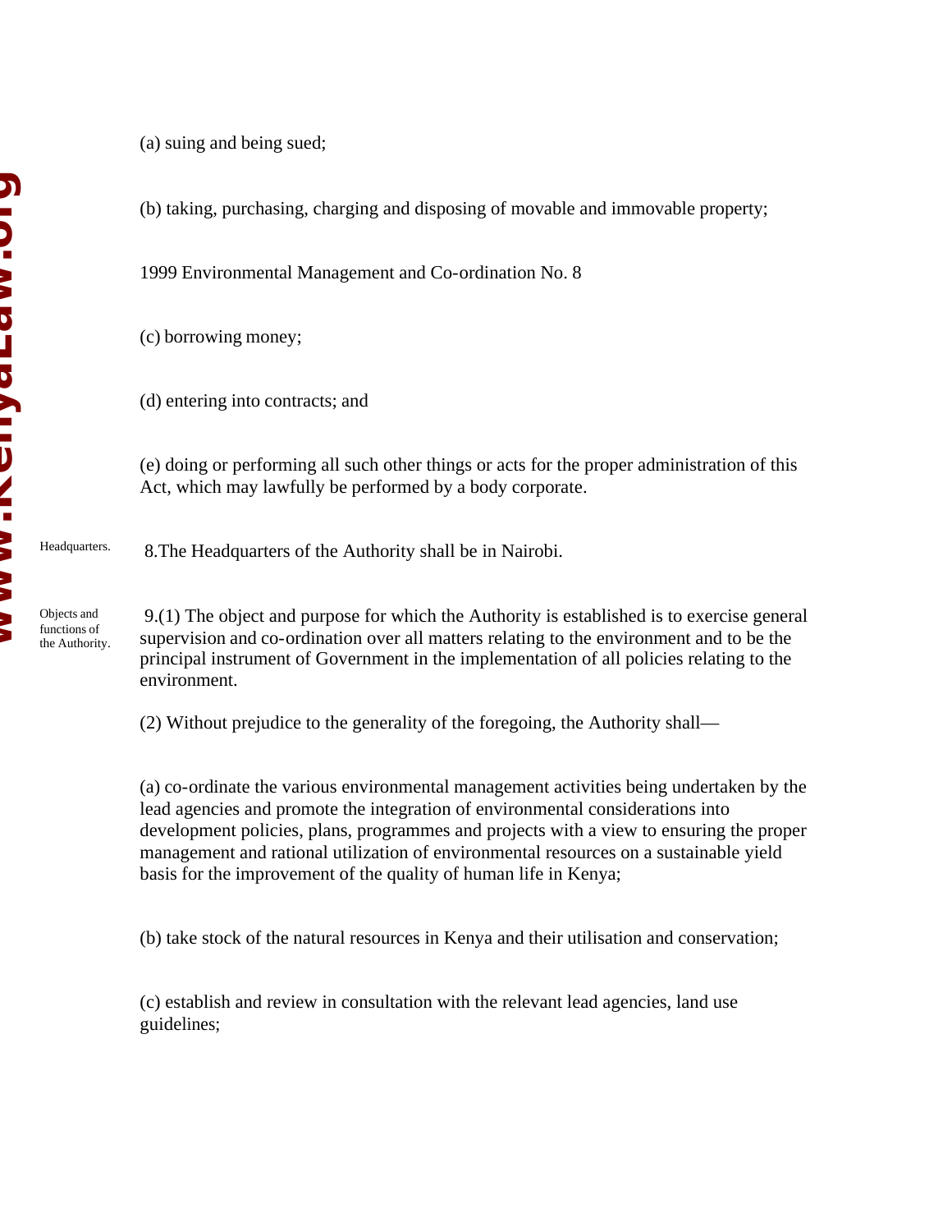(a) suing and being sued;

(b) taking, purchasing, charging and disposing of movable and immovable property;

(c) borrowing money;

(d) entering into contracts; and

(e) doing or performing all such other things or acts for the proper administration of this Act, which may lawfully be performed by a body corporate.

Headquarters.

8.The Headquarters of the Authority shall be in Nairobi.

Objects and functions of the Authority.

9.(1) The object and purpose for which the Authority is established is to exercise general supervision and co-ordination over all matters relating to the environment and to be the principal instrument of Government in the implementation of all policies relating to the environment.

(2) Without prejudice to the generality of the foregoing, the Authority shall—

(a) co-ordinate the various environmental management activities being undertaken by the lead agencies and promote the integration of environmental considerations into development policies, plans, programmes and projects with a view to ensuring the proper management and rational utilization of environmental resources on a sustainable yield basis for the improvement of the quality of human life in Kenya;

(b) take stock of the natural resources in Kenya and their utilisation and conservation;

(c) establish and review in consultation with the relevant lead agencies, land use guidelines;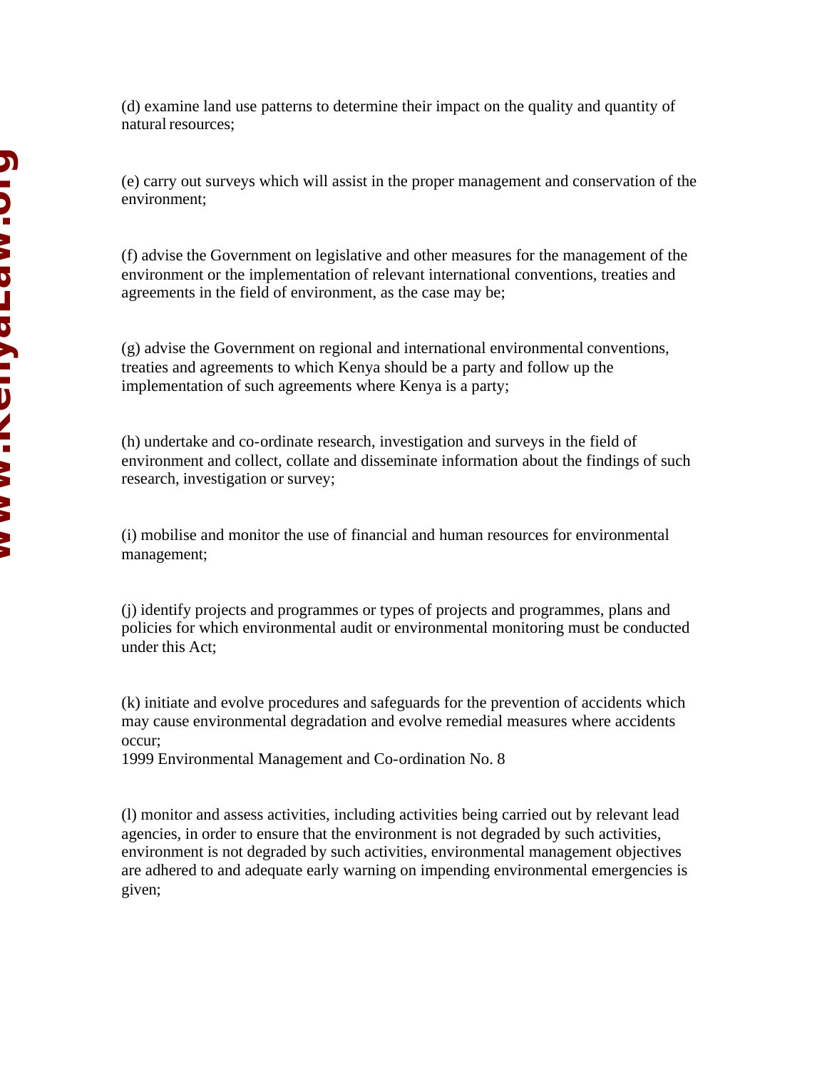(d) examine land use patterns to determine their impact on the quality and quantity of natural resources;

(e) carry out surveys which will assist in the proper management and conservation of the environment;

(f) advise the Government on legislative and other measures for the management of the environment or the implementation of relevant international conventions, treaties and agreements in the field of environment, as the case may be;

(g) advise the Government on regional and international environmental conventions, treaties and agreements to which Kenya should be a party and follow up the implementation of such agreements where Kenya is a party;

(h) undertake and co-ordinate research, investigation and surveys in the field of environment and collect, collate and disseminate information about the findings of such research, investigation or survey;

(i) mobilise and monitor the use of financial and human resources for environmental management;

(j) identify projects and programmes or types of projects and programmes, plans and policies for which environmental audit or environmental monitoring must be conducted under this Act;

(k) initiate and evolve procedures and safeguards for the prevention of accidents which may cause environmental degradation and evolve remedial measures where accidents occur;

(l) monitor and assess activities, including activities being carried out by relevant lead agencies, in order to ensure that the environment is not degraded by such activities, environment is not degraded by such activities, environmental management objectives are adhered to and adequate early warning on impending environmental emergencies is given;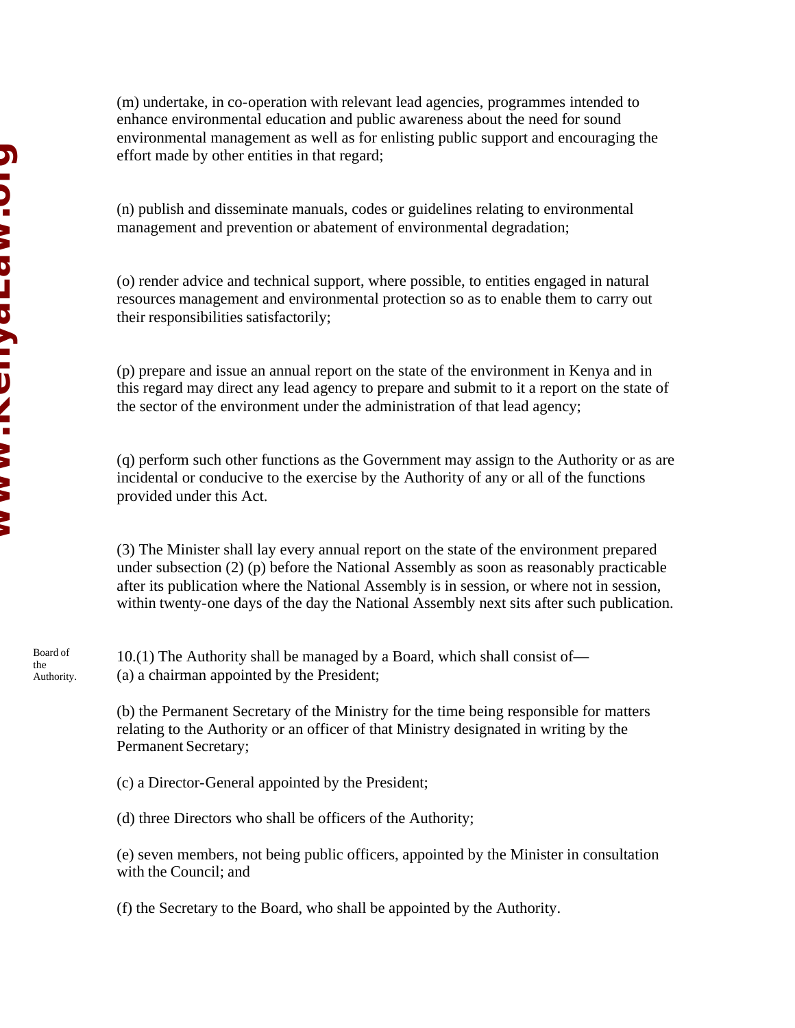(m) undertake, in co-operation with relevant lead agencies, programmes intended to enhance environmental education and public awareness about the need for sound environmental management as well as for enlisting public support and encouraging the effort made by other entities in that regard;

(n) publish and disseminate manuals, codes or guidelines relating to environmental management and prevention or abatement of environmental degradation;

(o) render advice and technical support, where possible, to entities engaged in natural resources management and environmental protection so as to enable them to carry out their responsibilities satisfactorily;

(p) prepare and issue an annual report on the state of the environment in Kenya and in this regard may direct any lead agency to prepare and submit to it a report on the state of the sector of the environment under the administration of that lead agency;

(q) perform such other functions as the Government may assign to the Authority or as are incidental or conducive to the exercise by the Authority of any or all of the functions provided under this Act.

(3) The Minister shall lay every annual report on the state of the environment prepared under subsection (2) (p) before the National Assembly as soon as reasonably practicable after its publication where the National Assembly is in session, or where not in session, within twenty-one days of the day the National Assembly next sits after such publication.

Board of the Authority.

10.(1) The Authority shall be managed by a Board, which shall consist of—
(a) a chairman appointed by the President;

(b) the Permanent Secretary of the Ministry for the time being responsible for matters relating to the Authority or an officer of that Ministry designated in writing by the Permanent Secretary;

(c) a Director-General appointed by the President;

(d) three Directors who shall be officers of the Authority;

(e) seven members, not being public officers, appointed by the Minister in consultation with the Council; and

(f) the Secretary to the Board, who shall be appointed by the Authority.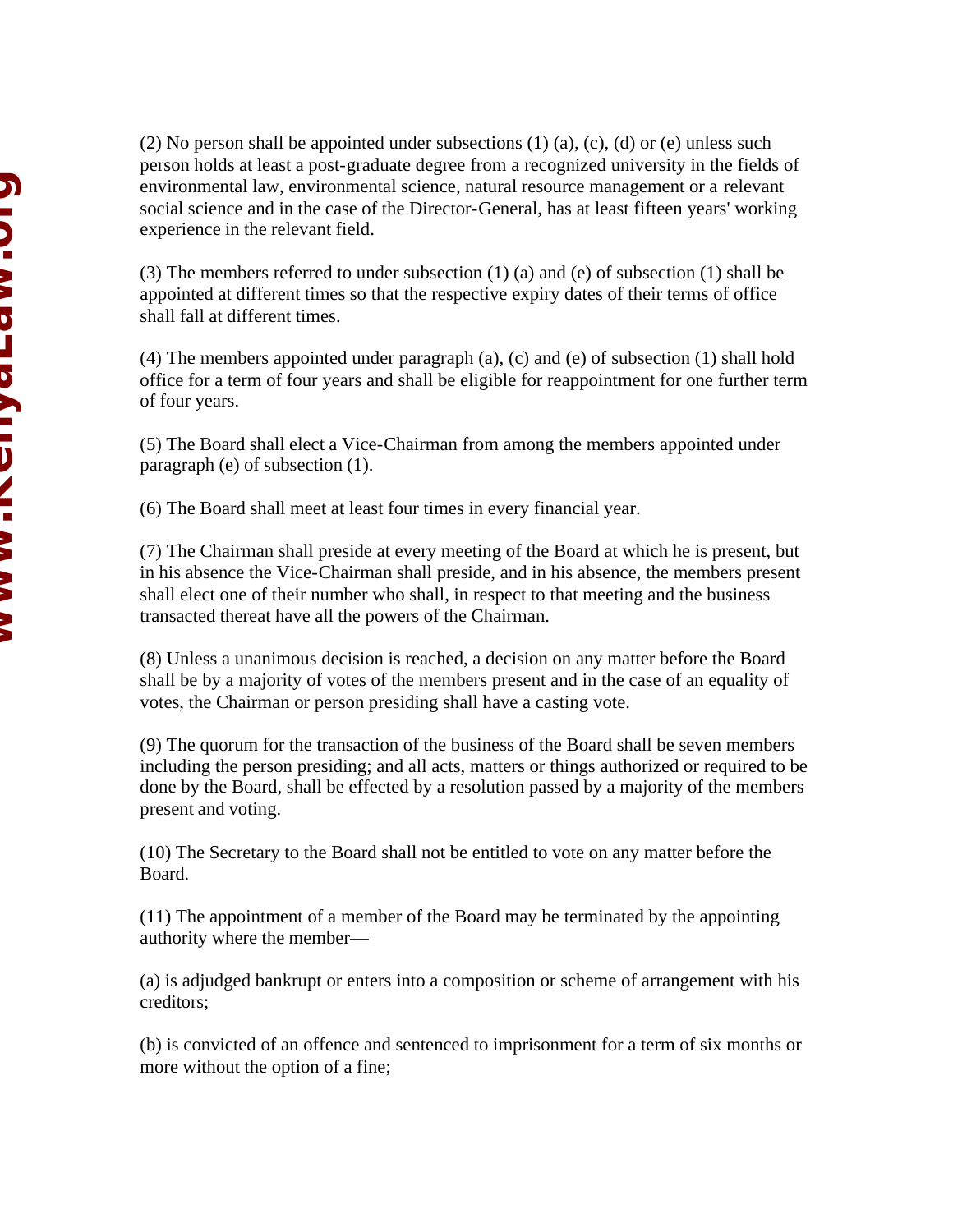(2) No person shall be appointed under subsections (1) (a), (c), (d) or (e) unless such person holds at least a post-graduate degree from a recognized university in the fields of environmental law, environmental science, natural resource management or a relevant social science and in the case of the Director-General, has at least fifteen years' working experience in the relevant field.

(3) The members referred to under subsection (1) (a) and (e) of subsection (1) shall be appointed at different times so that the respective expiry dates of their terms of office shall fall at different times.

(4) The members appointed under paragraph (a), (c) and (e) of subsection (1) shall hold office for a term of four years and shall be eligible for reappointment for one further term of four years.

(5) The Board shall elect a Vice-Chairman from among the members appointed under paragraph (e) of subsection (1).

(6) The Board shall meet at least four times in every financial year.

(7) The Chairman shall preside at every meeting of the Board at which he is present, but in his absence the Vice-Chairman shall preside, and in his absence, the members present shall elect one of their number who shall, in respect to that meeting and the business transacted thereat have all the powers of the Chairman.

(8) Unless a unanimous decision is reached, a decision on any matter before the Board shall be by a majority of votes of the members present and in the case of an equality of votes, the Chairman or person presiding shall have a casting vote.

(9) The quorum for the transaction of the business of the Board shall be seven members including the person presiding; and all acts, matters or things authorized or required to be done by the Board, shall be effected by a resolution passed by a majority of the members present and voting.

(10) The Secretary to the Board shall not be entitled to vote on any matter before the Board.

(11) The appointment of a member of the Board may be terminated by the appointing authority where the member—

(a) is adjudged bankrupt or enters into a composition or scheme of arrangement with his creditors;

(b) is convicted of an offence and sentenced to imprisonment for a term of six months or more without the option of a fine;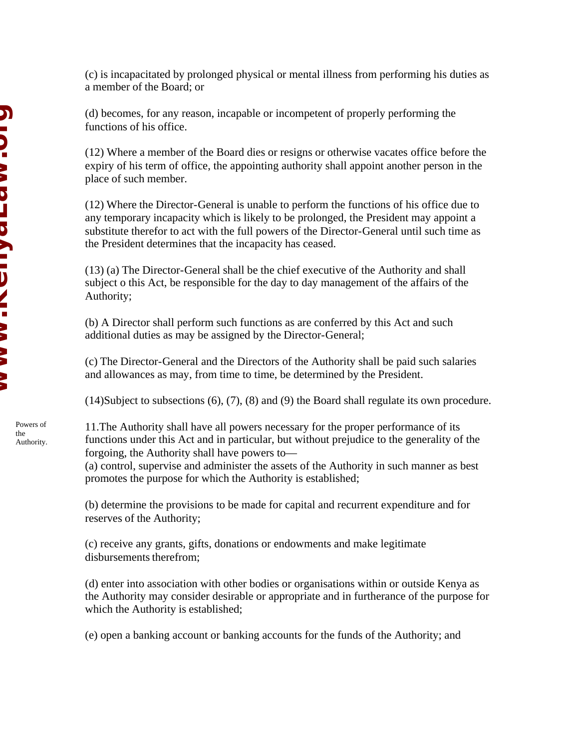(c) is incapacitated by prolonged physical or mental illness from performing his duties as a member of the Board; or

(d) becomes, for any reason, incapable or incompetent of properly performing the functions of his office.

(12) Where a member of the Board dies or resigns or otherwise vacates office before the expiry of his term of office, the appointing authority shall appoint another person in the place of such member.

(12) Where the Director-General is unable to perform the functions of his office due to any temporary incapacity which is likely to be prolonged, the President may appoint a substitute therefor to act with the full powers of the Director-General until such time as the President determines that the incapacity has ceased.

(13) (a) The Director-General shall be the chief executive of the Authority and shall subject o this Act, be responsible for the day to day management of the affairs of the Authority;

(b) A Director shall perform such functions as are conferred by this Act and such additional duties as may be assigned by the Director-General;

(c) The Director-General and the Directors of the Authority shall be paid such salaries and allowances as may, from time to time, be determined by the President.

(14)Subject to subsections (6), (7), (8) and (9) the Board shall regulate its own procedure.

Powers of the Authority.

11.The Authority shall have all powers necessary for the proper performance of its functions under this Act and in particular, but without prejudice to the generality of the forgoing, the Authority shall have powers to—

(a) control, supervise and administer the assets of the Authority in such manner as best promotes the purpose for which the Authority is established;

(b) determine the provisions to be made for capital and recurrent expenditure and for reserves of the Authority;

(c) receive any grants, gifts, donations or endowments and make legitimate disbursements therefrom;

(d) enter into association with other bodies or organisations within or outside Kenya as the Authority may consider desirable or appropriate and in furtherance of the purpose for which the Authority is established;

(e) open a banking account or banking accounts for the funds of the Authority; and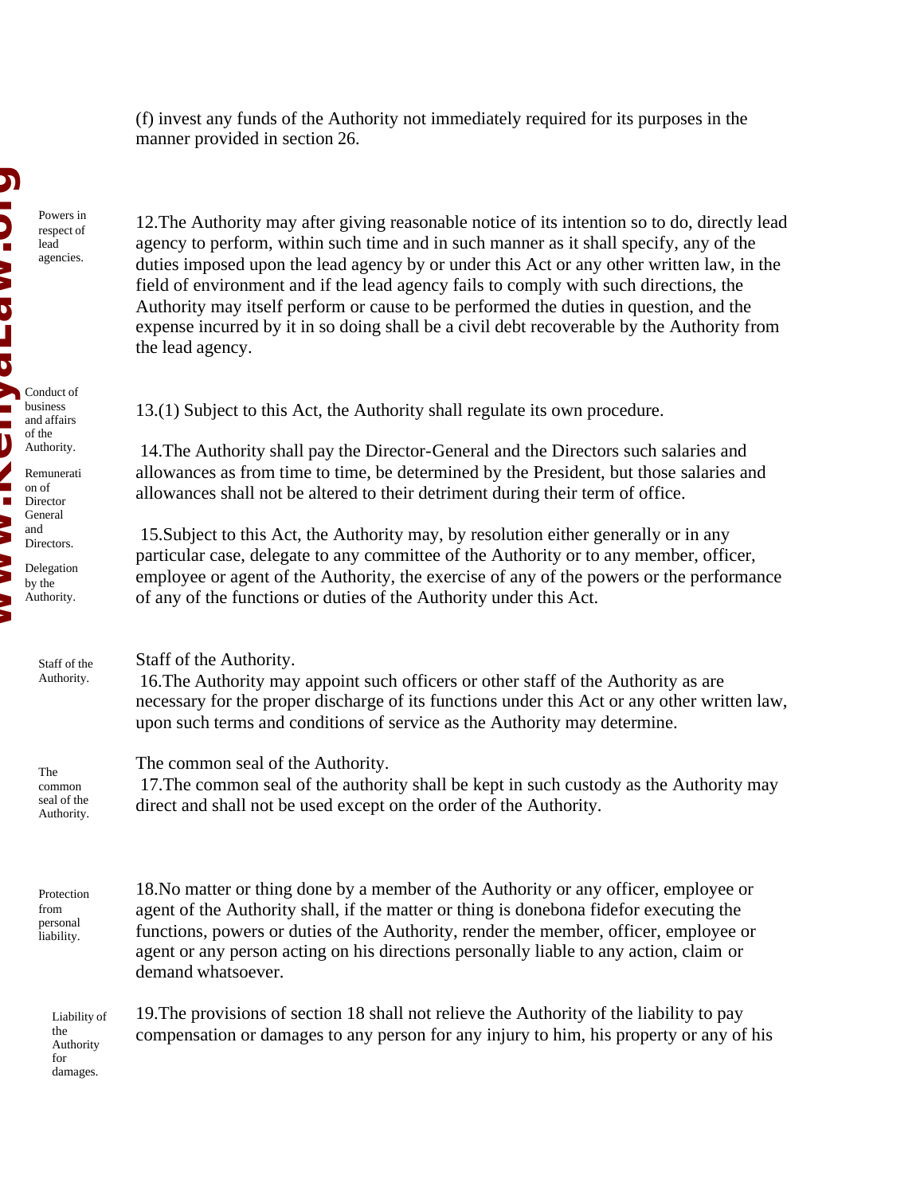(f) invest any funds of the Authority not immediately required for its purposes in the manner provided in section 26.

Powers in respect of lead agencies.

12.The Authority may after giving reasonable notice of its intention so to do, directly lead agency to perform, within such time and in such manner as it shall specify, any of the duties imposed upon the lead agency by or under this Act or any other written law, in the field of environment and if the lead agency fails to comply with such directions, the Authority may itself perform or cause to be performed the duties in question, and the expense incurred by it in so doing shall be a civil debt recoverable by the Authority from the lead agency.

Conduct of business and affairs of the Authority.

13.(1) Subject to this Act, the Authority shall regulate its own procedure.

Remuneration of Director General and Directors.

14.The Authority shall pay the Director-General and the Directors such salaries and allowances as from time to time, be determined by the President, but those salaries and allowances shall not be altered to their detriment during their term of office.

Delegation by the Authority.

15.Subject to this Act, the Authority may, by resolution either generally or in any particular case, delegate to any committee of the Authority or to any member, officer, employee or agent of the Authority, the exercise of any of the powers or the performance of any of the functions or duties of the Authority under this Act.

Staff of the Authority.

Staff of the Authority.

16.The Authority may appoint such officers or other staff of the Authority as are necessary for the proper discharge of its functions under this Act or any other written law, upon such terms and conditions of service as the Authority may determine.

The common seal of the Authority.

The common seal of the Authority.

17.The common seal of the authority shall be kept in such custody as the Authority may direct and shall not be used except on the order of the Authority.

Protection from personal liability.

18.No matter or thing done by a member of the Authority or any officer, employee or agent of the Authority shall, if the matter or thing is donebona fidefor executing the functions, powers or duties of the Authority, render the member, officer, employee or agent or any person acting on his directions personally liable to any action, claim or demand whatsoever.

Liability of the Authority for damages.

19.The provisions of section 18 shall not relieve the Authority of the liability to pay compensation or damages to any person for any injury to him, his property or any of his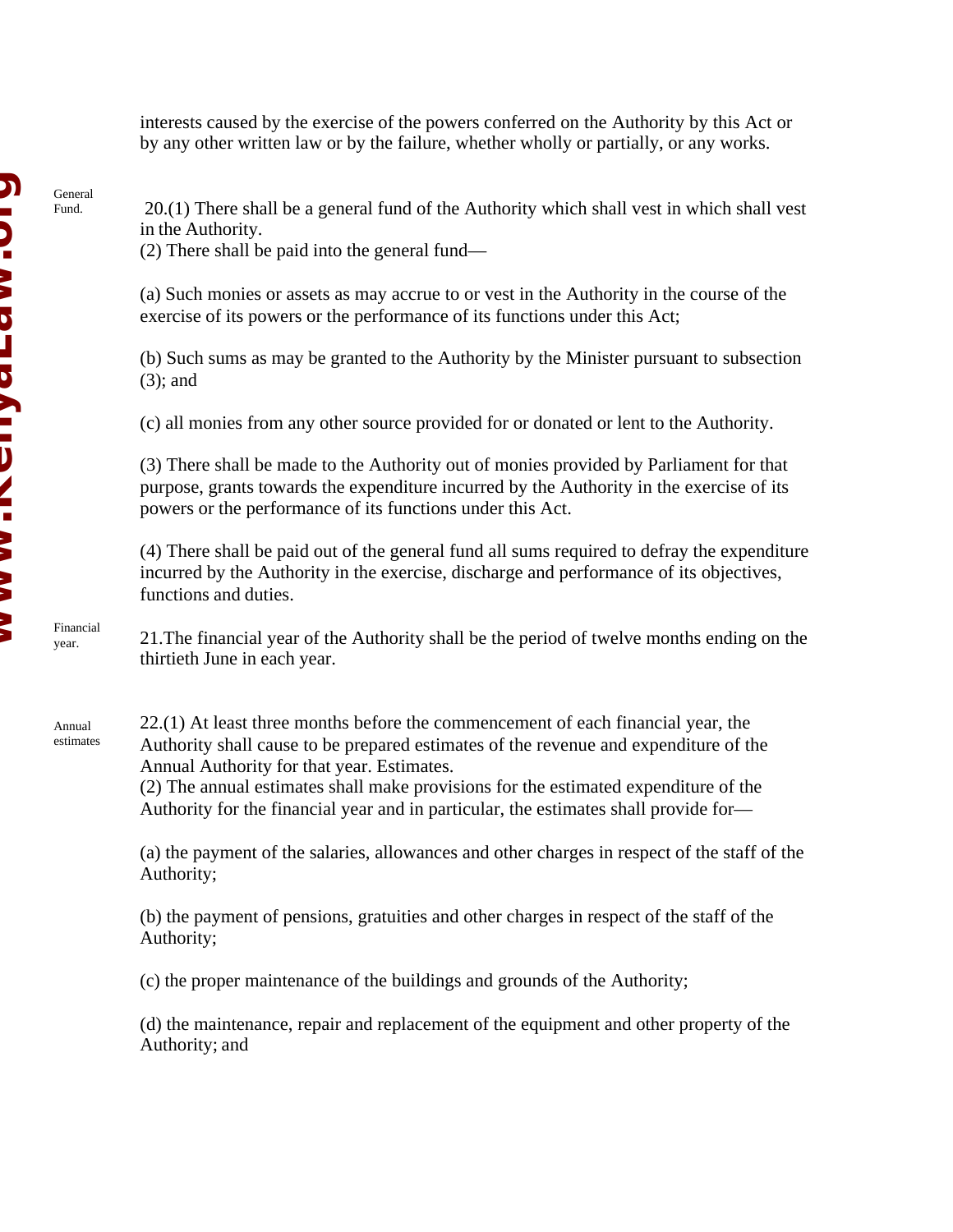interests caused by the exercise of the powers conferred on the Authority by this Act or by any other written law or by the failure, whether wholly or partially, or any works.

General Fund.

20.(1) There shall be a general fund of the Authority which shall vest in which shall vest in the Authority.

(2) There shall be paid into the general fund—

(a) Such monies or assets as may accrue to or vest in the Authority in the course of the exercise of its powers or the performance of its functions under this Act;

(b) Such sums as may be granted to the Authority by the Minister pursuant to subsection (3); and

(c) all monies from any other source provided for or donated or lent to the Authority.

(3) There shall be made to the Authority out of monies provided by Parliament for that purpose, grants towards the expenditure incurred by the Authority in the exercise of its powers or the performance of its functions under this Act.

(4) There shall be paid out of the general fund all sums required to defray the expenditure incurred by the Authority in the exercise, discharge and performance of its objectives, functions and duties.

Financial year.

21.The financial year of the Authority shall be the period of twelve months ending on the thirtieth June in each year.

Annual estimates

22.(1) At least three months before the commencement of each financial year, the Authority shall cause to be prepared estimates of the revenue and expenditure of the Annual Authority for that year. Estimates.

(2) The annual estimates shall make provisions for the estimated expenditure of the Authority for the financial year and in particular, the estimates shall provide for—

(a) the payment of the salaries, allowances and other charges in respect of the staff of the Authority;

(b) the payment of pensions, gratuities and other charges in respect of the staff of the Authority;

(c) the proper maintenance of the buildings and grounds of the Authority;

(d) the maintenance, repair and replacement of the equipment and other property of the Authority; and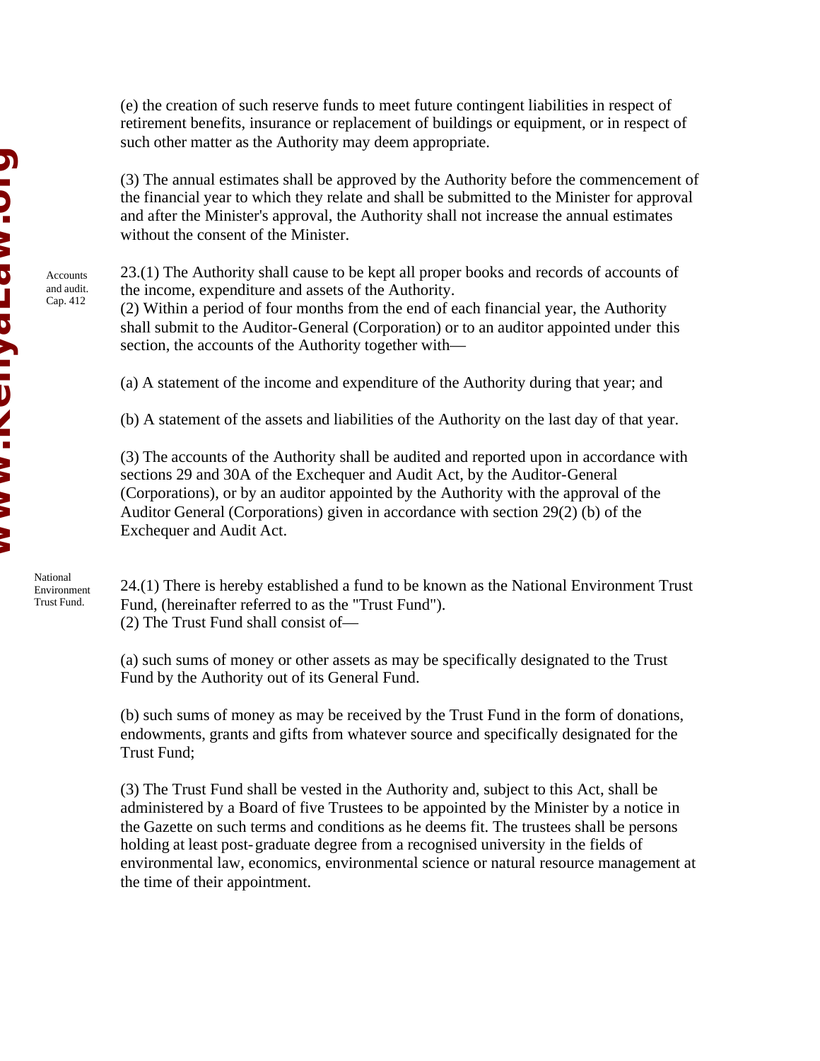(e) the creation of such reserve funds to meet future contingent liabilities in respect of retirement benefits, insurance or replacement of buildings or equipment, or in respect of such other matter as the Authority may deem appropriate.

(3) The annual estimates shall be approved by the Authority before the commencement of the financial year to which they relate and shall be submitted to the Minister for approval and after the Minister's approval, the Authority shall not increase the annual estimates without the consent of the Minister.

Accounts and audit. Cap. 412

23.(1) The Authority shall cause to be kept all proper books and records of accounts of the income, expenditure and assets of the Authority.

(2) Within a period of four months from the end of each financial year, the Authority shall submit to the Auditor-General (Corporation) or to an auditor appointed under this section, the accounts of the Authority together with—

(a) A statement of the income and expenditure of the Authority during that year; and

(b) A statement of the assets and liabilities of the Authority on the last day of that year.

(3) The accounts of the Authority shall be audited and reported upon in accordance with sections 29 and 30A of the Exchequer and Audit Act, by the Auditor-General (Corporations), or by an auditor appointed by the Authority with the approval of the Auditor General (Corporations) given in accordance with section 29(2) (b) of the Exchequer and Audit Act.

National Environment Trust Fund.

24.(1) There is hereby established a fund to be known as the National Environment Trust Fund, (hereinafter referred to as the "Trust Fund").

(2) The Trust Fund shall consist of—

(a) such sums of money or other assets as may be specifically designated to the Trust Fund by the Authority out of its General Fund.

(b) such sums of money as may be received by the Trust Fund in the form of donations, endowments, grants and gifts from whatever source and specifically designated for the Trust Fund;

(3) The Trust Fund shall be vested in the Authority and, subject to this Act, shall be administered by a Board of five Trustees to be appointed by the Minister by a notice in the Gazette on such terms and conditions as he deems fit. The trustees shall be persons holding at least post-graduate degree from a recognised university in the fields of environmental law, economics, environmental science or natural resource management at the time of their appointment.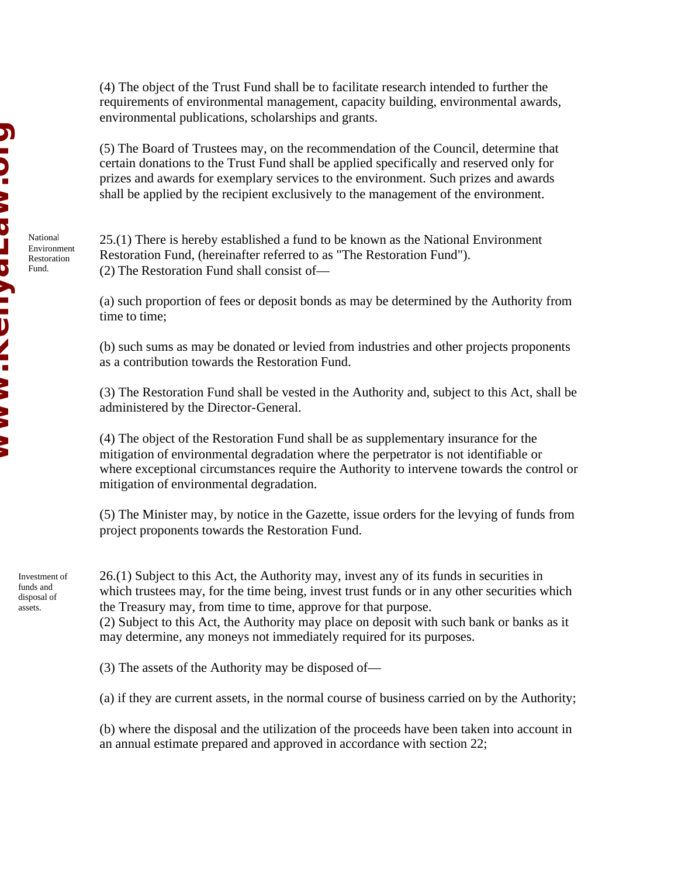(4) The object of the Trust Fund shall be to facilitate research intended to further the requirements of environmental management, capacity building, environmental awards, environmental publications, scholarships and grants.

(5) The Board of Trustees may, on the recommendation of the Council, determine that certain donations to the Trust Fund shall be applied specifically and reserved only for prizes and awards for exemplary services to the environment. Such prizes and awards shall be applied by the recipient exclusively to the management of the environment.

*National Environment Restoration Fund.*

25.(1) There is hereby established a fund to be known as the National Environment Restoration Fund, (hereinafter referred to as "The Restoration Fund").
(2) The Restoration Fund shall consist of—

(a) such proportion of fees or deposit bonds as may be determined by the Authority from time to time;

(b) such sums as may be donated or levied from industries and other projects proponents as a contribution towards the Restoration Fund.

(3) The Restoration Fund shall be vested in the Authority and, subject to this Act, shall be administered by the Director-General.

(4) The object of the Restoration Fund shall be as supplementary insurance for the mitigation of environmental degradation where the perpetrator is not identifiable or where exceptional circumstances require the Authority to intervene towards the control or mitigation of environmental degradation.

(5) The Minister may, by notice in the Gazette, issue orders for the levying of funds from project proponents towards the Restoration Fund.

*Investment of funds and disposal of assets.*

26.(1) Subject to this Act, the Authority may, invest any of its funds in securities in which trustees may, for the time being, invest trust funds or in any other securities which the Treasury may, from time to time, approve for that purpose.
(2) Subject to this Act, the Authority may place on deposit with such bank or banks as it may determine, any moneys not immediately required for its purposes.

(3) The assets of the Authority may be disposed of—

(a) if they are current assets, in the normal course of business carried on by the Authority;

(b) where the disposal and the utilization of the proceeds have been taken into account in an annual estimate prepared and approved in accordance with section 22;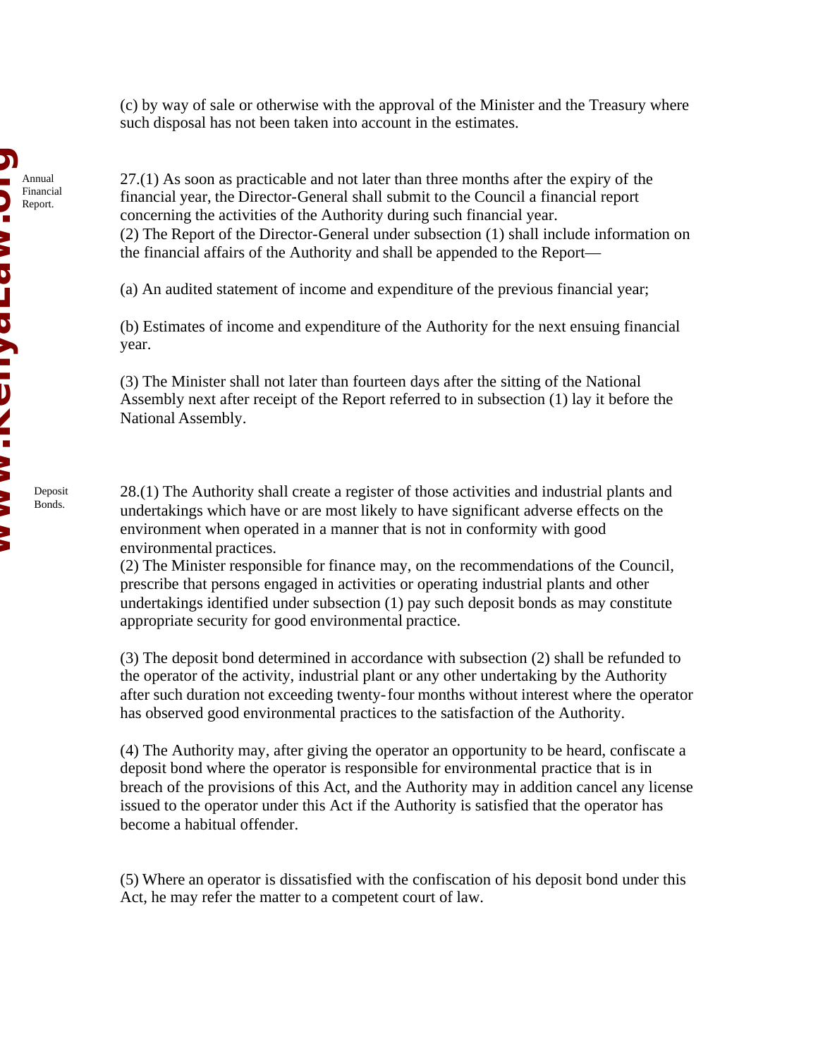(c) by way of sale or otherwise with the approval of the Minister and the Treasury where such disposal has not been taken into account in the estimates.

**Annual Financial Report.**

27.(1) As soon as practicable and not later than three months after the expiry of the financial year, the Director-General shall submit to the Council a financial report concerning the activities of the Authority during such financial year.

(2) The Report of the Director-General under subsection (1) shall include information on the financial affairs of the Authority and shall be appended to the Report—

(a) An audited statement of income and expenditure of the previous financial year;

(b) Estimates of income and expenditure of the Authority for the next ensuing financial year.

(3) The Minister shall not later than fourteen days after the sitting of the National Assembly next after receipt of the Report referred to in subsection (1) lay it before the National Assembly.

**Deposit Bonds.**

28.(1) The Authority shall create a register of those activities and industrial plants and undertakings which have or are most likely to have significant adverse effects on the environment when operated in a manner that is not in conformity with good environmental practices.

(2) The Minister responsible for finance may, on the recommendations of the Council, prescribe that persons engaged in activities or operating industrial plants and other undertakings identified under subsection (1) pay such deposit bonds as may constitute appropriate security for good environmental practice.

(3) The deposit bond determined in accordance with subsection (2) shall be refunded to the operator of the activity, industrial plant or any other undertaking by the Authority after such duration not exceeding twenty-four months without interest where the operator has observed good environmental practices to the satisfaction of the Authority.

(4) The Authority may, after giving the operator an opportunity to be heard, confiscate a deposit bond where the operator is responsible for environmental practice that is in breach of the provisions of this Act, and the Authority may in addition cancel any license issued to the operator under this Act if the Authority is satisfied that the operator has become a habitual offender.

(5) Where an operator is dissatisfied with the confiscation of his deposit bond under this Act, he may refer the matter to a competent court of law.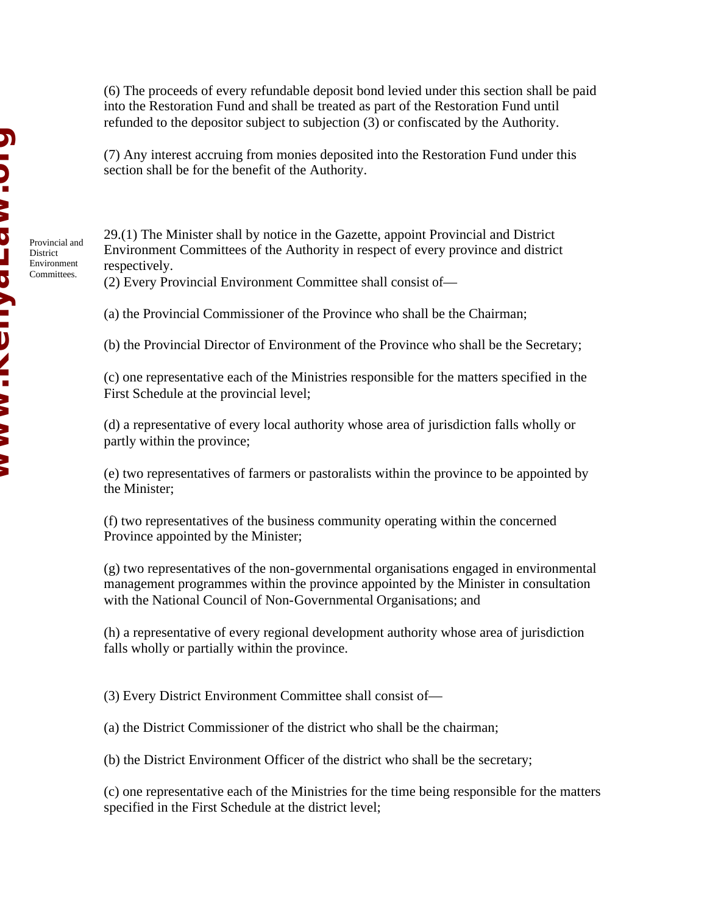(6) The proceeds of every refundable deposit bond levied under this section shall be paid into the Restoration Fund and shall be treated as part of the Restoration Fund until refunded to the depositor subject to subjection (3) or confiscated by the Authority.

(7) Any interest accruing from monies deposited into the Restoration Fund under this section shall be for the benefit of the Authority.

Provincial and District Environment Committees.

29.(1) The Minister shall by notice in the Gazette, appoint Provincial and District Environment Committees of the Authority in respect of every province and district respectively.

(2) Every Provincial Environment Committee shall consist of—

(a) the Provincial Commissioner of the Province who shall be the Chairman;

(b) the Provincial Director of Environment of the Province who shall be the Secretary;

(c) one representative each of the Ministries responsible for the matters specified in the First Schedule at the provincial level;

(d) a representative of every local authority whose area of jurisdiction falls wholly or partly within the province;

(e) two representatives of farmers or pastoralists within the province to be appointed by the Minister;

(f) two representatives of the business community operating within the concerned Province appointed by the Minister;

(g) two representatives of the non-governmental organisations engaged in environmental management programmes within the province appointed by the Minister in consultation with the National Council of Non-Governmental Organisations; and

(h) a representative of every regional development authority whose area of jurisdiction falls wholly or partially within the province.

(3) Every District Environment Committee shall consist of—

(a) the District Commissioner of the district who shall be the chairman;

(b) the District Environment Officer of the district who shall be the secretary;

(c) one representative each of the Ministries for the time being responsible for the matters specified in the First Schedule at the district level;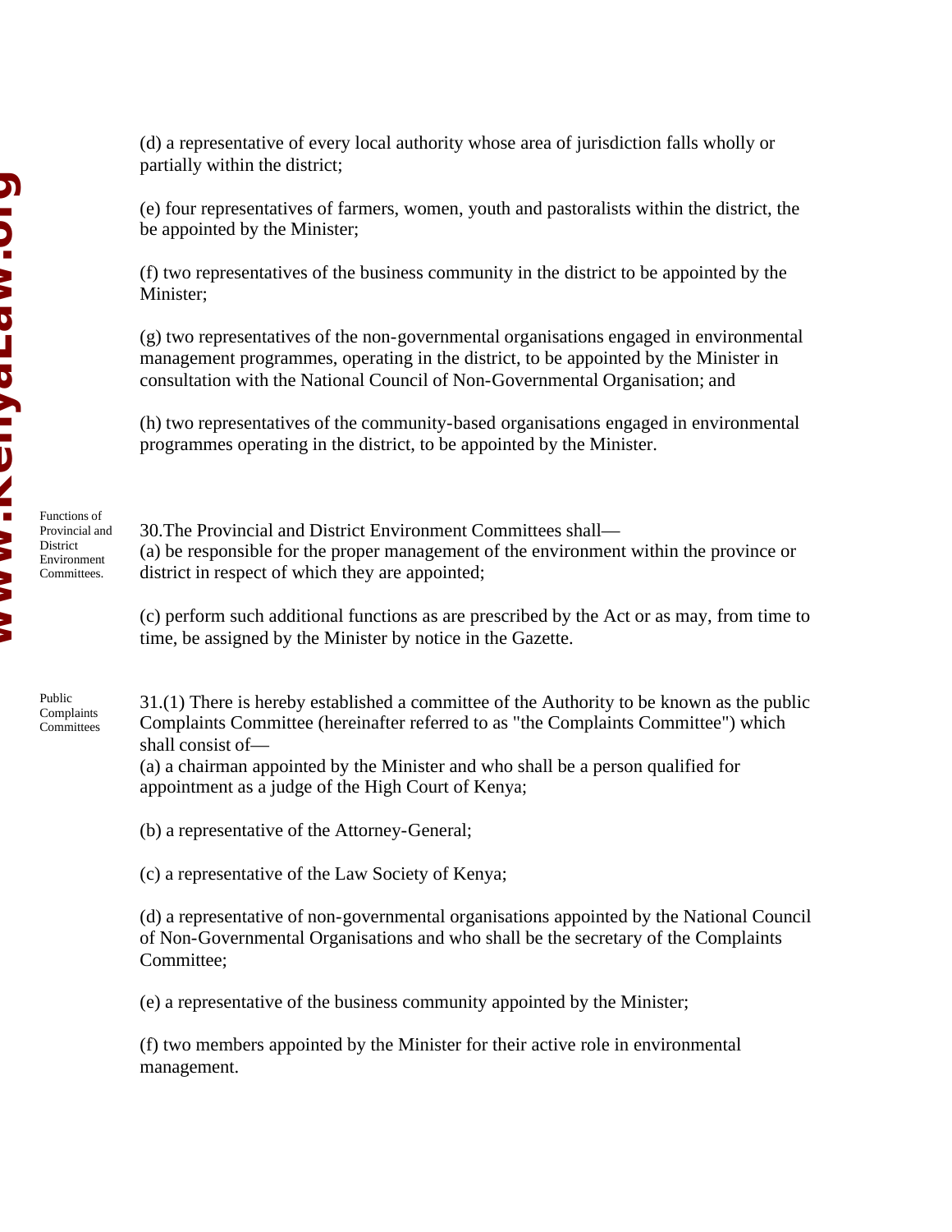(d) a representative of every local authority whose area of jurisdiction falls wholly or partially within the district;

(e) four representatives of farmers, women, youth and pastoralists within the district, the be appointed by the Minister;

(f) two representatives of the business community in the district to be appointed by the Minister;

(g) two representatives of the non-governmental organisations engaged in environmental management programmes, operating in the district, to be appointed by the Minister in consultation with the National Council of Non-Governmental Organisation; and

(h) two representatives of the community-based organisations engaged in environmental programmes operating in the district, to be appointed by the Minister.

Functions of Provincial and District Environment Committees.

30.The Provincial and District Environment Committees shall—
(a) be responsible for the proper management of the environment within the province or district in respect of which they are appointed;

(c) perform such additional functions as are prescribed by the Act or as may, from time to time, be assigned by the Minister by notice in the Gazette.

Public Complaints Committees

31.(1) There is hereby established a committee of the Authority to be known as the public Complaints Committee (hereinafter referred to as "the Complaints Committee") which shall consist of—
(a) a chairman appointed by the Minister and who shall be a person qualified for appointment as a judge of the High Court of Kenya;

(b) a representative of the Attorney-General;

(c) a representative of the Law Society of Kenya;

(d) a representative of non-governmental organisations appointed by the National Council of Non-Governmental Organisations and who shall be the secretary of the Complaints Committee;

(e) a representative of the business community appointed by the Minister;

(f) two members appointed by the Minister for their active role in environmental management.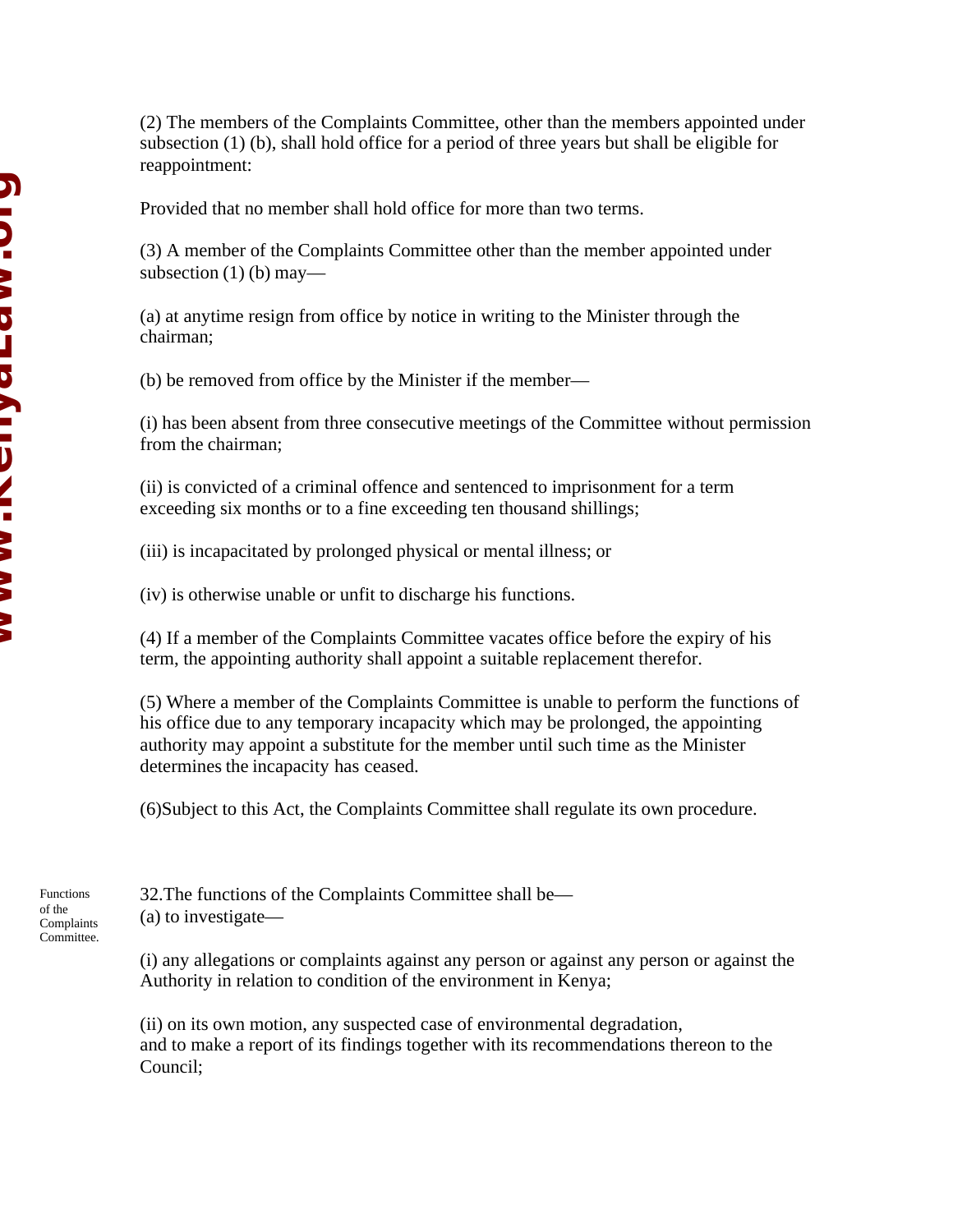(2) The members of the Complaints Committee, other than the members appointed under subsection (1) (b), shall hold office for a period of three years but shall be eligible for reappointment:

Provided that no member shall hold office for more than two terms.

(3) A member of the Complaints Committee other than the member appointed under subsection (1) (b) may—

(a) at anytime resign from office by notice in writing to the Minister through the chairman;

(b) be removed from office by the Minister if the member—

(i) has been absent from three consecutive meetings of the Committee without permission from the chairman;

(ii) is convicted of a criminal offence and sentenced to imprisonment for a term exceeding six months or to a fine exceeding ten thousand shillings;

(iii) is incapacitated by prolonged physical or mental illness; or

(iv) is otherwise unable or unfit to discharge his functions.

(4) If a member of the Complaints Committee vacates office before the expiry of his term, the appointing authority shall appoint a suitable replacement therefor.

(5) Where a member of the Complaints Committee is unable to perform the functions of his office due to any temporary incapacity which may be prolonged, the appointing authority may appoint a substitute for the member until such time as the Minister determines the incapacity has ceased.

(6)Subject to this Act, the Complaints Committee shall regulate its own procedure.

Functions of the Complaints Committee.

32.The functions of the Complaints Committee shall be—
(a) to investigate—

(i) any allegations or complaints against any person or against any person or against the Authority in relation to condition of the environment in Kenya;

(ii) on its own motion, any suspected case of environmental degradation,
and to make a report of its findings together with its recommendations thereon to the Council;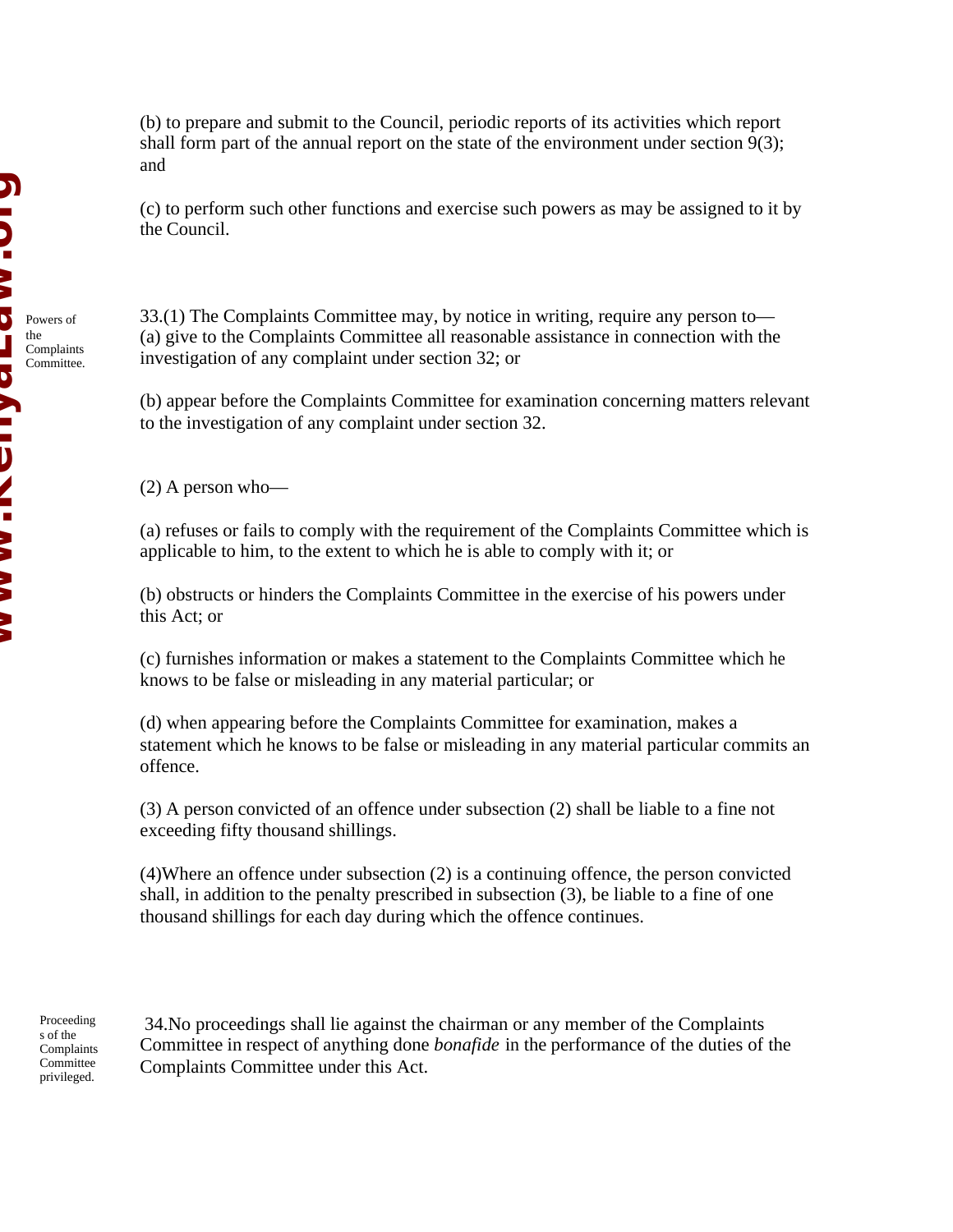(b) to prepare and submit to the Council, periodic reports of its activities which report shall form part of the annual report on the state of the environment under section 9(3); and

(c) to perform such other functions and exercise such powers as may be assigned to it by the Council.

Powers of the Complaints Committee.

33.(1) The Complaints Committee may, by notice in writing, require any person to—
(a) give to the Complaints Committee all reasonable assistance in connection with the investigation of any complaint under section 32; or

(b) appear before the Complaints Committee for examination concerning matters relevant to the investigation of any complaint under section 32.

(2) A person who—

(a) refuses or fails to comply with the requirement of the Complaints Committee which is applicable to him, to the extent to which he is able to comply with it; or

(b) obstructs or hinders the Complaints Committee in the exercise of his powers under this Act; or

(c) furnishes information or makes a statement to the Complaints Committee which he knows to be false or misleading in any material particular; or

(d) when appearing before the Complaints Committee for examination, makes a statement which he knows to be false or misleading in any material particular commits an offence.

(3) A person convicted of an offence under subsection (2) shall be liable to a fine not exceeding fifty thousand shillings.

(4)Where an offence under subsection (2) is a continuing offence, the person convicted shall, in addition to the penalty prescribed in subsection (3), be liable to a fine of one thousand shillings for each day during which the offence continues.

Proceedings of the Complaints Committee privileged.

34.No proceedings shall lie against the chairman or any member of the Complaints Committee in respect of anything done *bonafide* in the performance of the duties of the Complaints Committee under this Act.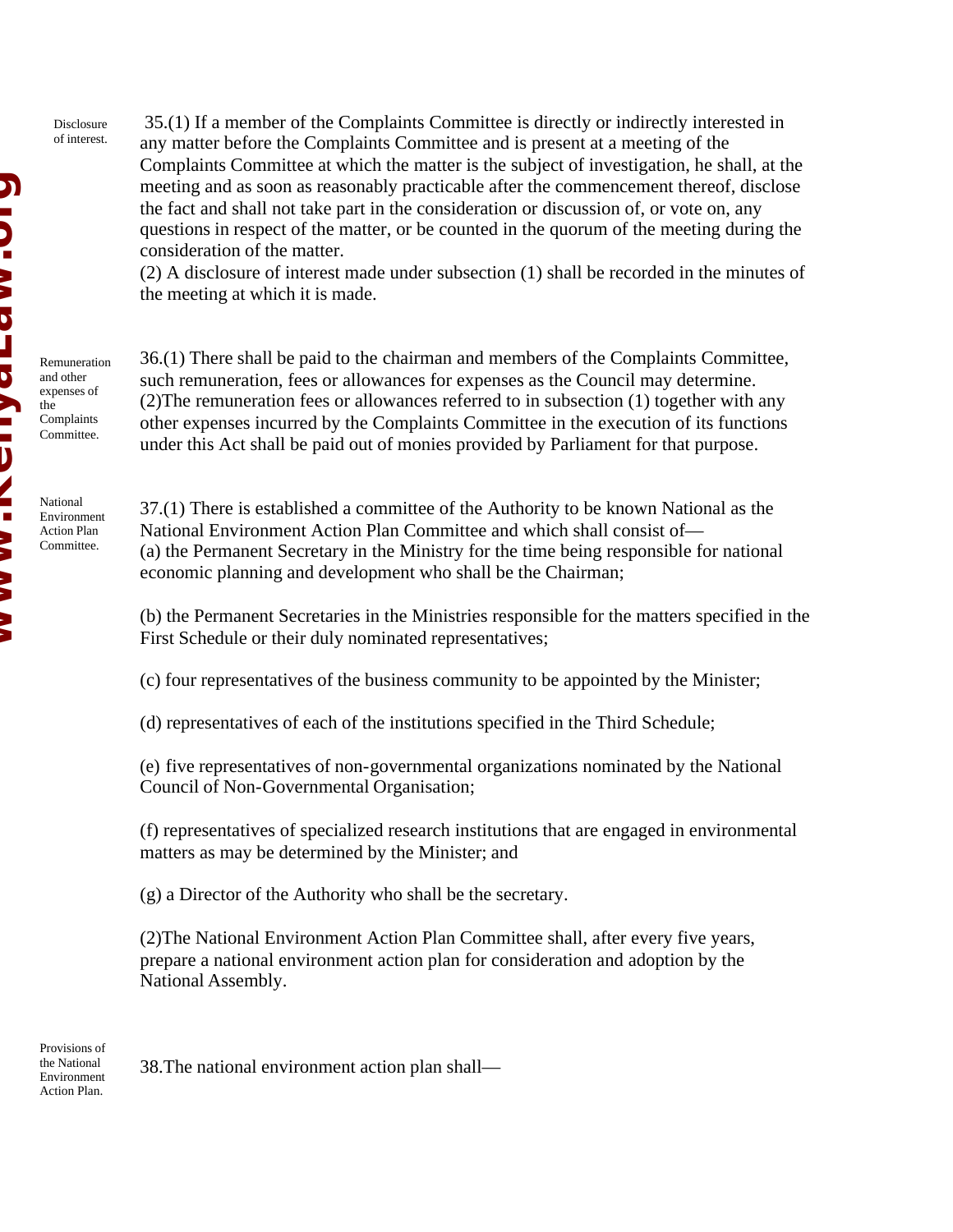**Disclosure of interest.**

35.(1) If a member of the Complaints Committee is directly or indirectly interested in any matter before the Complaints Committee and is present at a meeting of the Complaints Committee at which the matter is the subject of investigation, he shall, at the meeting and as soon as reasonably practicable after the commencement thereof, disclose the fact and shall not take part in the consideration or discussion of, or vote on, any questions in respect of the matter, or be counted in the quorum of the meeting during the consideration of the matter.

(2) A disclosure of interest made under subsection (1) shall be recorded in the minutes of the meeting at which it is made.

**Remuneration and other expenses of the Complaints Committee.**

36.(1) There shall be paid to the chairman and members of the Complaints Committee, such remuneration, fees or allowances for expenses as the Council may determine.

(2)The remuneration fees or allowances referred to in subsection (1) together with any other expenses incurred by the Complaints Committee in the execution of its functions under this Act shall be paid out of monies provided by Parliament for that purpose.

**National Environment Action Plan Committee.**

37.(1) There is established a committee of the Authority to be known National as the National Environment Action Plan Committee and which shall consist of—

(a) the Permanent Secretary in the Ministry for the time being responsible for national economic planning and development who shall be the Chairman;

(b) the Permanent Secretaries in the Ministries responsible for the matters specified in the First Schedule or their duly nominated representatives;

(c) four representatives of the business community to be appointed by the Minister;

(d) representatives of each of the institutions specified in the Third Schedule;

(e) five representatives of non-governmental organizations nominated by the National Council of Non-Governmental Organisation;

(f) representatives of specialized research institutions that are engaged in environmental matters as may be determined by the Minister; and

(g) a Director of the Authority who shall be the secretary.

(2)The National Environment Action Plan Committee shall, after every five years, prepare a national environment action plan for consideration and adoption by the National Assembly.

**Provisions of the National Environment Action Plan.**

38.The national environment action plan shall—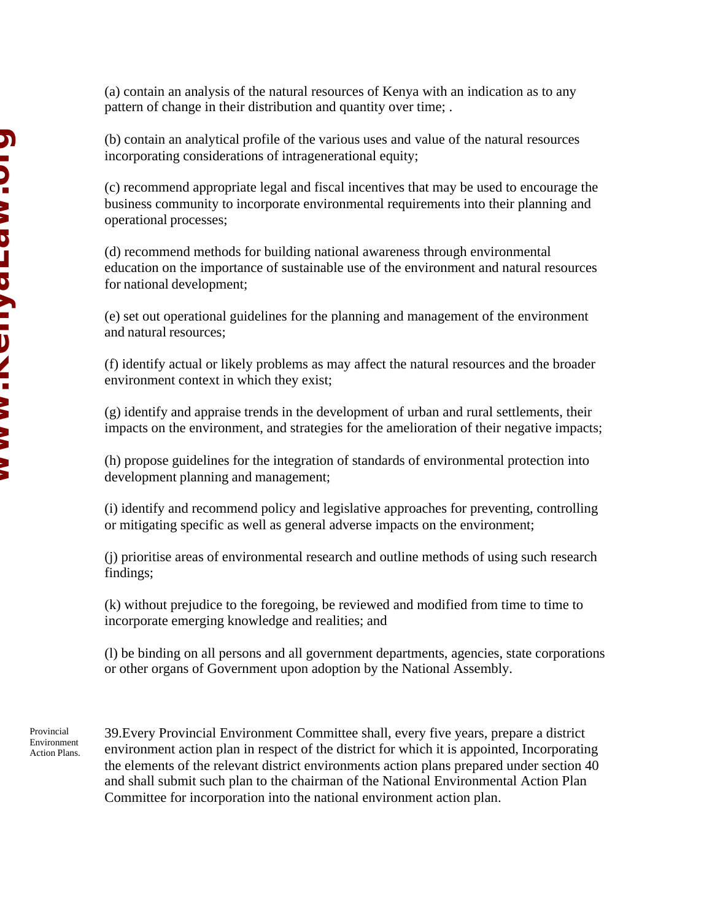(a) contain an analysis of the natural resources of Kenya with an indication as to any pattern of change in their distribution and quantity over time; .

(b) contain an analytical profile of the various uses and value of the natural resources incorporating considerations of intragenerational equity;

(c) recommend appropriate legal and fiscal incentives that may be used to encourage the business community to incorporate environmental requirements into their planning and operational processes;

(d) recommend methods for building national awareness through environmental education on the importance of sustainable use of the environment and natural resources for national development;

(e) set out operational guidelines for the planning and management of the environment and natural resources;

(f) identify actual or likely problems as may affect the natural resources and the broader environment context in which they exist;

(g) identify and appraise trends in the development of urban and rural settlements, their impacts on the environment, and strategies for the amelioration of their negative impacts;

(h) propose guidelines for the integration of standards of environmental protection into development planning and management;

(i) identify and recommend policy and legislative approaches for preventing, controlling or mitigating specific as well as general adverse impacts on the environment;

(j) prioritise areas of environmental research and outline methods of using such research findings;

(k) without prejudice to the foregoing, be reviewed and modified from time to time to incorporate emerging knowledge and realities; and

(l) be binding on all persons and all government departments, agencies, state corporations or other organs of Government upon adoption by the National Assembly.

Provincial Environment Action Plans.

39.Every Provincial Environment Committee shall, every five years, prepare a district environment action plan in respect of the district for which it is appointed, Incorporating the elements of the relevant district environments action plans prepared under section 40 and shall submit such plan to the chairman of the National Environmental Action Plan Committee for incorporation into the national environment action plan.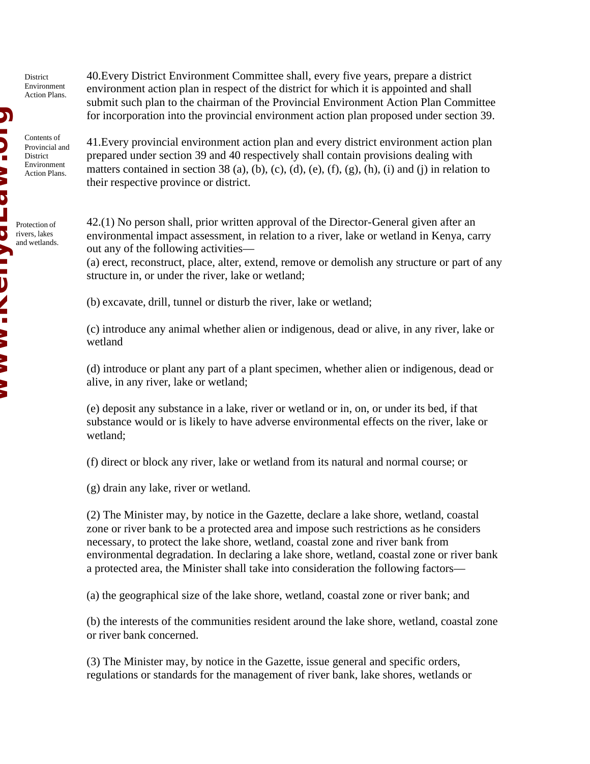District Environment Action Plans.

40.Every District Environment Committee shall, every five years, prepare a district environment action plan in respect of the district for which it is appointed and shall submit such plan to the chairman of the Provincial Environment Action Plan Committee for incorporation into the provincial environment action plan proposed under section 39.

Contents of Provincial and District Environment Action Plans.

41.Every provincial environment action plan and every district environment action plan prepared under section 39 and 40 respectively shall contain provisions dealing with matters contained in section 38 (a), (b), (c), (d), (e), (f), (g), (h), (i) and (j) in relation to their respective province or district.

Protection of rivers, lakes and wetlands.

42.(1) No person shall, prior written approval of the Director-General given after an environmental impact assessment, in relation to a river, lake or wetland in Kenya, carry out any of the following activities—

(a) erect, reconstruct, place, alter, extend, remove or demolish any structure or part of any structure in, or under the river, lake or wetland;

(b) excavate, drill, tunnel or disturb the river, lake or wetland;

(c) introduce any animal whether alien or indigenous, dead or alive, in any river, lake or wetland

(d) introduce or plant any part of a plant specimen, whether alien or indigenous, dead or alive, in any river, lake or wetland;

(e) deposit any substance in a lake, river or wetland or in, on, or under its bed, if that substance would or is likely to have adverse environmental effects on the river, lake or wetland;

(f) direct or block any river, lake or wetland from its natural and normal course; or

(g) drain any lake, river or wetland.

(2) The Minister may, by notice in the Gazette, declare a lake shore, wetland, coastal zone or river bank to be a protected area and impose such restrictions as he considers necessary, to protect the lake shore, wetland, coastal zone and river bank from environmental degradation. In declaring a lake shore, wetland, coastal zone or river bank a protected area, the Minister shall take into consideration the following factors—

(a) the geographical size of the lake shore, wetland, coastal zone or river bank; and

(b) the interests of the communities resident around the lake shore, wetland, coastal zone or river bank concerned.

(3) The Minister may, by notice in the Gazette, issue general and specific orders, regulations or standards for the management of river bank, lake shores, wetlands or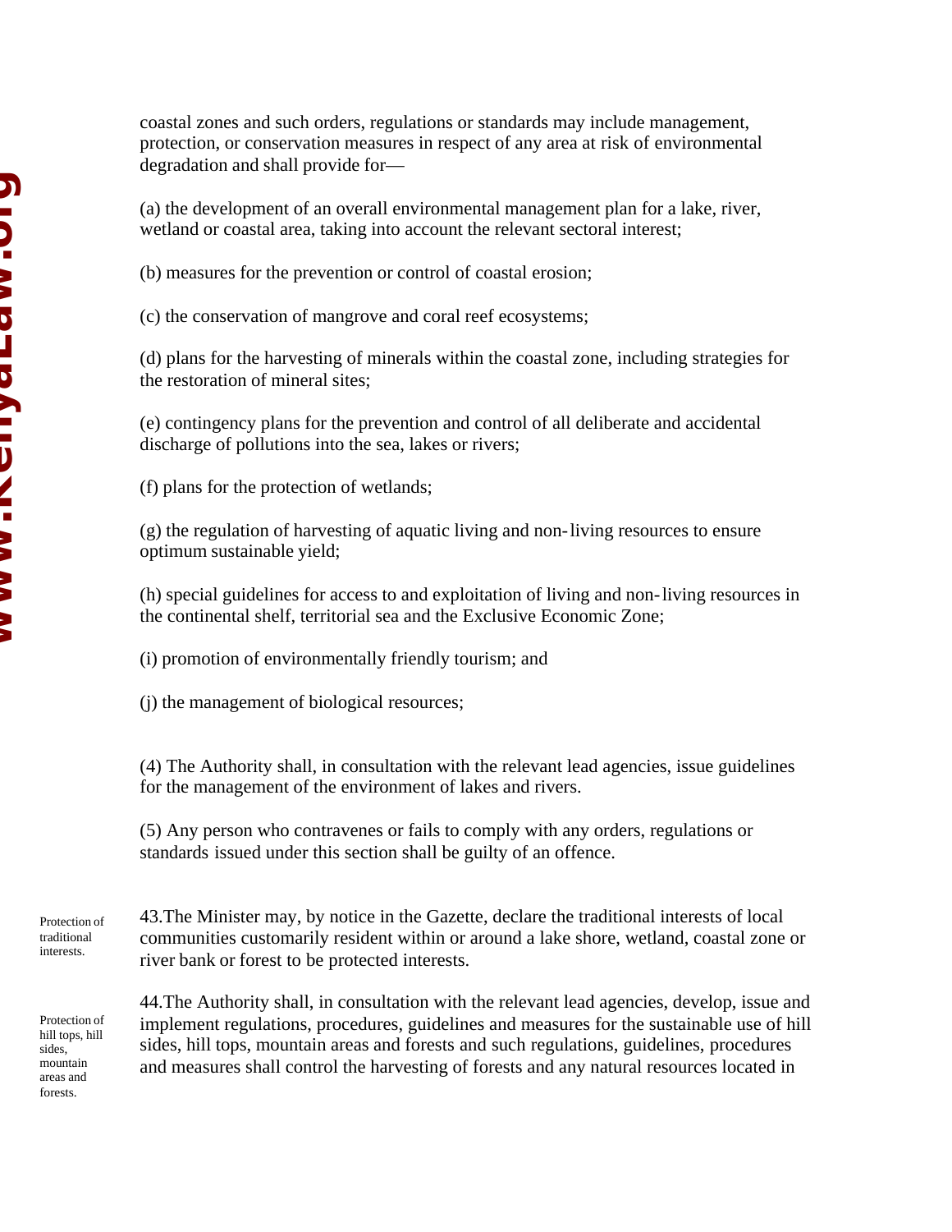coastal zones and such orders, regulations or standards may include management, protection, or conservation measures in respect of any area at risk of environmental degradation and shall provide for—

(a) the development of an overall environmental management plan for a lake, river, wetland or coastal area, taking into account the relevant sectoral interest;

(b) measures for the prevention or control of coastal erosion;

(c) the conservation of mangrove and coral reef ecosystems;

(d) plans for the harvesting of minerals within the coastal zone, including strategies for the restoration of mineral sites;

(e) contingency plans for the prevention and control of all deliberate and accidental discharge of pollutions into the sea, lakes or rivers;

(f) plans for the protection of wetlands;

(g) the regulation of harvesting of aquatic living and non-living resources to ensure optimum sustainable yield;

(h) special guidelines for access to and exploitation of living and non-living resources in the continental shelf, territorial sea and the Exclusive Economic Zone;

(i) promotion of environmentally friendly tourism; and

(j) the management of biological resources;

(4) The Authority shall, in consultation with the relevant lead agencies, issue guidelines for the management of the environment of lakes and rivers.

(5) Any person who contravenes or fails to comply with any orders, regulations or standards issued under this section shall be guilty of an offence.

Protection of traditional interests.

43.The Minister may, by notice in the Gazette, declare the traditional interests of local communities customarily resident within or around a lake shore, wetland, coastal zone or river bank or forest to be protected interests.

Protection of hill tops, hill sides, mountain areas and forests.

44.The Authority shall, in consultation with the relevant lead agencies, develop, issue and implement regulations, procedures, guidelines and measures for the sustainable use of hill sides, hill tops, mountain areas and forests and such regulations, guidelines, procedures and measures shall control the harvesting of forests and any natural resources located in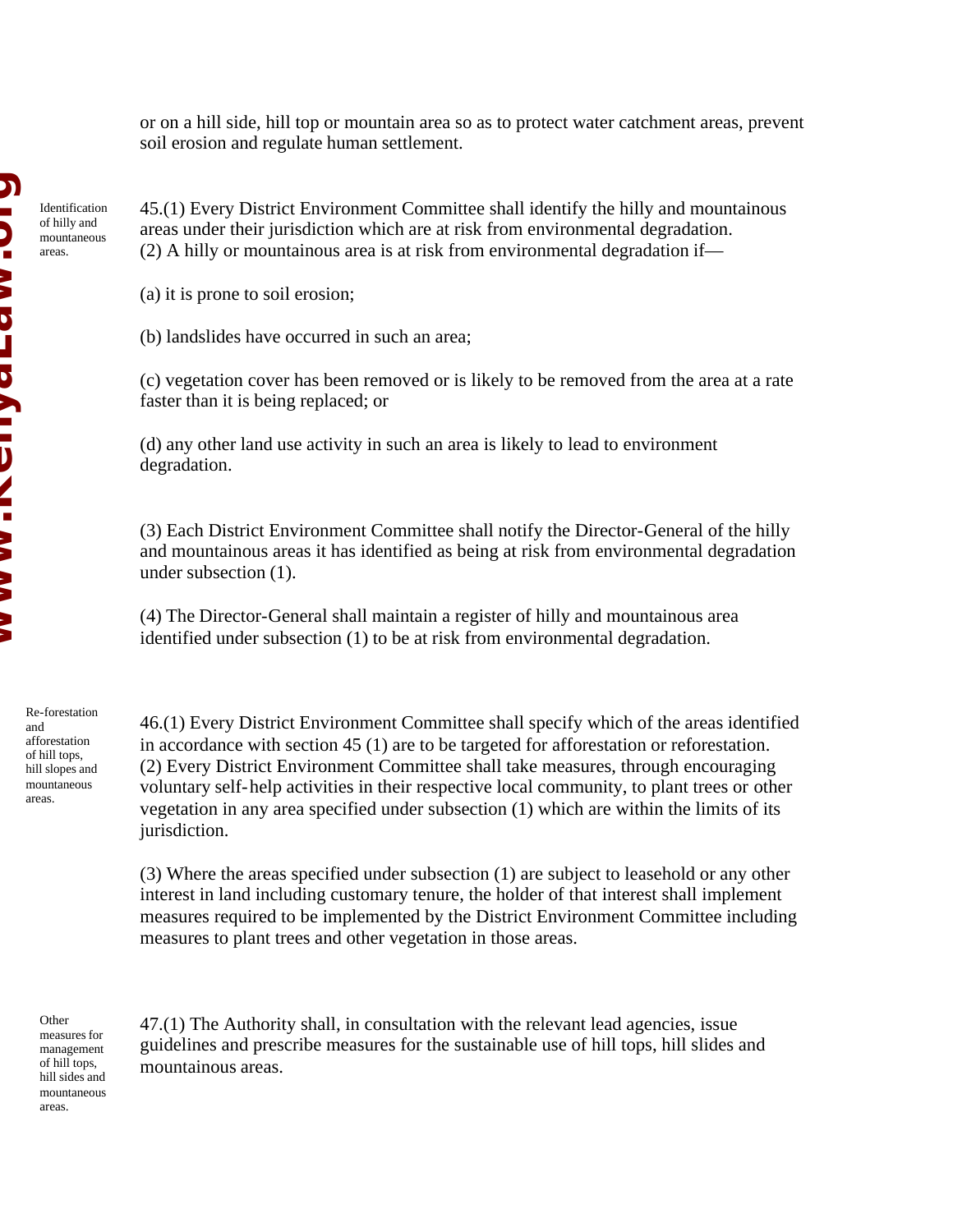or on a hill side, hill top or mountain area so as to protect water catchment areas, prevent soil erosion and regulate human settlement.

**Identification of hilly and mountaneous areas.**

45.(1) Every District Environment Committee shall identify the hilly and mountainous areas under their jurisdiction which are at risk from environmental degradation.

(2) A hilly or mountainous area is at risk from environmental degradation if—

(a) it is prone to soil erosion;

(b) landslides have occurred in such an area;

(c) vegetation cover has been removed or is likely to be removed from the area at a rate faster than it is being replaced; or

(d) any other land use activity in such an area is likely to lead to environment degradation.

(3) Each District Environment Committee shall notify the Director-General of the hilly and mountainous areas it has identified as being at risk from environmental degradation under subsection (1).

(4) The Director-General shall maintain a register of hilly and mountainous area identified under subsection (1) to be at risk from environmental degradation.

**Re-forestation and afforestation of hill tops, hill slopes and mountaneous areas.**

46.(1) Every District Environment Committee shall specify which of the areas identified in accordance with section 45 (1) are to be targeted for afforestation or reforestation.

(2) Every District Environment Committee shall take measures, through encouraging voluntary self-help activities in their respective local community, to plant trees or other vegetation in any area specified under subsection (1) which are within the limits of its jurisdiction.

(3) Where the areas specified under subsection (1) are subject to leasehold or any other interest in land including customary tenure, the holder of that interest shall implement measures required to be implemented by the District Environment Committee including measures to plant trees and other vegetation in those areas.

**Other measures for management of hill tops, hill sides and mountaneous areas.**

47.(1) The Authority shall, in consultation with the relevant lead agencies, issue guidelines and prescribe measures for the sustainable use of hill tops, hill slides and mountainous areas.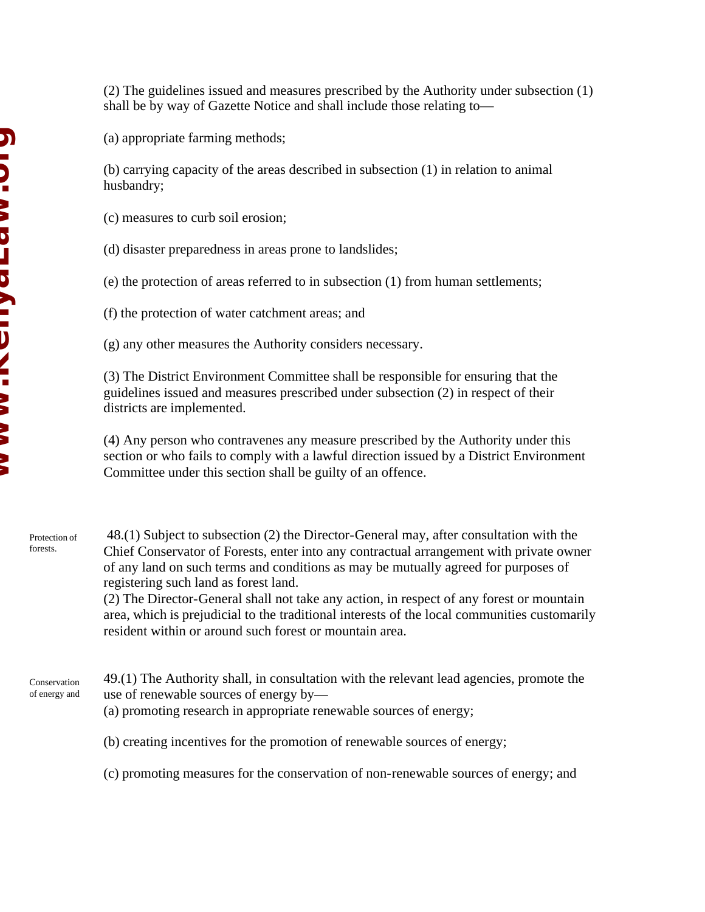(2) The guidelines issued and measures prescribed by the Authority under subsection (1) shall be by way of Gazette Notice and shall include those relating to—

(a) appropriate farming methods;

(b) carrying capacity of the areas described in subsection (1) in relation to animal husbandry;

(c) measures to curb soil erosion;

(d) disaster preparedness in areas prone to landslides;

(e) the protection of areas referred to in subsection (1) from human settlements;

(f) the protection of water catchment areas; and

(g) any other measures the Authority considers necessary.

(3) The District Environment Committee shall be responsible for ensuring that the guidelines issued and measures prescribed under subsection (2) in respect of their districts are implemented.

(4) Any person who contravenes any measure prescribed by the Authority under this section or who fails to comply with a lawful direction issued by a District Environment Committee under this section shall be guilty of an offence.

Protection of forests.

48.(1) Subject to subsection (2) the Director-General may, after consultation with the Chief Conservator of Forests, enter into any contractual arrangement with private owner of any land on such terms and conditions as may be mutually agreed for purposes of registering such land as forest land.
(2) The Director-General shall not take any action, in respect of any forest or mountain area, which is prejudicial to the traditional interests of the local communities customarily resident within or around such forest or mountain area.

Conservation of energy and

49.(1) The Authority shall, in consultation with the relevant lead agencies, promote the use of renewable sources of energy by—
(a) promoting research in appropriate renewable sources of energy;

(b) creating incentives for the promotion of renewable sources of energy;

(c) promoting measures for the conservation of non-renewable sources of energy; and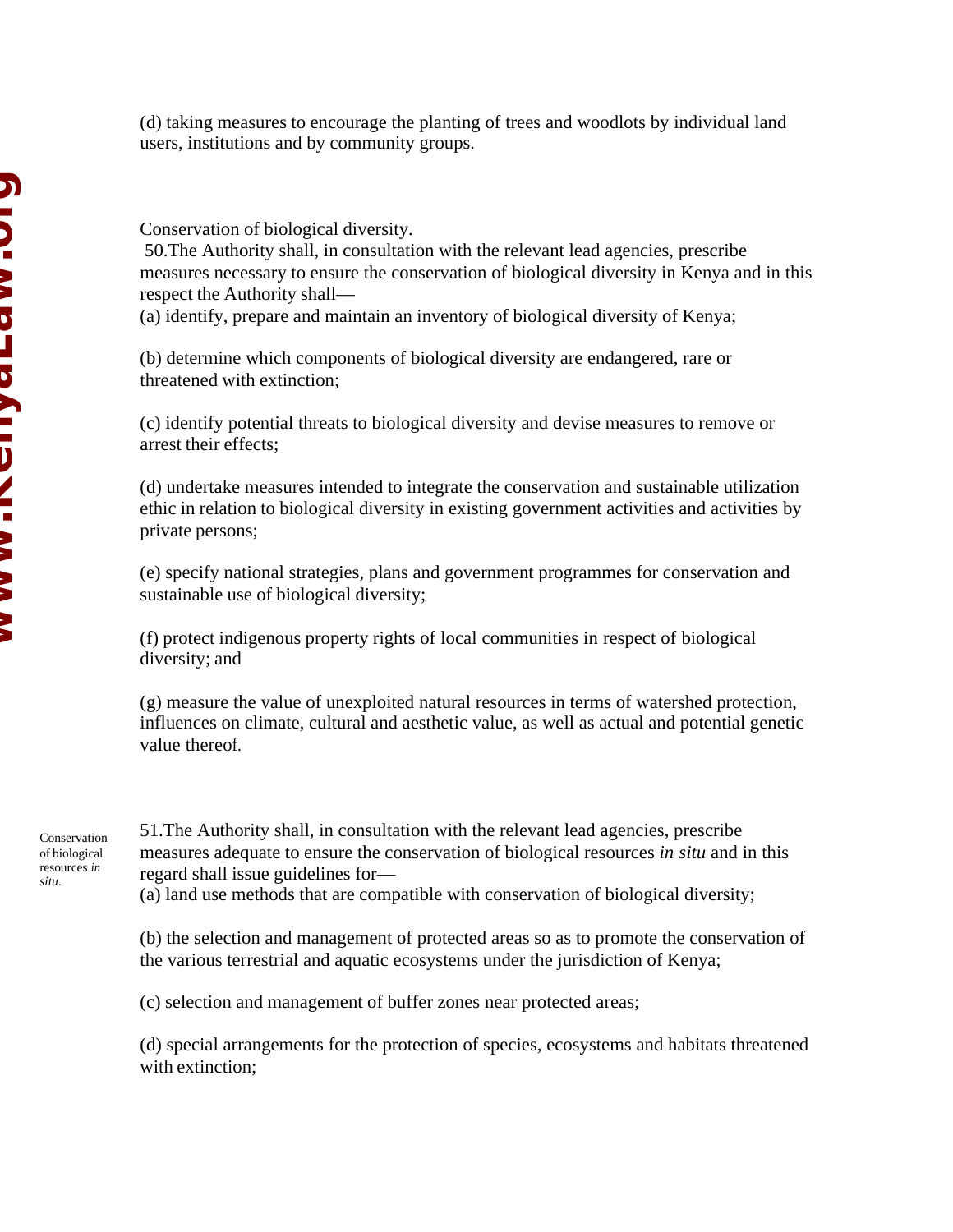(d) taking measures to encourage the planting of trees and woodlots by individual land users, institutions and by community groups.

Conservation of biological diversity.

50. The Authority shall, in consultation with the relevant lead agencies, prescribe measures necessary to ensure the conservation of biological diversity in Kenya and in this respect the Authority shall—

(a) identify, prepare and maintain an inventory of biological diversity of Kenya;

(b) determine which components of biological diversity are endangered, rare or threatened with extinction;

(c) identify potential threats to biological diversity and devise measures to remove or arrest their effects;

(d) undertake measures intended to integrate the conservation and sustainable utilization ethic in relation to biological diversity in existing government activities and activities by private persons;

(e) specify national strategies, plans and government programmes for conservation and sustainable use of biological diversity;

(f) protect indigenous property rights of local communities in respect of biological diversity; and

(g) measure the value of unexploited natural resources in terms of watershed protection, influences on climate, cultural and aesthetic value, as well as actual and potential genetic value thereof.

Conservation of biological resources *in situ*.

51. The Authority shall, in consultation with the relevant lead agencies, prescribe measures adequate to ensure the conservation of biological resources *in situ* and in this regard shall issue guidelines for—

(a) land use methods that are compatible with conservation of biological diversity;

(b) the selection and management of protected areas so as to promote the conservation of the various terrestrial and aquatic ecosystems under the jurisdiction of Kenya;

(c) selection and management of buffer zones near protected areas;

(d) special arrangements for the protection of species, ecosystems and habitats threatened with extinction;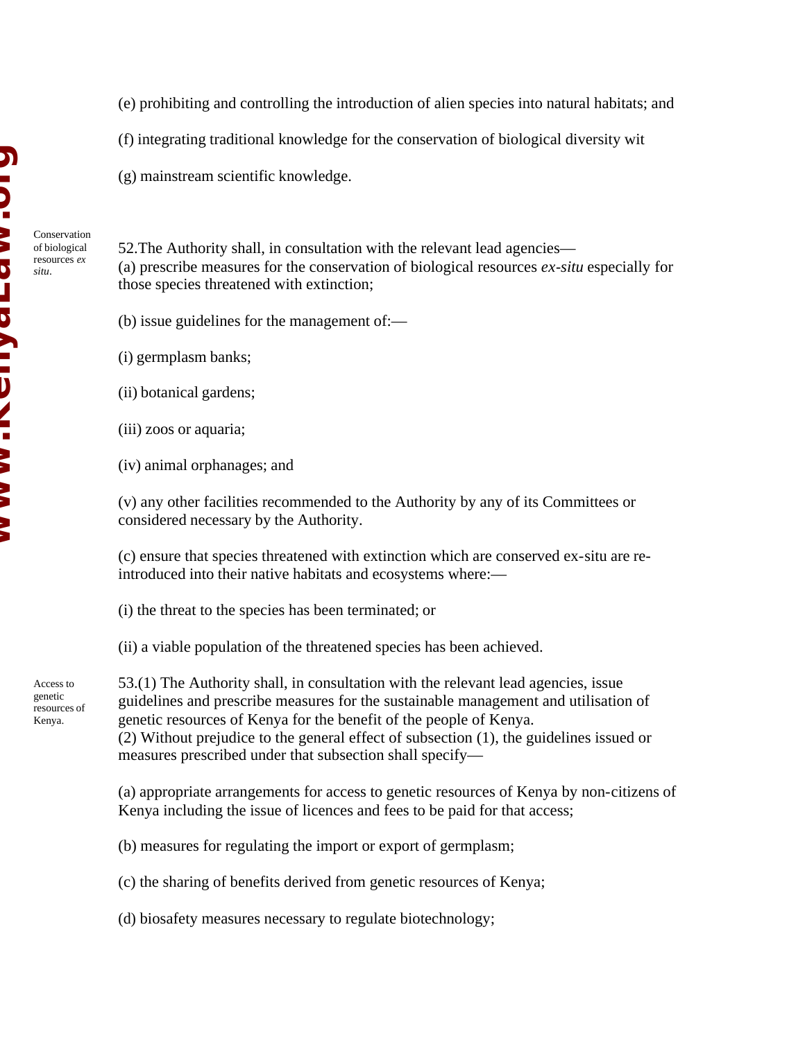(e) prohibiting and controlling the introduction of alien species into natural habitats; and

(f) integrating traditional knowledge for the conservation of biological diversity wit

(g) mainstream scientific knowledge.

Conservation of biological resources *ex situ*.

52.The Authority shall, in consultation with the relevant lead agencies—
(a) prescribe measures for the conservation of biological resources *ex-situ* especially for those species threatened with extinction;

(b) issue guidelines for the management of:—

(i) germplasm banks;

(ii) botanical gardens;

(iii) zoos or aquaria;

(iv) animal orphanages; and

(v) any other facilities recommended to the Authority by any of its Committees or considered necessary by the Authority.

(c) ensure that species threatened with extinction which are conserved ex-situ are re-introduced into their native habitats and ecosystems where:—

(i) the threat to the species has been terminated; or

(ii) a viable population of the threatened species has been achieved.

Access to genetic resources of Kenya.

53.(1) The Authority shall, in consultation with the relevant lead agencies, issue guidelines and prescribe measures for the sustainable management and utilisation of genetic resources of Kenya for the benefit of the people of Kenya.
(2) Without prejudice to the general effect of subsection (1), the guidelines issued or measures prescribed under that subsection shall specify—

(a) appropriate arrangements for access to genetic resources of Kenya by non-citizens of Kenya including the issue of licences and fees to be paid for that access;

(b) measures for regulating the import or export of germplasm;

(c) the sharing of benefits derived from genetic resources of Kenya;

(d) biosafety measures necessary to regulate biotechnology;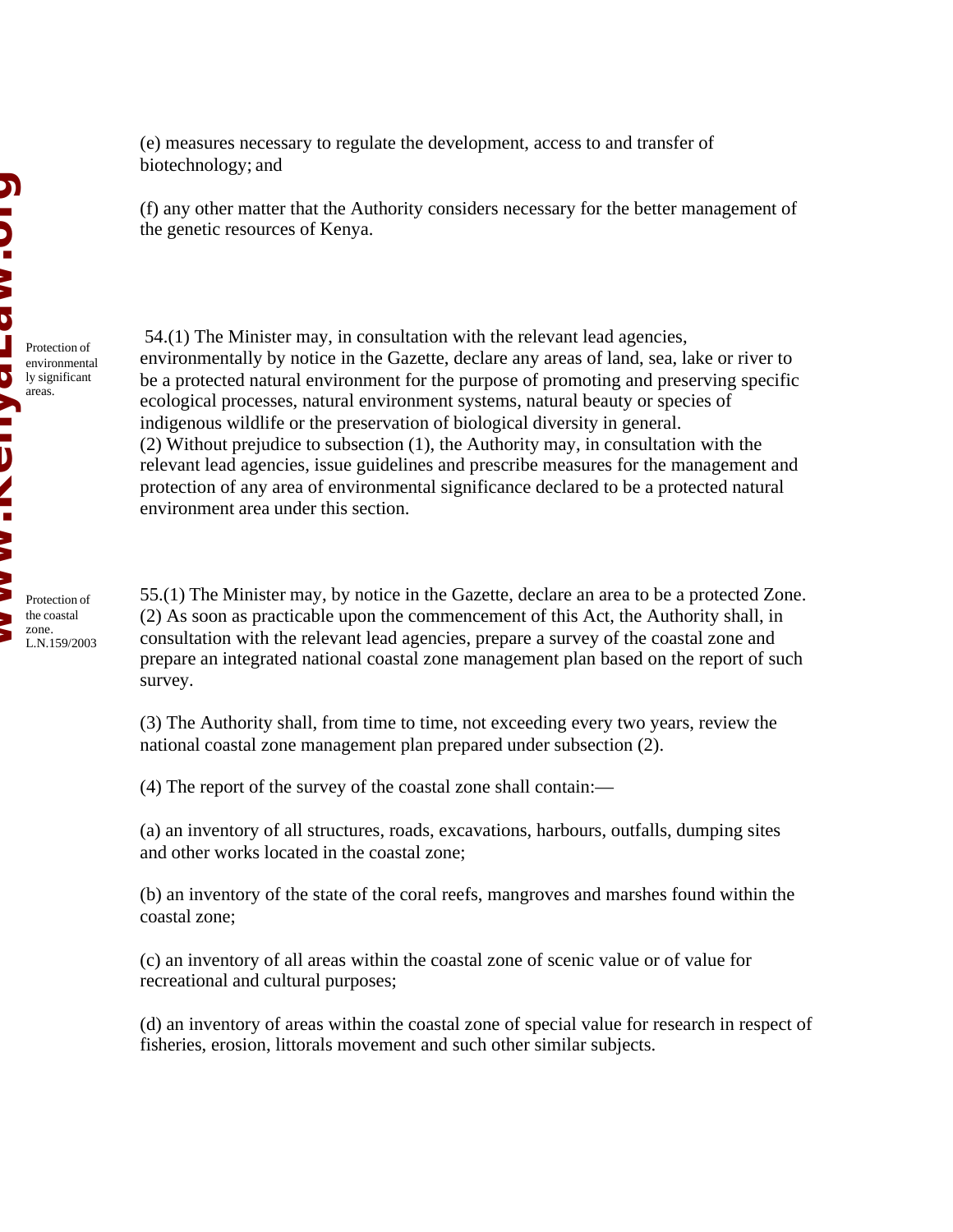(e) measures necessary to regulate the development, access to and transfer of biotechnology; and

(f) any other matter that the Authority considers necessary for the better management of the genetic resources of Kenya.

*Protection of environmentally significant areas.*

54.(1) The Minister may, in consultation with the relevant lead agencies, environmentally by notice in the Gazette, declare any areas of land, sea, lake or river to be a protected natural environment for the purpose of promoting and preserving specific ecological processes, natural environment systems, natural beauty or species of indigenous wildlife or the preservation of biological diversity in general.
(2) Without prejudice to subsection (1), the Authority may, in consultation with the relevant lead agencies, issue guidelines and prescribe measures for the management and protection of any area of environmental significance declared to be a protected natural environment area under this section.

*Protection of the coastal zone. L.N.159/2003*

55.(1) The Minister may, by notice in the Gazette, declare an area to be a protected Zone.
(2) As soon as practicable upon the commencement of this Act, the Authority shall, in consultation with the relevant lead agencies, prepare a survey of the coastal zone and prepare an integrated national coastal zone management plan based on the report of such survey.

(3) The Authority shall, from time to time, not exceeding every two years, review the national coastal zone management plan prepared under subsection (2).

(4) The report of the survey of the coastal zone shall contain:—

(a) an inventory of all structures, roads, excavations, harbours, outfalls, dumping sites and other works located in the coastal zone;

(b) an inventory of the state of the coral reefs, mangroves and marshes found within the coastal zone;

(c) an inventory of all areas within the coastal zone of scenic value or of value for recreational and cultural purposes;

(d) an inventory of areas within the coastal zone of special value for research in respect of fisheries, erosion, littorals movement and such other similar subjects.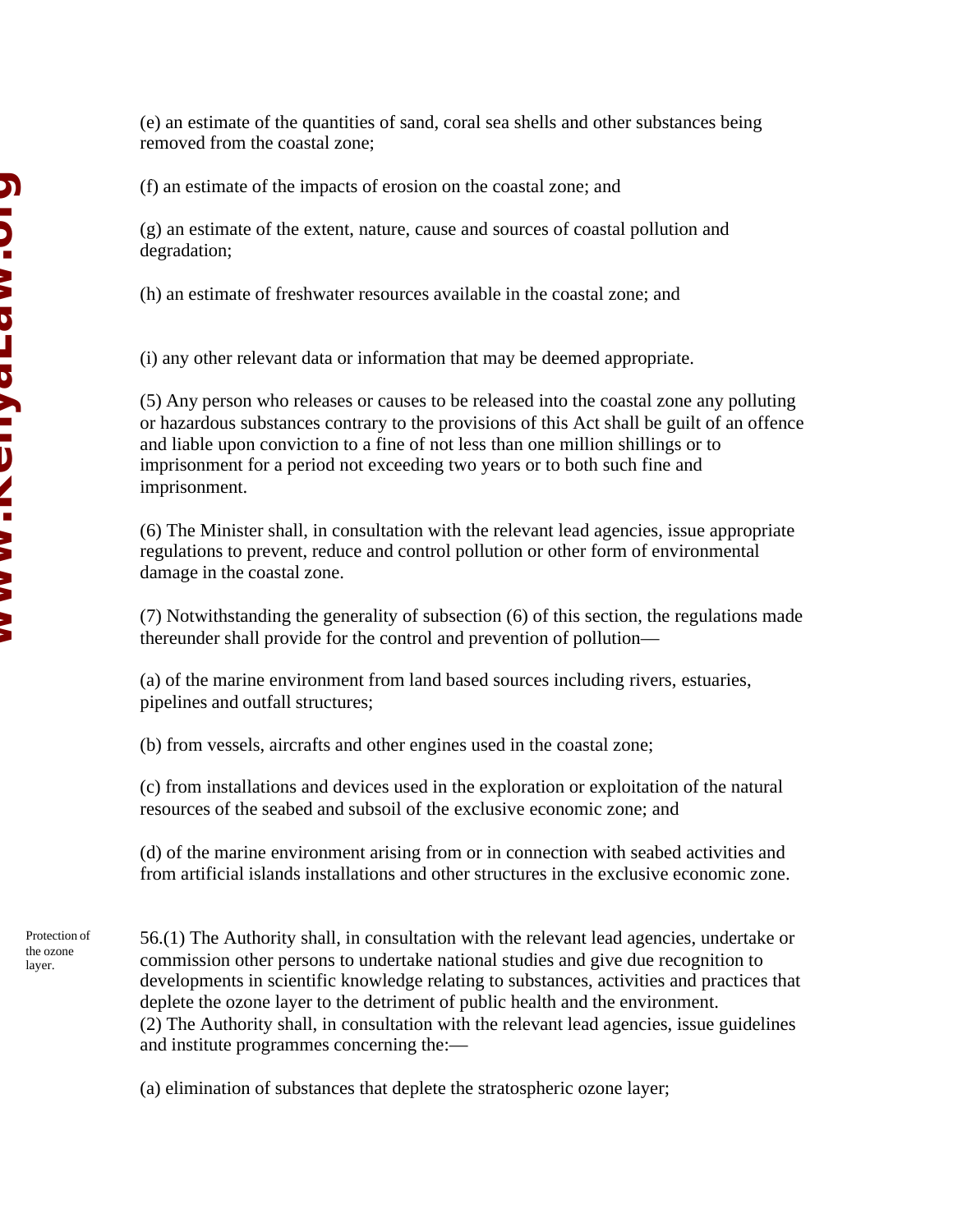(e) an estimate of the quantities of sand, coral sea shells and other substances being removed from the coastal zone;

(f) an estimate of the impacts of erosion on the coastal zone; and

(g) an estimate of the extent, nature, cause and sources of coastal pollution and degradation;

(h) an estimate of freshwater resources available in the coastal zone; and

(i) any other relevant data or information that may be deemed appropriate.

(5) Any person who releases or causes to be released into the coastal zone any polluting or hazardous substances contrary to the provisions of this Act shall be guilt of an offence and liable upon conviction to a fine of not less than one million shillings or to imprisonment for a period not exceeding two years or to both such fine and imprisonment.

(6) The Minister shall, in consultation with the relevant lead agencies, issue appropriate regulations to prevent, reduce and control pollution or other form of environmental damage in the coastal zone.

(7) Notwithstanding the generality of subsection (6) of this section, the regulations made thereunder shall provide for the control and prevention of pollution—

(a) of the marine environment from land based sources including rivers, estuaries, pipelines and outfall structures;

(b) from vessels, aircrafts and other engines used in the coastal zone;

(c) from installations and devices used in the exploration or exploitation of the natural resources of the seabed and subsoil of the exclusive economic zone; and

(d) of the marine environment arising from or in connection with seabed activities and from artificial islands installations and other structures in the exclusive economic zone.

Protection of the ozone layer.

56.(1) The Authority shall, in consultation with the relevant lead agencies, undertake or commission other persons to undertake national studies and give due recognition to developments in scientific knowledge relating to substances, activities and practices that deplete the ozone layer to the detriment of public health and the environment.
(2) The Authority shall, in consultation with the relevant lead agencies, issue guidelines and institute programmes concerning the:—

(a) elimination of substances that deplete the stratospheric ozone layer;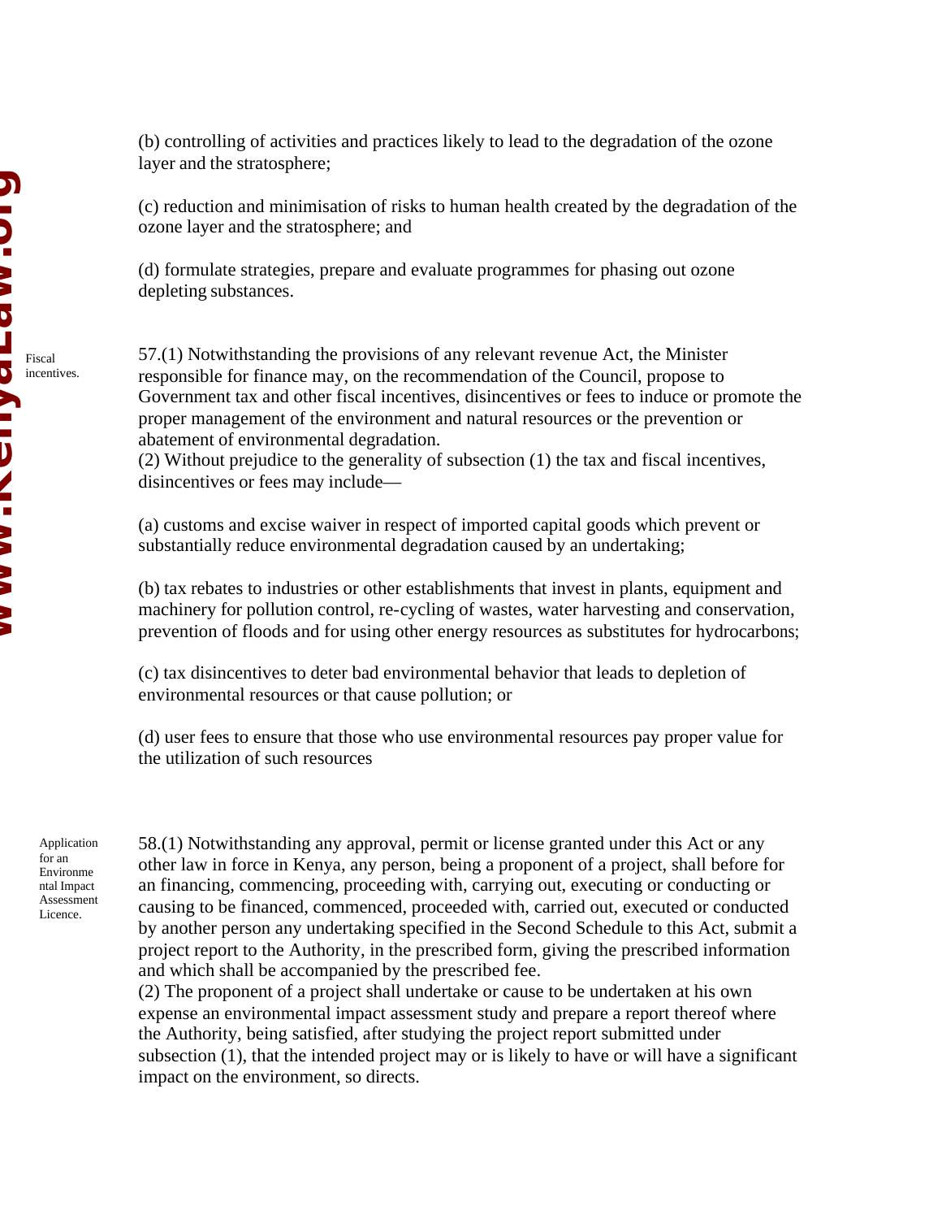(b) controlling of activities and practices likely to lead to the degradation of the ozone layer and the stratosphere;

(c) reduction and minimisation of risks to human health created by the degradation of the ozone layer and the stratosphere; and

(d) formulate strategies, prepare and evaluate programmes for phasing out ozone depleting substances.

Fiscal incentives.

57.(1) Notwithstanding the provisions of any relevant revenue Act, the Minister responsible for finance may, on the recommendation of the Council, propose to Government tax and other fiscal incentives, disincentives or fees to induce or promote the proper management of the environment and natural resources or the prevention or abatement of environmental degradation.

(2) Without prejudice to the generality of subsection (1) the tax and fiscal incentives, disincentives or fees may include—

(a) customs and excise waiver in respect of imported capital goods which prevent or substantially reduce environmental degradation caused by an undertaking;

(b) tax rebates to industries or other establishments that invest in plants, equipment and machinery for pollution control, re-cycling of wastes, water harvesting and conservation, prevention of floods and for using other energy resources as substitutes for hydrocarbons;

(c) tax disincentives to deter bad environmental behavior that leads to depletion of environmental resources or that cause pollution; or

(d) user fees to ensure that those who use environmental resources pay proper value for the utilization of such resources

Application for an Environmental Impact Assessment Licence.

58.(1) Notwithstanding any approval, permit or license granted under this Act or any other law in force in Kenya, any person, being a proponent of a project, shall before for an financing, commencing, proceeding with, carrying out, executing or conducting or causing to be financed, commenced, proceeded with, carried out, executed or conducted by another person any undertaking specified in the Second Schedule to this Act, submit a project report to the Authority, in the prescribed form, giving the prescribed information and which shall be accompanied by the prescribed fee.

(2) The proponent of a project shall undertake or cause to be undertaken at his own expense an environmental impact assessment study and prepare a report thereof where the Authority, being satisfied, after studying the project report submitted under subsection (1), that the intended project may or is likely to have or will have a significant impact on the environment, so directs.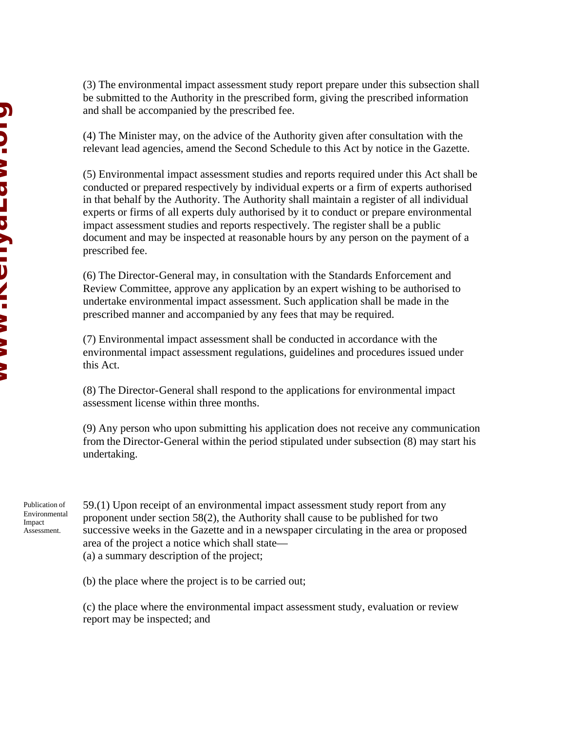(3) The environmental impact assessment study report prepare under this subsection shall be submitted to the Authority in the prescribed form, giving the prescribed information and shall be accompanied by the prescribed fee.

(4) The Minister may, on the advice of the Authority given after consultation with the relevant lead agencies, amend the Second Schedule to this Act by notice in the Gazette.

(5) Environmental impact assessment studies and reports required under this Act shall be conducted or prepared respectively by individual experts or a firm of experts authorised in that behalf by the Authority. The Authority shall maintain a register of all individual experts or firms of all experts duly authorised by it to conduct or prepare environmental impact assessment studies and reports respectively. The register shall be a public document and may be inspected at reasonable hours by any person on the payment of a prescribed fee.

(6) The Director-General may, in consultation with the Standards Enforcement and Review Committee, approve any application by an expert wishing to be authorised to undertake environmental impact assessment. Such application shall be made in the prescribed manner and accompanied by any fees that may be required.

(7) Environmental impact assessment shall be conducted in accordance with the environmental impact assessment regulations, guidelines and procedures issued under this Act.

(8) The Director-General shall respond to the applications for environmental impact assessment license within three months.

(9) Any person who upon submitting his application does not receive any communication from the Director-General within the period stipulated under subsection (8) may start his undertaking.

*Publication of Environmental Impact Assessment.*

59.(1) Upon receipt of an environmental impact assessment study report from any proponent under section 58(2), the Authority shall cause to be published for two successive weeks in the Gazette and in a newspaper circulating in the area or proposed area of the project a notice which shall state—

(a) a summary description of the project;

(b) the place where the project is to be carried out;

(c) the place where the environmental impact assessment study, evaluation or review report may be inspected; and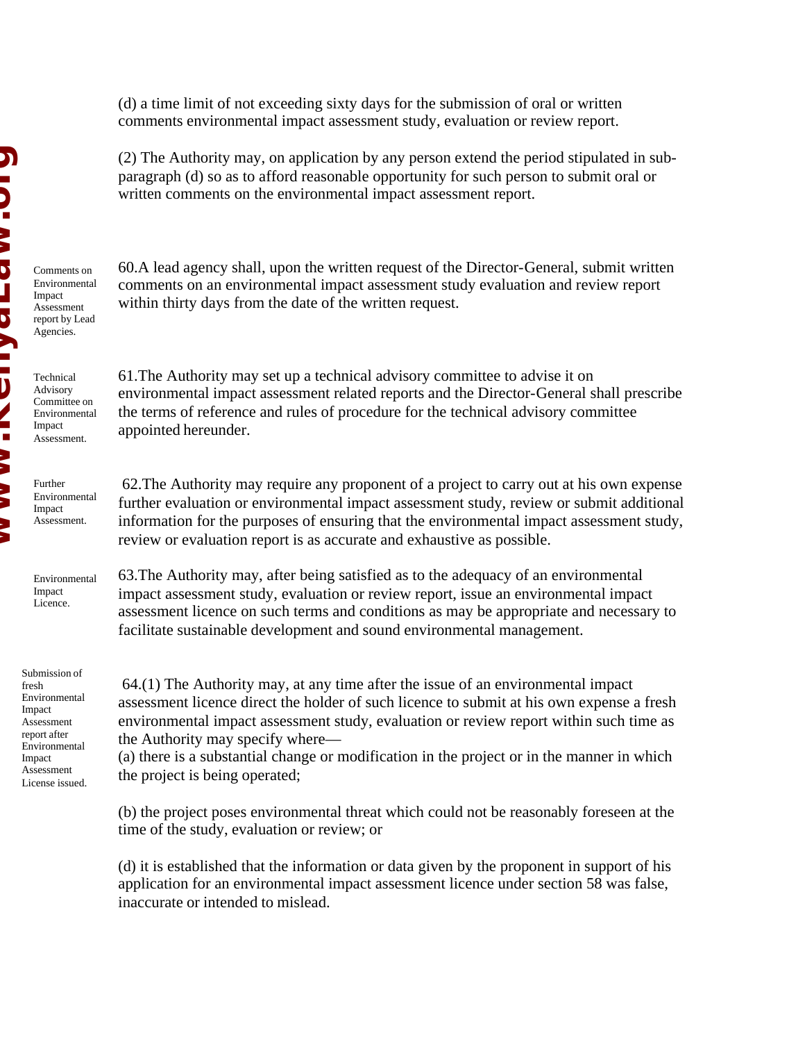(d) a time limit of not exceeding sixty days for the submission of oral or written comments environmental impact assessment study, evaluation or review report.

(2) The Authority may, on application by any person extend the period stipulated in sub-paragraph (d) so as to afford reasonable opportunity for such person to submit oral or written comments on the environmental impact assessment report.

*Comments on Environmental Impact Assessment report by Lead Agencies.*

60.A lead agency shall, upon the written request of the Director-General, submit written comments on an environmental impact assessment study evaluation and review report within thirty days from the date of the written request.

*Technical Advisory Committee on Environmental Impact Assessment.*

61.The Authority may set up a technical advisory committee to advise it on environmental impact assessment related reports and the Director-General shall prescribe the terms of reference and rules of procedure for the technical advisory committee appointed hereunder.

*Further Environmental Impact Assessment.*

62.The Authority may require any proponent of a project to carry out at his own expense further evaluation or environmental impact assessment study, review or submit additional information for the purposes of ensuring that the environmental impact assessment study, review or evaluation report is as accurate and exhaustive as possible.

*Environmental Impact Licence.*

63.The Authority may, after being satisfied as to the adequacy of an environmental impact assessment study, evaluation or review report, issue an environmental impact assessment licence on such terms and conditions as may be appropriate and necessary to facilitate sustainable development and sound environmental management.

*Submission of fresh Environmental Impact Assessment report after Environmental Impact Assessment License issued.*

64.(1) The Authority may, at any time after the issue of an environmental impact assessment licence direct the holder of such licence to submit at his own expense a fresh environmental impact assessment study, evaluation or review report within such time as the Authority may specify where—

(a) there is a substantial change or modification in the project or in the manner in which the project is being operated;

(b) the project poses environmental threat which could not be reasonably foreseen at the time of the study, evaluation or review; or

(d) it is established that the information or data given by the proponent in support of his application for an environmental impact assessment licence under section 58 was false, inaccurate or intended to mislead.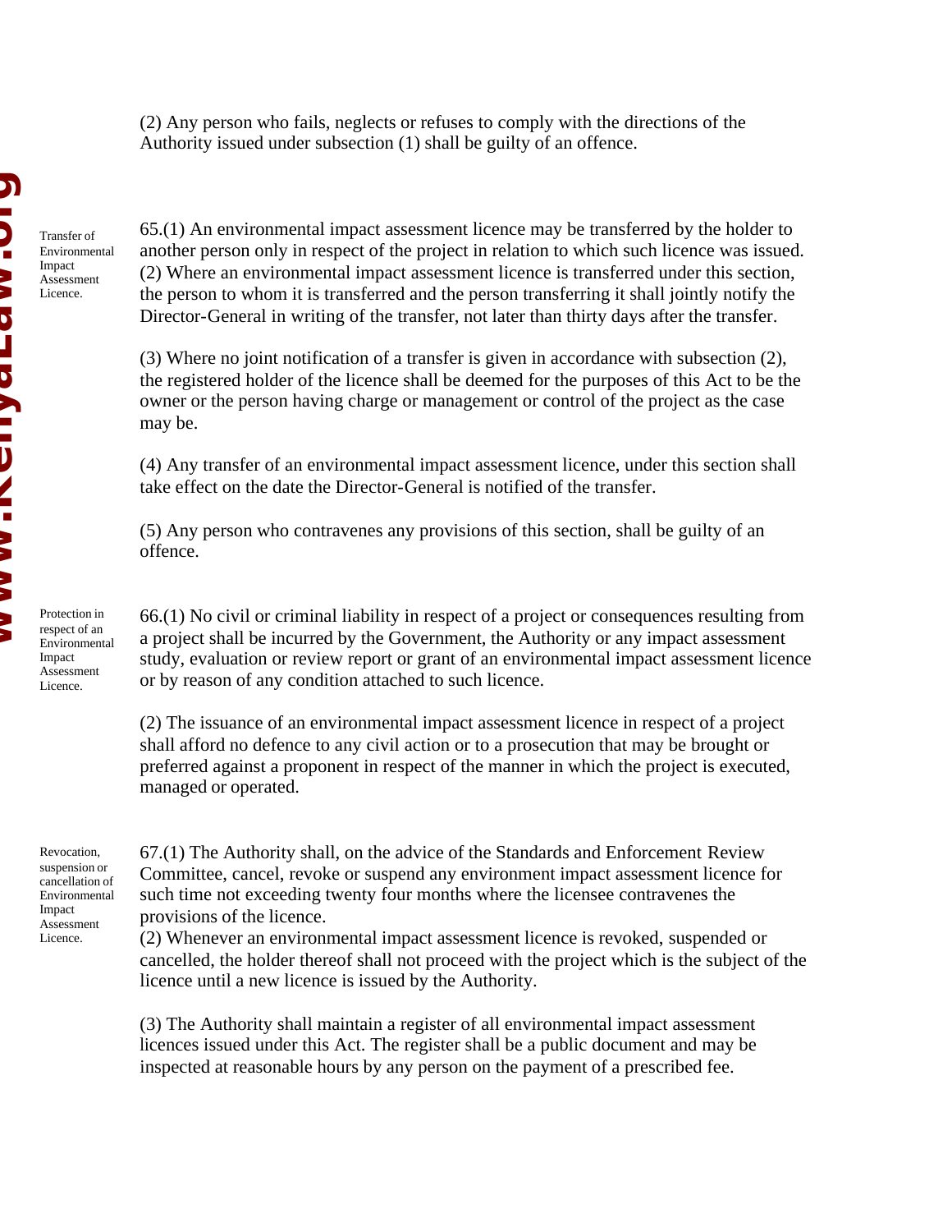(2) Any person who fails, neglects or refuses to comply with the directions of the Authority issued under subsection (1) shall be guilty of an offence.

**Transfer of Environmental Impact Assessment Licence.**

65.(1) An environmental impact assessment licence may be transferred by the holder to another person only in respect of the project in relation to which such licence was issued.
(2) Where an environmental impact assessment licence is transferred under this section, the person to whom it is transferred and the person transferring it shall jointly notify the Director-General in writing of the transfer, not later than thirty days after the transfer.

(3) Where no joint notification of a transfer is given in accordance with subsection (2), the registered holder of the licence shall be deemed for the purposes of this Act to be the owner or the person having charge or management or control of the project as the case may be.

(4) Any transfer of an environmental impact assessment licence, under this section shall take effect on the date the Director-General is notified of the transfer.

(5) Any person who contravenes any provisions of this section, shall be guilty of an offence.

**Protection in respect of an Environmental Impact Assessment Licence.**

66.(1) No civil or criminal liability in respect of a project or consequences resulting from a project shall be incurred by the Government, the Authority or any impact assessment study, evaluation or review report or grant of an environmental impact assessment licence or by reason of any condition attached to such licence.

(2) The issuance of an environmental impact assessment licence in respect of a project shall afford no defence to any civil action or to a prosecution that may be brought or preferred against a proponent in respect of the manner in which the project is executed, managed or operated.

**Revocation, suspension or cancellation of Environmental Impact Assessment Licence.**

67.(1) The Authority shall, on the advice of the Standards and Enforcement Review Committee, cancel, revoke or suspend any environment impact assessment licence for such time not exceeding twenty four months where the licensee contravenes the provisions of the licence.
(2) Whenever an environmental impact assessment licence is revoked, suspended or cancelled, the holder thereof shall not proceed with the project which is the subject of the licence until a new licence is issued by the Authority.

(3) The Authority shall maintain a register of all environmental impact assessment licences issued under this Act. The register shall be a public document and may be inspected at reasonable hours by any person on the payment of a prescribed fee.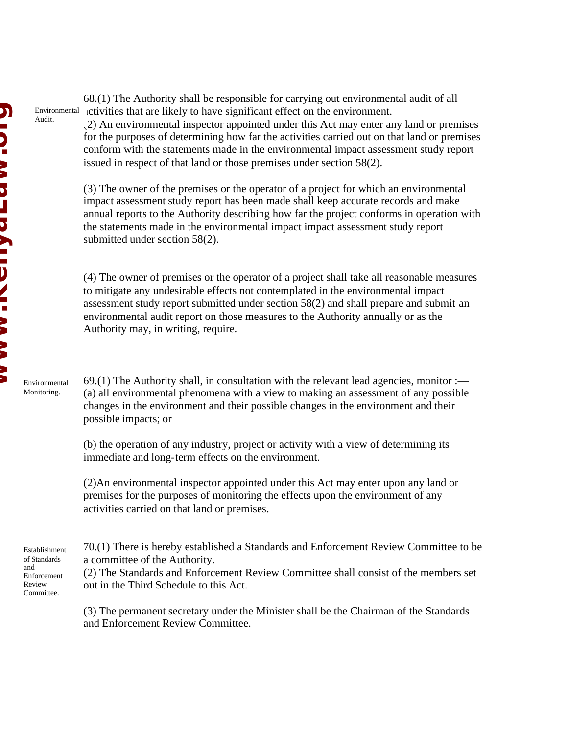**Environmental Audit.**

68.(1) The Authority shall be responsible for carrying out environmental audit of all activities that are likely to have significant effect on the environment.

(2) An environmental inspector appointed under this Act may enter any land or premises for the purposes of determining how far the activities carried out on that land or premises conform with the statements made in the environmental impact assessment study report issued in respect of that land or those premises under section 58(2).

(3) The owner of the premises or the operator of a project for which an environmental impact assessment study report has been made shall keep accurate records and make annual reports to the Authority describing how far the project conforms in operation with the statements made in the environmental impact impact assessment study report submitted under section 58(2).

(4) The owner of premises or the operator of a project shall take all reasonable measures to mitigate any undesirable effects not contemplated in the environmental impact assessment study report submitted under section 58(2) and shall prepare and submit an environmental audit report on those measures to the Authority annually or as the Authority may, in writing, require.

**Environmental Monitoring.**

69.(1) The Authority shall, in consultation with the relevant lead agencies, monitor :—
(a) all environmental phenomena with a view to making an assessment of any possible changes in the environment and their possible changes in the environment and their possible impacts; or

(b) the operation of any industry, project or activity with a view of determining its immediate and long-term effects on the environment.

(2)An environmental inspector appointed under this Act may enter upon any land or premises for the purposes of monitoring the effects upon the environment of any activities carried on that land or premises.

**Establishment of Standards and Enforcement Review Committee.**

70.(1) There is hereby established a Standards and Enforcement Review Committee to be a committee of the Authority.

(2) The Standards and Enforcement Review Committee shall consist of the members set out in the Third Schedule to this Act.

(3) The permanent secretary under the Minister shall be the Chairman of the Standards and Enforcement Review Committee.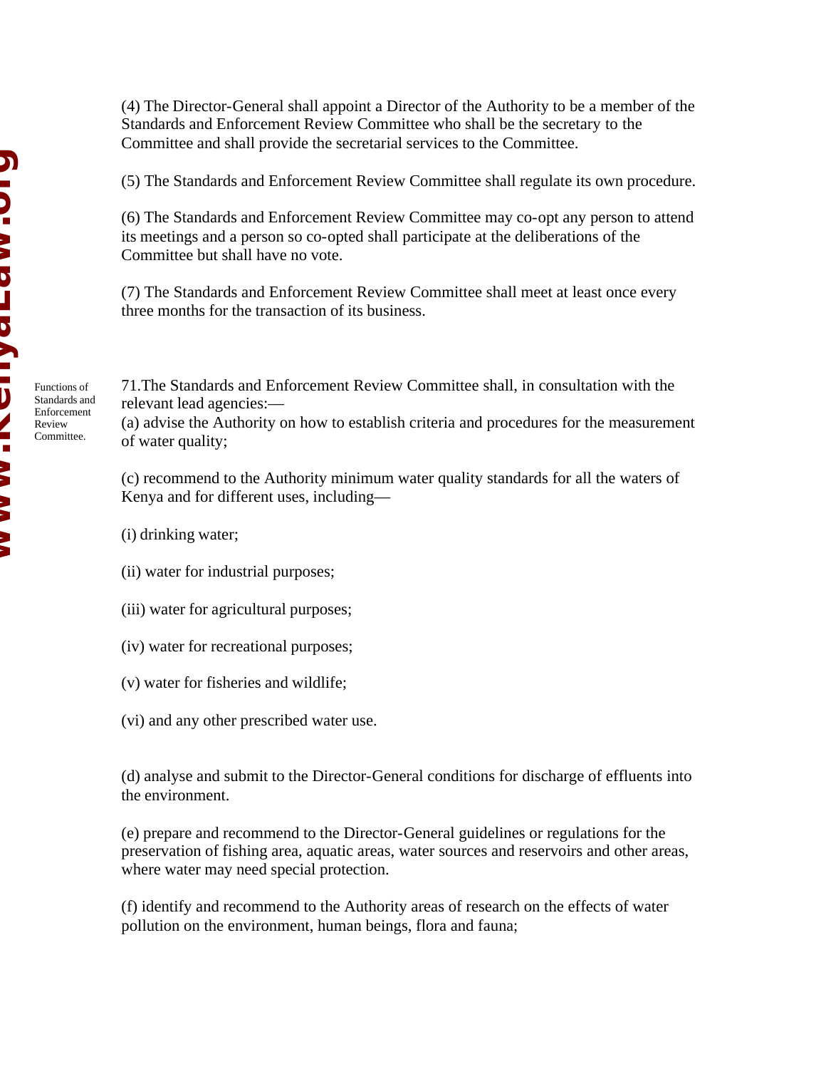(4) The Director-General shall appoint a Director of the Authority to be a member of the Standards and Enforcement Review Committee who shall be the secretary to the Committee and shall provide the secretarial services to the Committee.

(5) The Standards and Enforcement Review Committee shall regulate its own procedure.

(6) The Standards and Enforcement Review Committee may co-opt any person to attend its meetings and a person so co-opted shall participate at the deliberations of the Committee but shall have no vote.

(7) The Standards and Enforcement Review Committee shall meet at least once every three months for the transaction of its business.

*Functions of Standards and Enforcement Review Committee.*

71.The Standards and Enforcement Review Committee shall, in consultation with the relevant lead agencies:—

(a) advise the Authority on how to establish criteria and procedures for the measurement of water quality;

(c) recommend to the Authority minimum water quality standards for all the waters of Kenya and for different uses, including—

(i) drinking water;

(ii) water for industrial purposes;

(iii) water for agricultural purposes;

(iv) water for recreational purposes;

(v) water for fisheries and wildlife;

(vi) and any other prescribed water use.

(d) analyse and submit to the Director-General conditions for discharge of effluents into the environment.

(e) prepare and recommend to the Director-General guidelines or regulations for the preservation of fishing area, aquatic areas, water sources and reservoirs and other areas, where water may need special protection.

(f) identify and recommend to the Authority areas of research on the effects of water pollution on the environment, human beings, flora and fauna;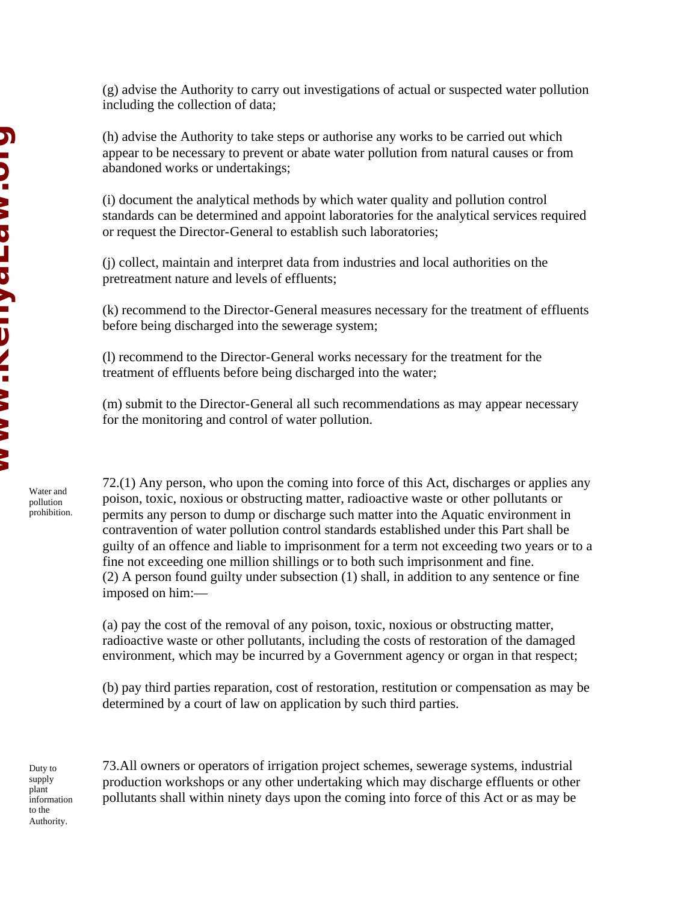(g) advise the Authority to carry out investigations of actual or suspected water pollution including the collection of data;

(h) advise the Authority to take steps or authorise any works to be carried out which appear to be necessary to prevent or abate water pollution from natural causes or from abandoned works or undertakings;

(i) document the analytical methods by which water quality and pollution control standards can be determined and appoint laboratories for the analytical services required or request the Director-General to establish such laboratories;

(j) collect, maintain and interpret data from industries and local authorities on the pretreatment nature and levels of effluents;

(k) recommend to the Director-General measures necessary for the treatment of effluents before being discharged into the sewerage system;

(l) recommend to the Director-General works necessary for the treatment for the treatment of effluents before being discharged into the water;

(m) submit to the Director-General all such recommendations as may appear necessary for the monitoring and control of water pollution.

Water and pollution prohibition.

72.(1) Any person, who upon the coming into force of this Act, discharges or applies any poison, toxic, noxious or obstructing matter, radioactive waste or other pollutants or permits any person to dump or discharge such matter into the Aquatic environment in contravention of water pollution control standards established under this Part shall be guilty of an offence and liable to imprisonment for a term not exceeding two years or to a fine not exceeding one million shillings or to both such imprisonment and fine.
(2) A person found guilty under subsection (1) shall, in addition to any sentence or fine imposed on him:—

(a) pay the cost of the removal of any poison, toxic, noxious or obstructing matter, radioactive waste or other pollutants, including the costs of restoration of the damaged environment, which may be incurred by a Government agency or organ in that respect;

(b) pay third parties reparation, cost of restoration, restitution or compensation as may be determined by a court of law on application by such third parties.

Duty to supply plant information to the Authority.

73.All owners or operators of irrigation project schemes, sewerage systems, industrial production workshops or any other undertaking which may discharge effluents or other pollutants shall within ninety days upon the coming into force of this Act or as may be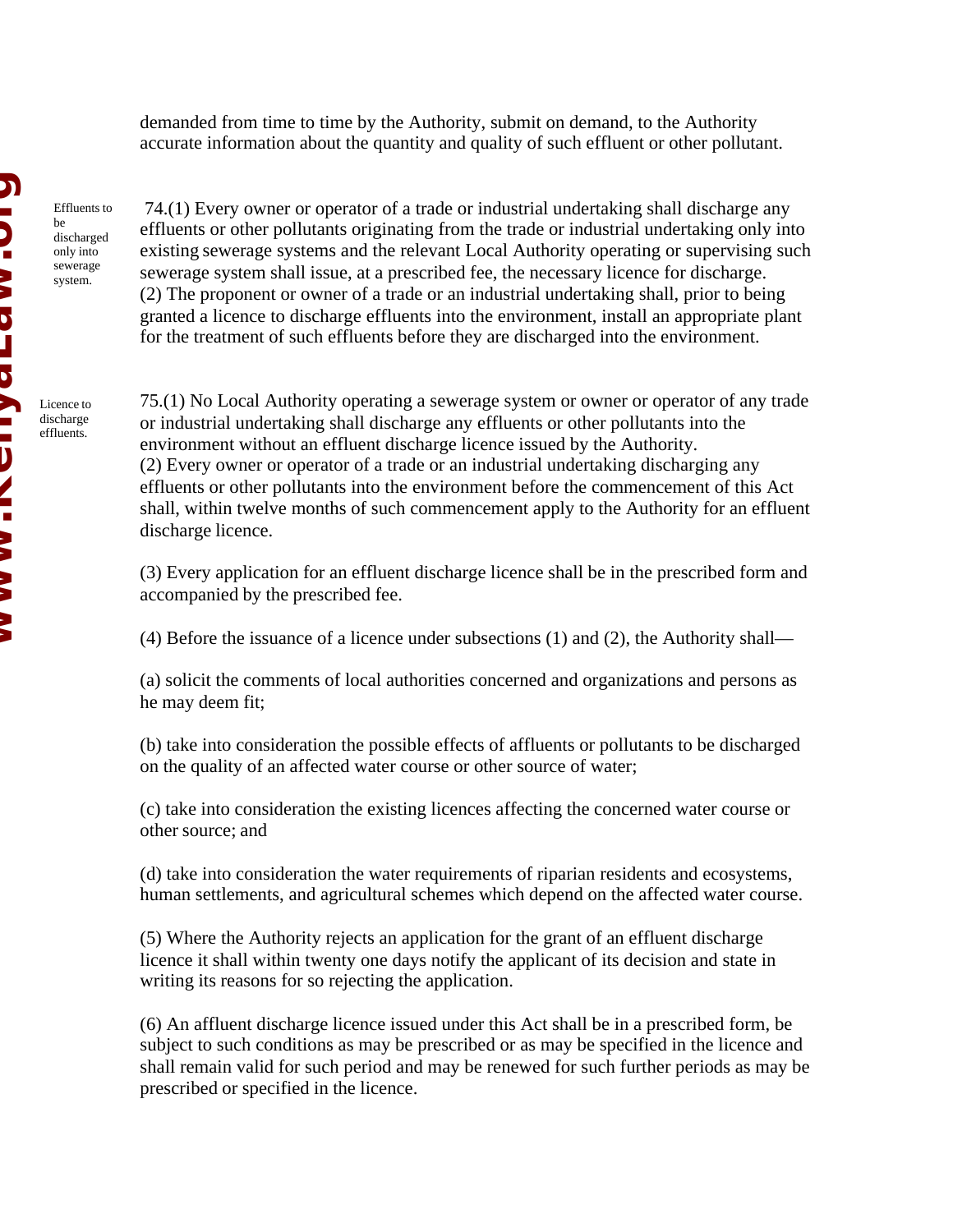demanded from time to time by the Authority, submit on demand, to the Authority accurate information about the quantity and quality of such effluent or other pollutant.

*Effluents to be discharged only into sewerage system.*

74.(1) Every owner or operator of a trade or industrial undertaking shall discharge any effluents or other pollutants originating from the trade or industrial undertaking only into existing sewerage systems and the relevant Local Authority operating or supervising such sewerage system shall issue, at a prescribed fee, the necessary licence for discharge.
(2) The proponent or owner of a trade or an industrial undertaking shall, prior to being granted a licence to discharge effluents into the environment, install an appropriate plant for the treatment of such effluents before they are discharged into the environment.

*Licence to discharge effluents.*

75.(1) No Local Authority operating a sewerage system or owner or operator of any trade or industrial undertaking shall discharge any effluents or other pollutants into the environment without an effluent discharge licence issued by the Authority.
(2) Every owner or operator of a trade or an industrial undertaking discharging any effluents or other pollutants into the environment before the commencement of this Act shall, within twelve months of such commencement apply to the Authority for an effluent discharge licence.

(3) Every application for an effluent discharge licence shall be in the prescribed form and accompanied by the prescribed fee.

(4) Before the issuance of a licence under subsections (1) and (2), the Authority shall—

(a) solicit the comments of local authorities concerned and organizations and persons as he may deem fit;

(b) take into consideration the possible effects of affluents or pollutants to be discharged on the quality of an affected water course or other source of water;

(c) take into consideration the existing licences affecting the concerned water course or other source; and

(d) take into consideration the water requirements of riparian residents and ecosystems, human settlements, and agricultural schemes which depend on the affected water course.

(5) Where the Authority rejects an application for the grant of an effluent discharge licence it shall within twenty one days notify the applicant of its decision and state in writing its reasons for so rejecting the application.

(6) An affluent discharge licence issued under this Act shall be in a prescribed form, be subject to such conditions as may be prescribed or as may be specified in the licence and shall remain valid for such period and may be renewed for such further periods as may be prescribed or specified in the licence.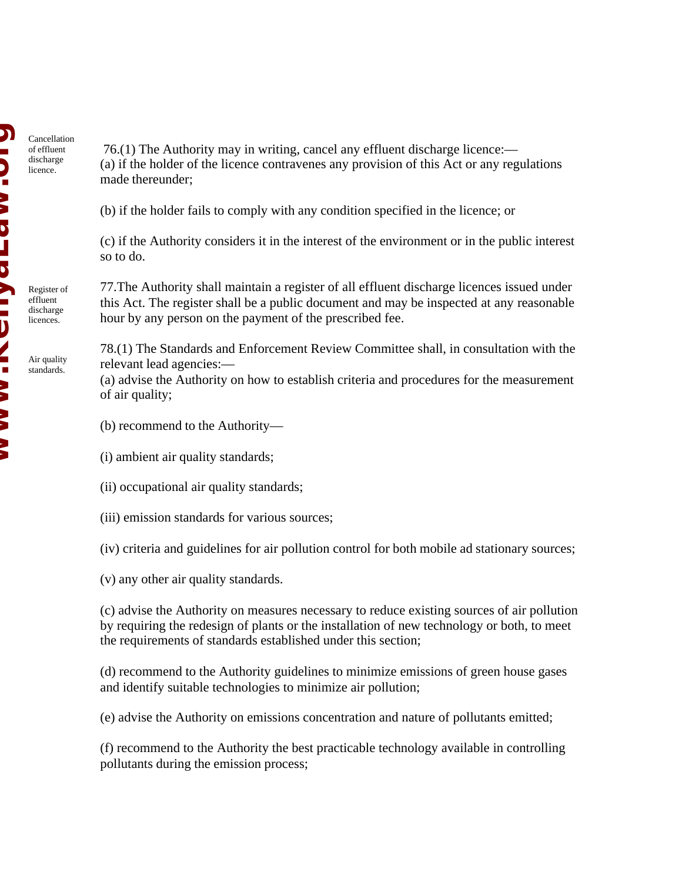Cancellation of effluent discharge licence.

76.(1) The Authority may in writing, cancel any effluent discharge licence:—
(a) if the holder of the licence contravenes any provision of this Act or any regulations made thereunder;

(b) if the holder fails to comply with any condition specified in the licence; or

(c) if the Authority considers it in the interest of the environment or in the public interest so to do.

Register of effluent discharge licences.

77.The Authority shall maintain a register of all effluent discharge licences issued under this Act. The register shall be a public document and may be inspected at any reasonable hour by any person on the payment of the prescribed fee.

Air quality standards.

78.(1) The Standards and Enforcement Review Committee shall, in consultation with the relevant lead agencies:—
(a) advise the Authority on how to establish criteria and procedures for the measurement of air quality;

(b) recommend to the Authority—

(i) ambient air quality standards;

(ii) occupational air quality standards;

(iii) emission standards for various sources;

(iv) criteria and guidelines for air pollution control for both mobile ad stationary sources;

(v) any other air quality standards.

(c) advise the Authority on measures necessary to reduce existing sources of air pollution by requiring the redesign of plants or the installation of new technology or both, to meet the requirements of standards established under this section;

(d) recommend to the Authority guidelines to minimize emissions of green house gases and identify suitable technologies to minimize air pollution;

(e) advise the Authority on emissions concentration and nature of pollutants emitted;

(f) recommend to the Authority the best practicable technology available in controlling pollutants during the emission process;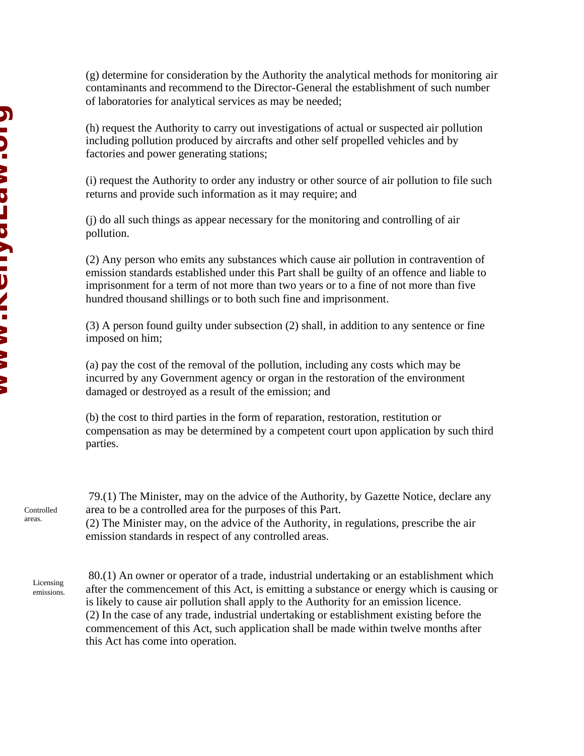(g) determine for consideration by the Authority the analytical methods for monitoring air contaminants and recommend to the Director-General the establishment of such number of laboratories for analytical services as may be needed;

(h) request the Authority to carry out investigations of actual or suspected air pollution including pollution produced by aircrafts and other self propelled vehicles and by factories and power generating stations;

(i) request the Authority to order any industry or other source of air pollution to file such returns and provide such information as it may require; and

(j) do all such things as appear necessary for the monitoring and controlling of air pollution.

(2) Any person who emits any substances which cause air pollution in contravention of emission standards established under this Part shall be guilty of an offence and liable to imprisonment for a term of not more than two years or to a fine of not more than five hundred thousand shillings or to both such fine and imprisonment.

(3) A person found guilty under subsection (2) shall, in addition to any sentence or fine imposed on him;

(a) pay the cost of the removal of the pollution, including any costs which may be incurred by any Government agency or organ in the restoration of the environment damaged or destroyed as a result of the emission; and

(b) the cost to third parties in the form of reparation, restoration, restitution or compensation as may be determined by a competent court upon application by such third parties.

Controlled areas.

79.(1) The Minister, may on the advice of the Authority, by Gazette Notice, declare any area to be a controlled area for the purposes of this Part.
(2) The Minister may, on the advice of the Authority, in regulations, prescribe the air emission standards in respect of any controlled areas.

Licensing emissions.

80.(1) An owner or operator of a trade, industrial undertaking or an establishment which after the commencement of this Act, is emitting a substance or energy which is causing or is likely to cause air pollution shall apply to the Authority for an emission licence.
(2) In the case of any trade, industrial undertaking or establishment existing before the commencement of this Act, such application shall be made within twelve months after this Act has come into operation.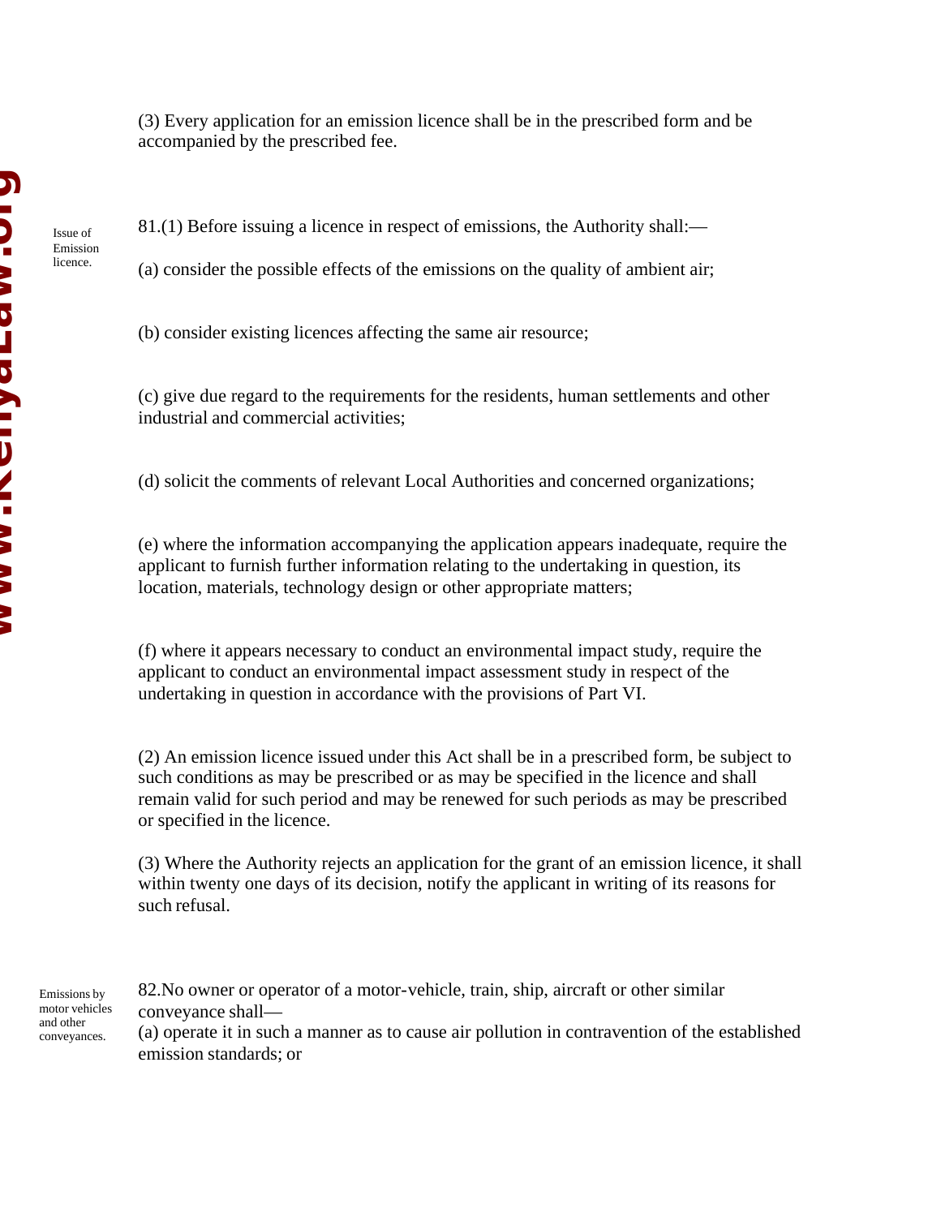(3) Every application for an emission licence shall be in the prescribed form and be accompanied by the prescribed fee.

Issue of Emission licence.

81.(1) Before issuing a licence in respect of emissions, the Authority shall:—

(a) consider the possible effects of the emissions on the quality of ambient air;

(b) consider existing licences affecting the same air resource;

(c) give due regard to the requirements for the residents, human settlements and other industrial and commercial activities;

(d) solicit the comments of relevant Local Authorities and concerned organizations;

(e) where the information accompanying the application appears inadequate, require the applicant to furnish further information relating to the undertaking in question, its location, materials, technology design or other appropriate matters;

(f) where it appears necessary to conduct an environmental impact study, require the applicant to conduct an environmental impact assessment study in respect of the undertaking in question in accordance with the provisions of Part VI.

(2) An emission licence issued under this Act shall be in a prescribed form, be subject to such conditions as may be prescribed or as may be specified in the licence and shall remain valid for such period and may be renewed for such periods as may be prescribed or specified in the licence.

(3) Where the Authority rejects an application for the grant of an emission licence, it shall within twenty one days of its decision, notify the applicant in writing of its reasons for such refusal.

Emissions by motor vehicles and other conveyances.

82.No owner or operator of a motor-vehicle, train, ship, aircraft or other similar conveyance shall—

(a) operate it in such a manner as to cause air pollution in contravention of the established emission standards; or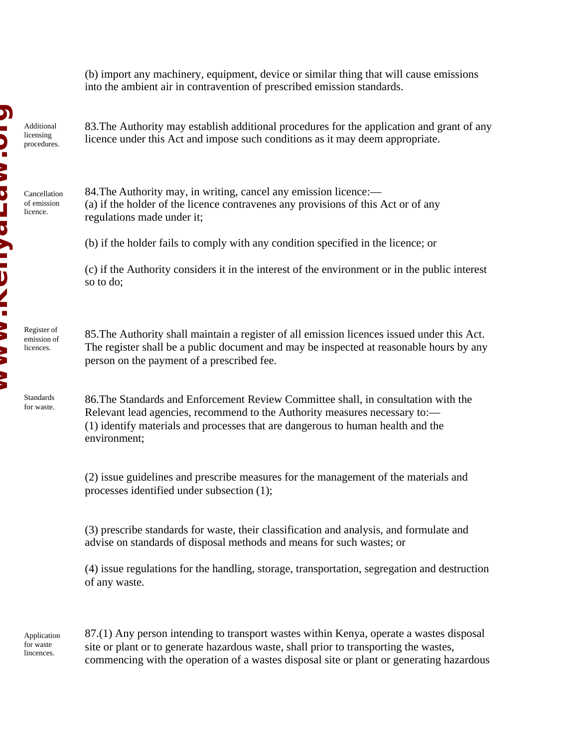(b) import any machinery, equipment, device or similar thing that will cause emissions into the ambient air in contravention of prescribed emission standards.

Additional licensing procedures.

83.The Authority may establish additional procedures for the application and grant of any licence under this Act and impose such conditions as it may deem appropriate.

Cancellation of emission licence.

84.The Authority may, in writing, cancel any emission licence:—
(a) if the holder of the licence contravenes any provisions of this Act or of any regulations made under it;

(b) if the holder fails to comply with any condition specified in the licence; or

(c) if the Authority considers it in the interest of the environment or in the public interest so to do;

Register of emission of licences.

85.The Authority shall maintain a register of all emission licences issued under this Act. The register shall be a public document and may be inspected at reasonable hours by any person on the payment of a prescribed fee.

Standards for waste.

86.The Standards and Enforcement Review Committee shall, in consultation with the Relevant lead agencies, recommend to the Authority measures necessary to:—
(1) identify materials and processes that are dangerous to human health and the environment;

(2) issue guidelines and prescribe measures for the management of the materials and processes identified under subsection (1);

(3) prescribe standards for waste, their classification and analysis, and formulate and advise on standards of disposal methods and means for such wastes; or

(4) issue regulations for the handling, storage, transportation, segregation and destruction of any waste.

Application for waste lincences.

87.(1) Any person intending to transport wastes within Kenya, operate a wastes disposal site or plant or to generate hazardous waste, shall prior to transporting the wastes, commencing with the operation of a wastes disposal site or plant or generating hazardous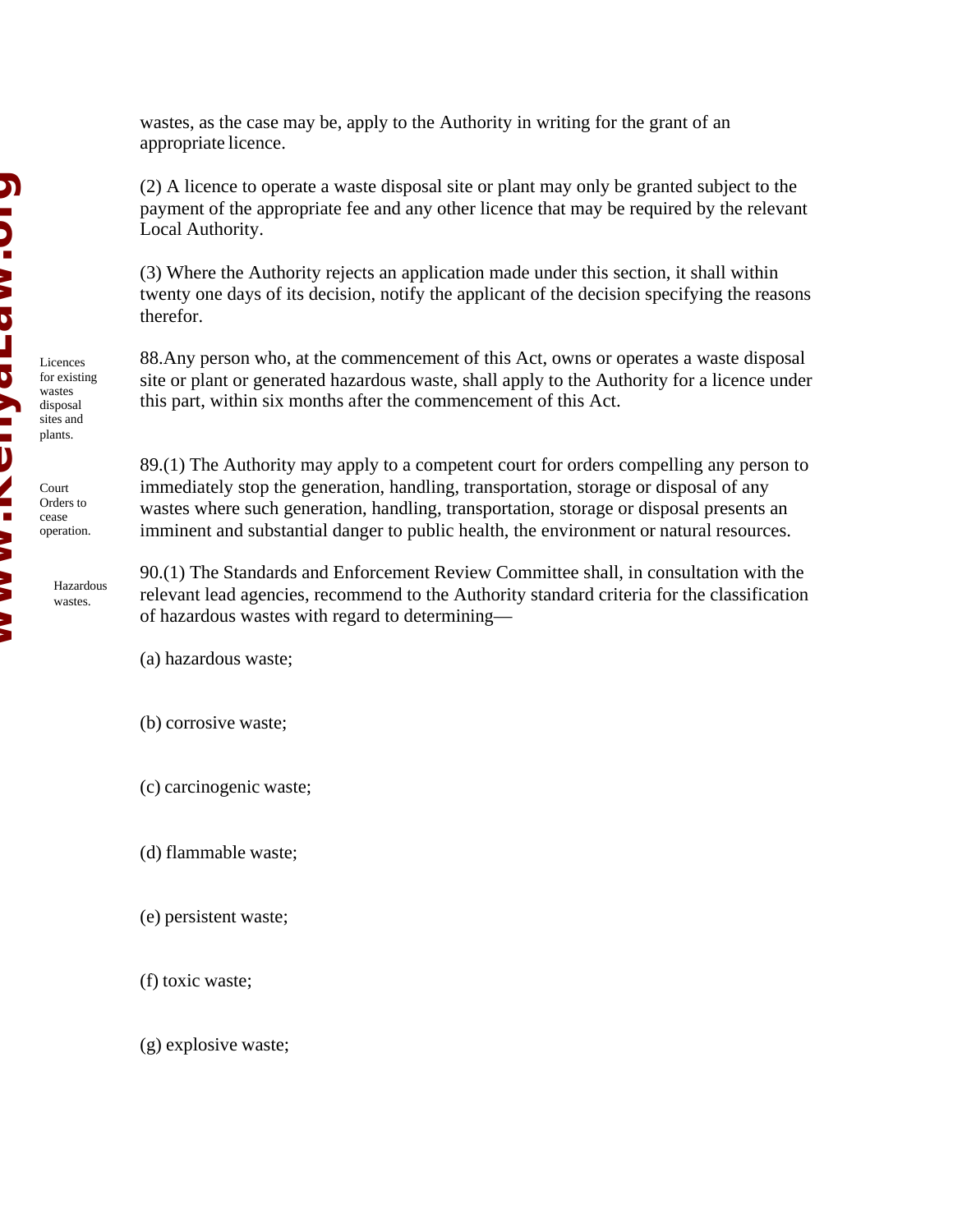wastes, as the case may be, apply to the Authority in writing for the grant of an appropriate licence.

(2) A licence to operate a waste disposal site or plant may only be granted subject to the payment of the appropriate fee and any other licence that may be required by the relevant Local Authority.

(3) Where the Authority rejects an application made under this section, it shall within twenty one days of its decision, notify the applicant of the decision specifying the reasons therefor.

*Licences for existing wastes disposal sites and plants.*

88.Any person who, at the commencement of this Act, owns or operates a waste disposal site or plant or generated hazardous waste, shall apply to the Authority for a licence under this part, within six months after the commencement of this Act.

*Court Orders to cease operation.*

89.(1) The Authority may apply to a competent court for orders compelling any person to immediately stop the generation, handling, transportation, storage or disposal of any wastes where such generation, handling, transportation, storage or disposal presents an imminent and substantial danger to public health, the environment or natural resources.

*Hazardous wastes.*

90.(1) The Standards and Enforcement Review Committee shall, in consultation with the relevant lead agencies, recommend to the Authority standard criteria for the classification of hazardous wastes with regard to determining—

(a) hazardous waste;

(b) corrosive waste;

(c) carcinogenic waste;

(d) flammable waste;

(e) persistent waste;

(f) toxic waste;

(g) explosive waste;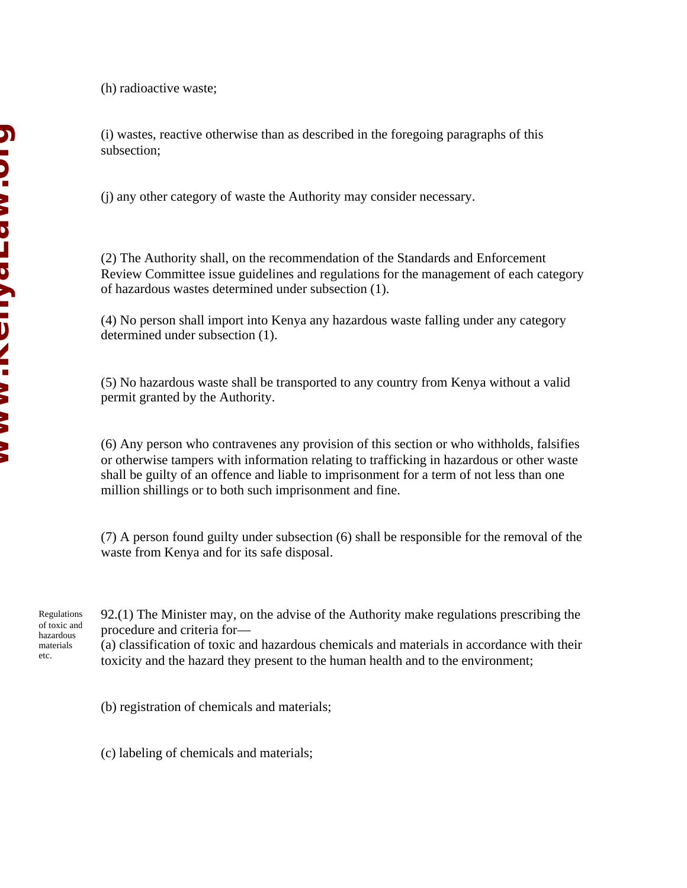(h) radioactive waste;

(i) wastes, reactive otherwise than as described in the foregoing paragraphs of this subsection;

(j) any other category of waste the Authority may consider necessary.

(2) The Authority shall, on the recommendation of the Standards and Enforcement Review Committee issue guidelines and regulations for the management of each category of hazardous wastes determined under subsection (1).

(4) No person shall import into Kenya any hazardous waste falling under any category determined under subsection (1).

(5) No hazardous waste shall be transported to any country from Kenya without a valid permit granted by the Authority.

(6) Any person who contravenes any provision of this section or who withholds, falsifies or otherwise tampers with information relating to trafficking in hazardous or other waste shall be guilty of an offence and liable to imprisonment for a term of not less than one million shillings or to both such imprisonment and fine.

(7) A person found guilty under subsection (6) shall be responsible for the removal of the waste from Kenya and for its safe disposal.

Regulations of toxic and hazardous materials etc.

92.(1) The Minister may, on the advise of the Authority make regulations prescribing the procedure and criteria for—

(a) classification of toxic and hazardous chemicals and materials in accordance with their toxicity and the hazard they present to the human health and to the environment;

(b) registration of chemicals and materials;

(c) labeling of chemicals and materials;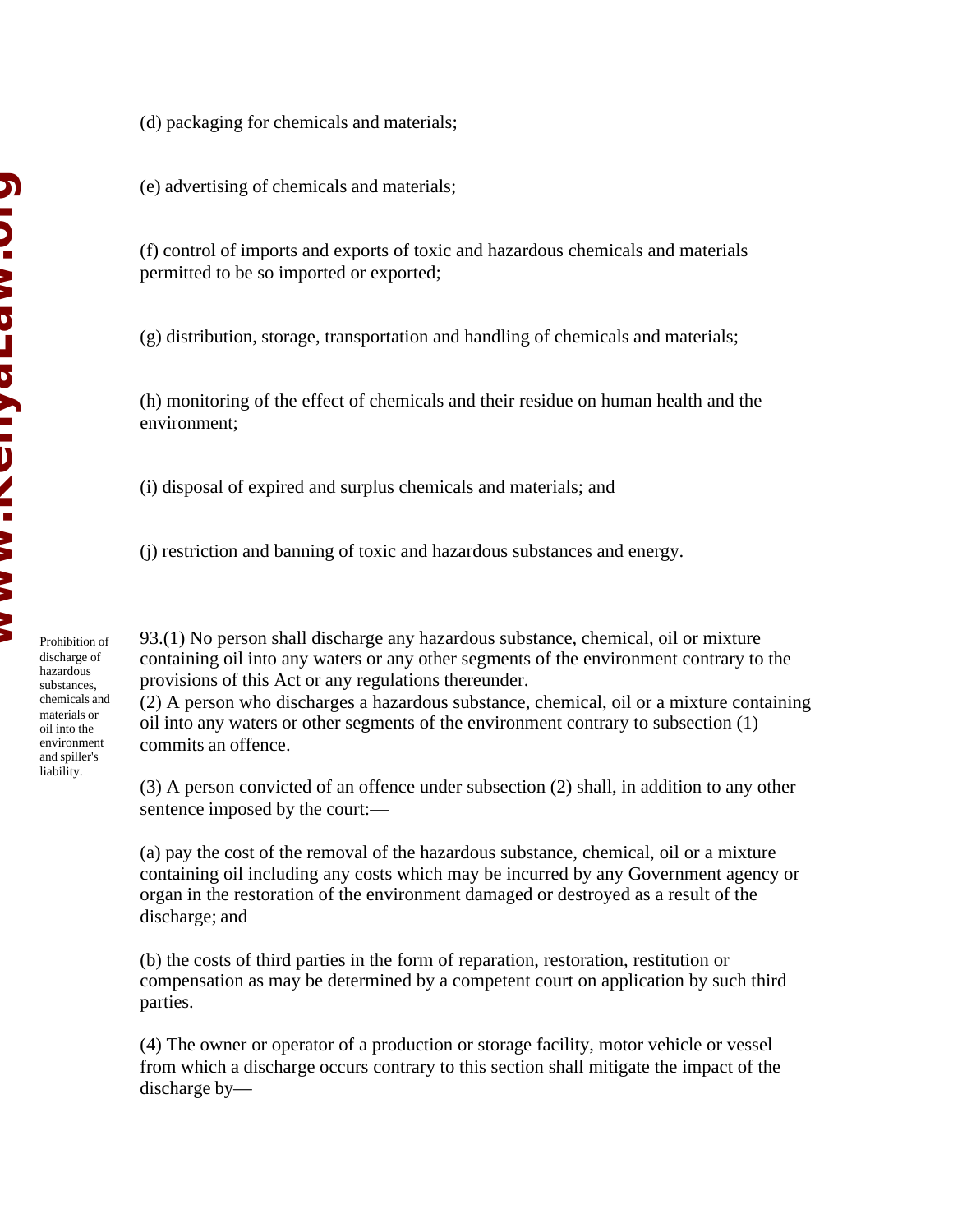(d) packaging for chemicals and materials;

(e) advertising of chemicals and materials;

(f) control of imports and exports of toxic and hazardous chemicals and materials permitted to be so imported or exported;

(g) distribution, storage, transportation and handling of chemicals and materials;

(h) monitoring of the effect of chemicals and their residue on human health and the environment;

(i) disposal of expired and surplus chemicals and materials; and

(j) restriction and banning of toxic and hazardous substances and energy.

*Prohibition of discharge of hazardous substances, chemicals and materials or oil into the environment and spiller's liability.*

93.(1) No person shall discharge any hazardous substance, chemical, oil or mixture containing oil into any waters or any other segments of the environment contrary to the provisions of this Act or any regulations thereunder.

(2) A person who discharges a hazardous substance, chemical, oil or a mixture containing oil into any waters or other segments of the environment contrary to subsection (1) commits an offence.

(3) A person convicted of an offence under subsection (2) shall, in addition to any other sentence imposed by the court:—

(a) pay the cost of the removal of the hazardous substance, chemical, oil or a mixture containing oil including any costs which may be incurred by any Government agency or organ in the restoration of the environment damaged or destroyed as a result of the discharge; and

(b) the costs of third parties in the form of reparation, restoration, restitution or compensation as may be determined by a competent court on application by such third parties.

(4) The owner or operator of a production or storage facility, motor vehicle or vessel from which a discharge occurs contrary to this section shall mitigate the impact of the discharge by—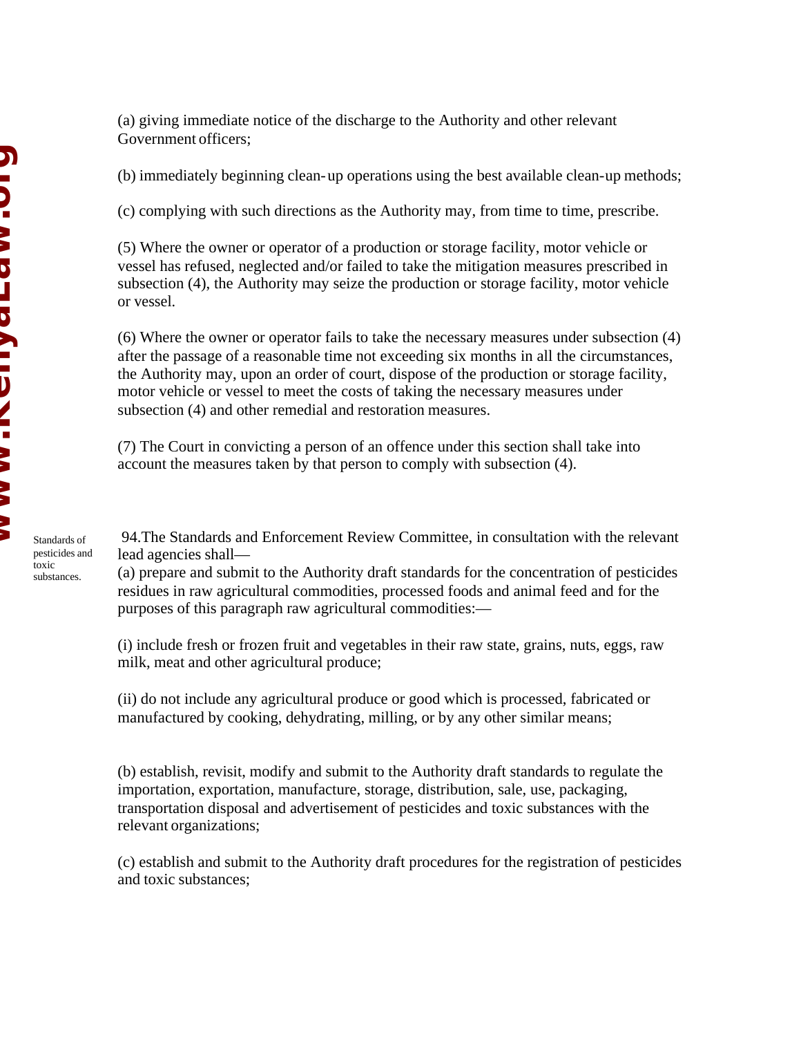(a) giving immediate notice of the discharge to the Authority and other relevant Government officers;

(b) immediately beginning clean- up operations using the best available clean-up methods;

(c) complying with such directions as the Authority may, from time to time, prescribe.

(5) Where the owner or operator of a production or storage facility, motor vehicle or vessel has refused, neglected and/or failed to take the mitigation measures prescribed in subsection (4), the Authority may seize the production or storage facility, motor vehicle or vessel.

(6) Where the owner or operator fails to take the necessary measures under subsection (4) after the passage of a reasonable time not exceeding six months in all the circumstances, the Authority may, upon an order of court, dispose of the production or storage facility, motor vehicle or vessel to meet the costs of taking the necessary measures under subsection (4) and other remedial and restoration measures.

(7) The Court in convicting a person of an offence under this section shall take into account the measures taken by that person to comply with subsection (4).

Standards of pesticides and toxic substances.

94.The Standards and Enforcement Review Committee, in consultation with the relevant lead agencies shall—

(a) prepare and submit to the Authority draft standards for the concentration of pesticides residues in raw agricultural commodities, processed foods and animal feed and for the purposes of this paragraph raw agricultural commodities:—

(i) include fresh or frozen fruit and vegetables in their raw state, grains, nuts, eggs, raw milk, meat and other agricultural produce;

(ii) do not include any agricultural produce or good which is processed, fabricated or manufactured by cooking, dehydrating, milling, or by any other similar means;

(b) establish, revisit, modify and submit to the Authority draft standards to regulate the importation, exportation, manufacture, storage, distribution, sale, use, packaging, transportation disposal and advertisement of pesticides and toxic substances with the relevant organizations;

(c) establish and submit to the Authority draft procedures for the registration of pesticides and toxic substances;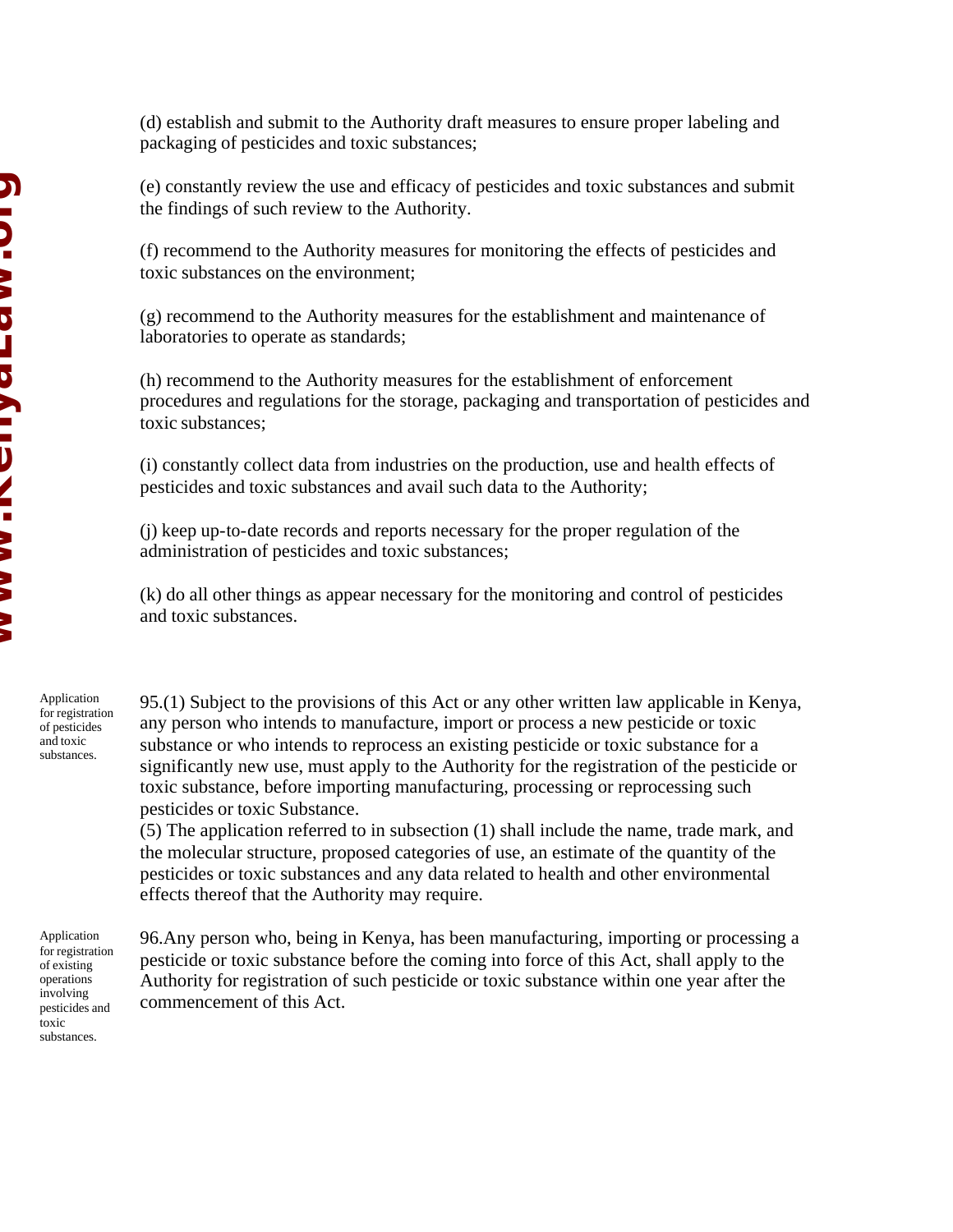(d) establish and submit to the Authority draft measures to ensure proper labeling and packaging of pesticides and toxic substances;

(e) constantly review the use and efficacy of pesticides and toxic substances and submit the findings of such review to the Authority.

(f) recommend to the Authority measures for monitoring the effects of pesticides and toxic substances on the environment;

(g) recommend to the Authority measures for the establishment and maintenance of laboratories to operate as standards;

(h) recommend to the Authority measures for the establishment of enforcement procedures and regulations for the storage, packaging and transportation of pesticides and toxic substances;

(i) constantly collect data from industries on the production, use and health effects of pesticides and toxic substances and avail such data to the Authority;

(j) keep up-to-date records and reports necessary for the proper regulation of the administration of pesticides and toxic substances;

(k) do all other things as appear necessary for the monitoring and control of pesticides and toxic substances.

*Application for registration of pesticides and toxic substances.*

95.(1) Subject to the provisions of this Act or any other written law applicable in Kenya, any person who intends to manufacture, import or process a new pesticide or toxic substance or who intends to reprocess an existing pesticide or toxic substance for a significantly new use, must apply to the Authority for the registration of the pesticide or toxic substance, before importing manufacturing, processing or reprocessing such pesticides or toxic Substance.

(5) The application referred to in subsection (1) shall include the name, trade mark, and the molecular structure, proposed categories of use, an estimate of the quantity of the pesticides or toxic substances and any data related to health and other environmental effects thereof that the Authority may require.

*Application for registration of existing operations involving pesticides and toxic substances.*

96.Any person who, being in Kenya, has been manufacturing, importing or processing a pesticide or toxic substance before the coming into force of this Act, shall apply to the Authority for registration of such pesticide or toxic substance within one year after the commencement of this Act.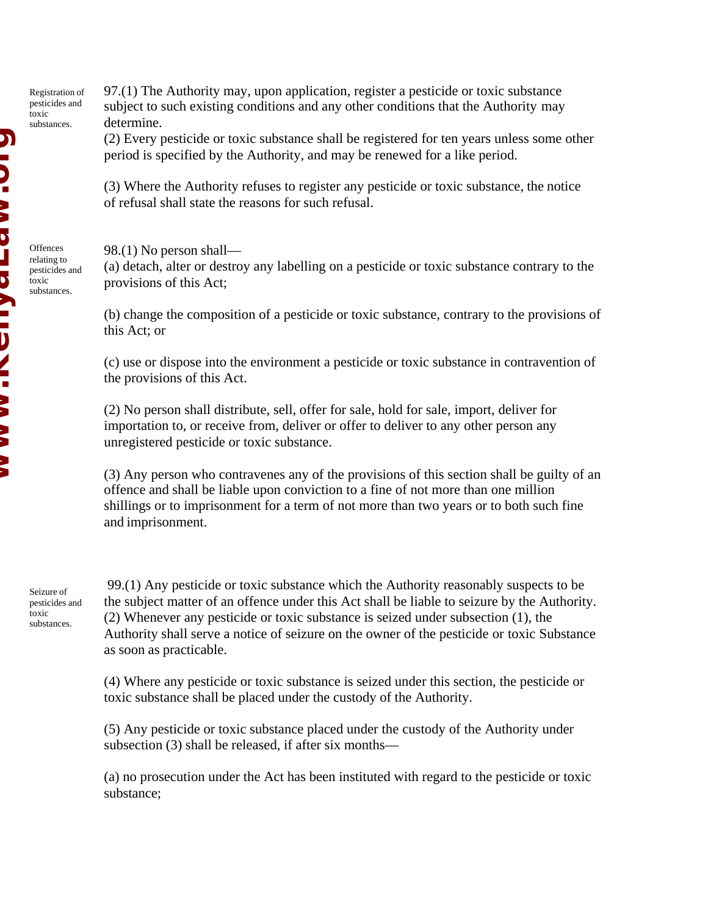Registration of pesticides and toxic substances.

97.(1) The Authority may, upon application, register a pesticide or toxic substance subject to such existing conditions and any other conditions that the Authority may determine.

(2) Every pesticide or toxic substance shall be registered for ten years unless some other period is specified by the Authority, and may be renewed for a like period.

(3) Where the Authority refuses to register any pesticide or toxic substance, the notice of refusal shall state the reasons for such refusal.

Offences relating to pesticides and toxic substances.

98.(1) No person shall—

(a) detach, alter or destroy any labelling on a pesticide or toxic substance contrary to the provisions of this Act;

(b) change the composition of a pesticide or toxic substance, contrary to the provisions of this Act; or

(c) use or dispose into the environment a pesticide or toxic substance in contravention of the provisions of this Act.

(2) No person shall distribute, sell, offer for sale, hold for sale, import, deliver for importation to, or receive from, deliver or offer to deliver to any other person any unregistered pesticide or toxic substance.

(3) Any person who contravenes any of the provisions of this section shall be guilty of an offence and shall be liable upon conviction to a fine of not more than one million shillings or to imprisonment for a term of not more than two years or to both such fine and imprisonment.

Seizure of pesticides and toxic substances.

99.(1) Any pesticide or toxic substance which the Authority reasonably suspects to be the subject matter of an offence under this Act shall be liable to seizure by the Authority.

(2) Whenever any pesticide or toxic substance is seized under subsection (1), the Authority shall serve a notice of seizure on the owner of the pesticide or toxic Substance as soon as practicable.

(4) Where any pesticide or toxic substance is seized under this section, the pesticide or toxic substance shall be placed under the custody of the Authority.

(5) Any pesticide or toxic substance placed under the custody of the Authority under subsection (3) shall be released, if after six months—

(a) no prosecution under the Act has been instituted with regard to the pesticide or toxic substance;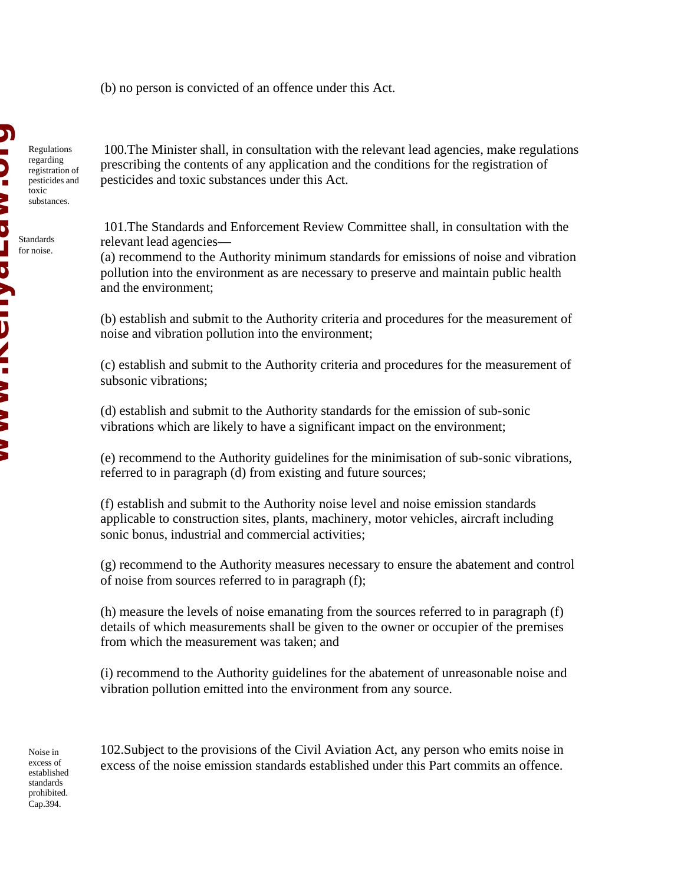(b) no person is convicted of an offence under this Act.

Regulations regarding registration of pesticides and toxic substances.

100.The Minister shall, in consultation with the relevant lead agencies, make regulations prescribing the contents of any application and the conditions for the registration of pesticides and toxic substances under this Act.

Standards for noise.

101.The Standards and Enforcement Review Committee shall, in consultation with the relevant lead agencies—

(a) recommend to the Authority minimum standards for emissions of noise and vibration pollution into the environment as are necessary to preserve and maintain public health and the environment;

(b) establish and submit to the Authority criteria and procedures for the measurement of noise and vibration pollution into the environment;

(c) establish and submit to the Authority criteria and procedures for the measurement of subsonic vibrations;

(d) establish and submit to the Authority standards for the emission of sub-sonic vibrations which are likely to have a significant impact on the environment;

(e) recommend to the Authority guidelines for the minimisation of sub-sonic vibrations, referred to in paragraph (d) from existing and future sources;

(f) establish and submit to the Authority noise level and noise emission standards applicable to construction sites, plants, machinery, motor vehicles, aircraft including sonic bonus, industrial and commercial activities;

(g) recommend to the Authority measures necessary to ensure the abatement and control of noise from sources referred to in paragraph (f);

(h) measure the levels of noise emanating from the sources referred to in paragraph (f) details of which measurements shall be given to the owner or occupier of the premises from which the measurement was taken; and

(i) recommend to the Authority guidelines for the abatement of unreasonable noise and vibration pollution emitted into the environment from any source.

Noise in excess of established standards prohibited. Cap.394.

102.Subject to the provisions of the Civil Aviation Act, any person who emits noise in excess of the noise emission standards established under this Part commits an offence.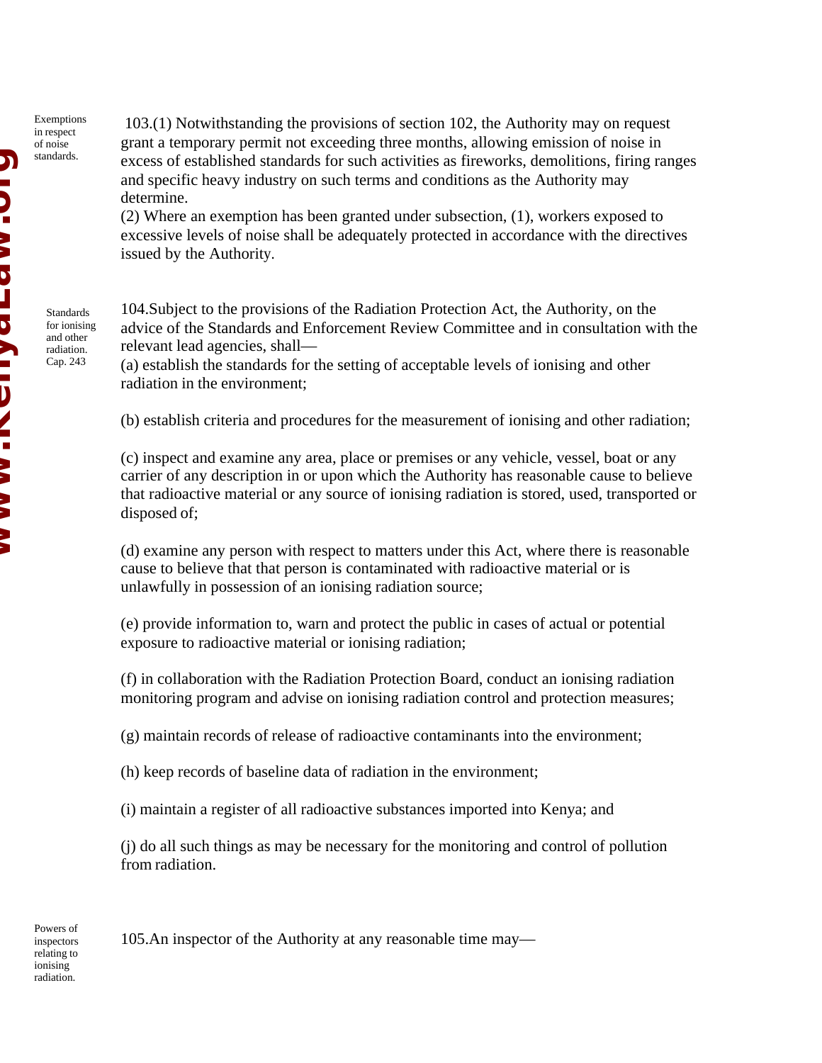*Exemptions in respect of noise standards.*

103.(1) Notwithstanding the provisions of section 102, the Authority may on request grant a temporary permit not exceeding three months, allowing emission of noise in excess of established standards for such activities as fireworks, demolitions, firing ranges and specific heavy industry on such terms and conditions as the Authority may determine.

(2) Where an exemption has been granted under subsection, (1), workers exposed to excessive levels of noise shall be adequately protected in accordance with the directives issued by the Authority.

*Standards for ionising and other radiation. Cap. 243*

104.Subject to the provisions of the Radiation Protection Act, the Authority, on the advice of the Standards and Enforcement Review Committee and in consultation with the relevant lead agencies, shall—

(a) establish the standards for the setting of acceptable levels of ionising and other radiation in the environment;

(b) establish criteria and procedures for the measurement of ionising and other radiation;

(c) inspect and examine any area, place or premises or any vehicle, vessel, boat or any carrier of any description in or upon which the Authority has reasonable cause to believe that radioactive material or any source of ionising radiation is stored, used, transported or disposed of;

(d) examine any person with respect to matters under this Act, where there is reasonable cause to believe that that person is contaminated with radioactive material or is unlawfully in possession of an ionising radiation source;

(e) provide information to, warn and protect the public in cases of actual or potential exposure to radioactive material or ionising radiation;

(f) in collaboration with the Radiation Protection Board, conduct an ionising radiation monitoring program and advise on ionising radiation control and protection measures;

(g) maintain records of release of radioactive contaminants into the environment;

(h) keep records of baseline data of radiation in the environment;

(i) maintain a register of all radioactive substances imported into Kenya; and

(j) do all such things as may be necessary for the monitoring and control of pollution from radiation.

*Powers of inspectors relating to ionising radiation.*

105.An inspector of the Authority at any reasonable time may—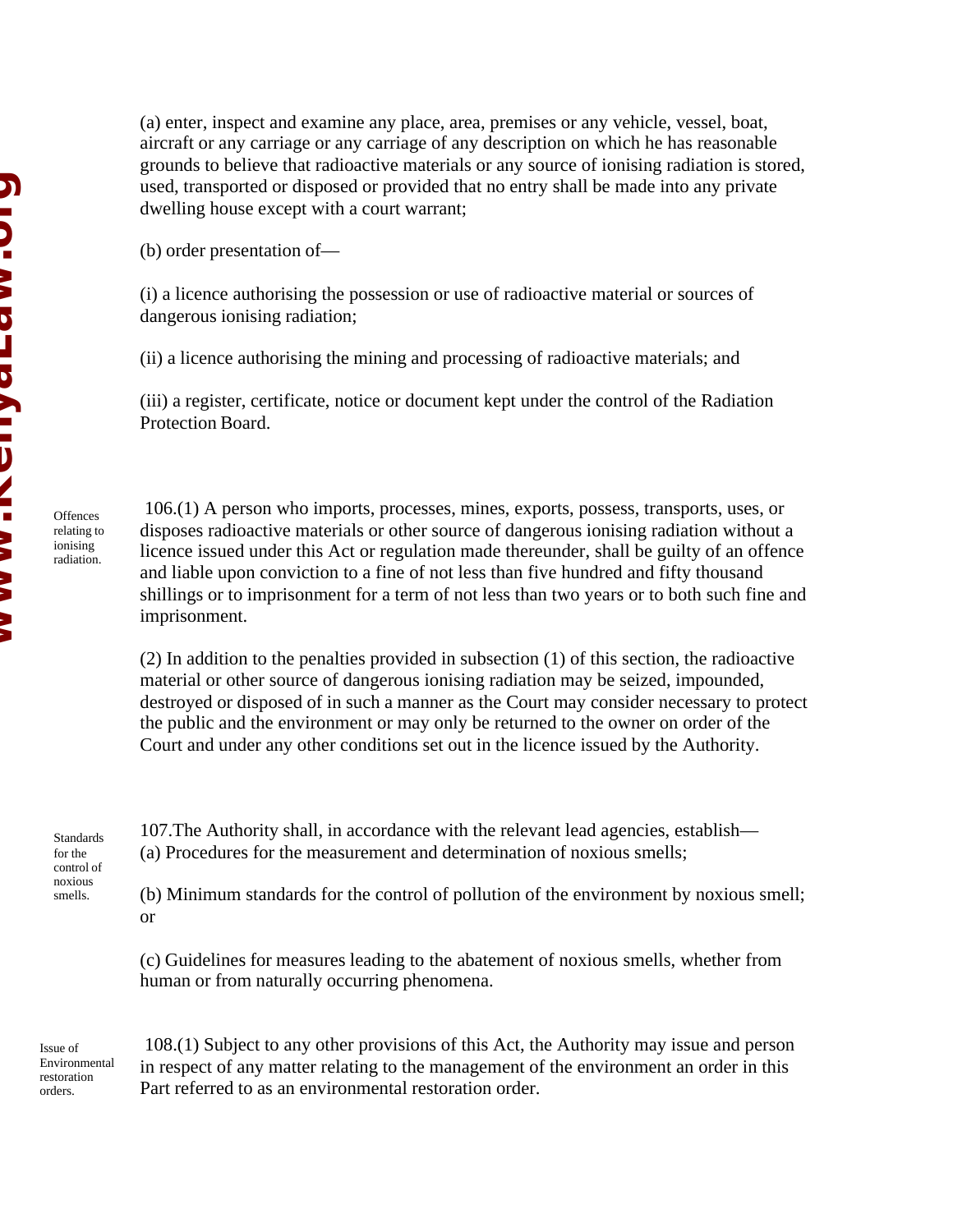(a) enter, inspect and examine any place, area, premises or any vehicle, vessel, boat, aircraft or any carriage or any carriage of any description on which he has reasonable grounds to believe that radioactive materials or any source of ionising radiation is stored, used, transported or disposed or provided that no entry shall be made into any private dwelling house except with a court warrant;

(b) order presentation of—

(i) a licence authorising the possession or use of radioactive material or sources of dangerous ionising radiation;

(ii) a licence authorising the mining and processing of radioactive materials; and

(iii) a register, certificate, notice or document kept under the control of the Radiation Protection Board.

*Offences relating to ionising radiation.*

106.(1) A person who imports, processes, mines, exports, possess, transports, uses, or disposes radioactive materials or other source of dangerous ionising radiation without a licence issued under this Act or regulation made thereunder, shall be guilty of an offence and liable upon conviction to a fine of not less than five hundred and fifty thousand shillings or to imprisonment for a term of not less than two years or to both such fine and imprisonment.

(2) In addition to the penalties provided in subsection (1) of this section, the radioactive material or other source of dangerous ionising radiation may be seized, impounded, destroyed or disposed of in such a manner as the Court may consider necessary to protect the public and the environment or may only be returned to the owner on order of the Court and under any other conditions set out in the licence issued by the Authority.

*Standards for the control of noxious smells.*

107.The Authority shall, in accordance with the relevant lead agencies, establish—
(a) Procedures for the measurement and determination of noxious smells;

(b) Minimum standards for the control of pollution of the environment by noxious smell; or

(c) Guidelines for measures leading to the abatement of noxious smells, whether from human or from naturally occurring phenomena.

*Issue of Environmental restoration orders.*

108.(1) Subject to any other provisions of this Act, the Authority may issue and person in respect of any matter relating to the management of the environment an order in this Part referred to as an environmental restoration order.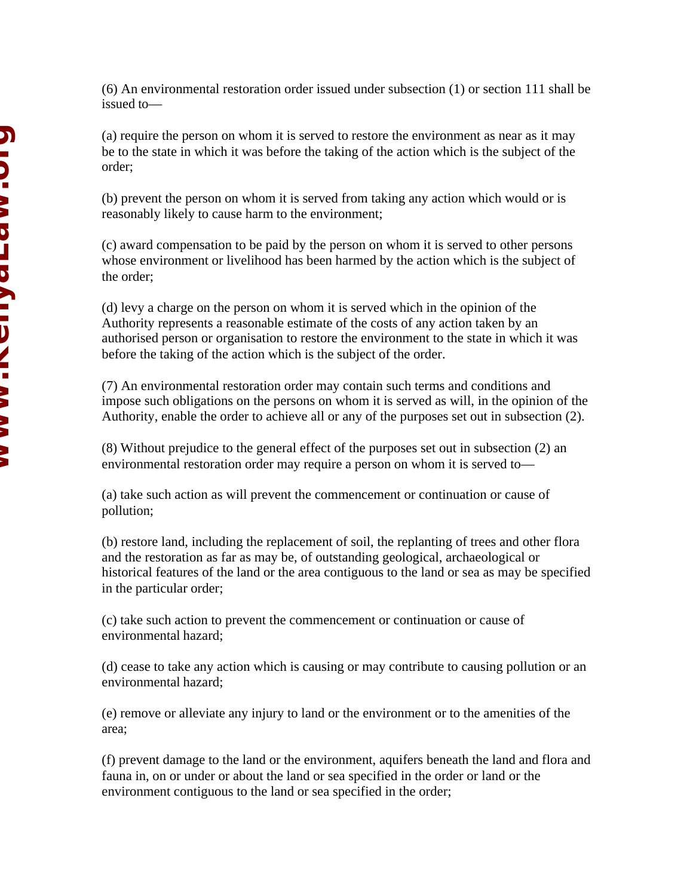(6) An environmental restoration order issued under subsection (1) or section 111 shall be issued to—

(a) require the person on whom it is served to restore the environment as near as it may be to the state in which it was before the taking of the action which is the subject of the order;

(b) prevent the person on whom it is served from taking any action which would or is reasonably likely to cause harm to the environment;

(c) award compensation to be paid by the person on whom it is served to other persons whose environment or livelihood has been harmed by the action which is the subject of the order;

(d) levy a charge on the person on whom it is served which in the opinion of the Authority represents a reasonable estimate of the costs of any action taken by an authorised person or organisation to restore the environment to the state in which it was before the taking of the action which is the subject of the order.

(7) An environmental restoration order may contain such terms and conditions and impose such obligations on the persons on whom it is served as will, in the opinion of the Authority, enable the order to achieve all or any of the purposes set out in subsection (2).

(8) Without prejudice to the general effect of the purposes set out in subsection (2) an environmental restoration order may require a person on whom it is served to—

(a) take such action as will prevent the commencement or continuation or cause of pollution;

(b) restore land, including the replacement of soil, the replanting of trees and other flora and the restoration as far as may be, of outstanding geological, archaeological or historical features of the land or the area contiguous to the land or sea as may be specified in the particular order;

(c) take such action to prevent the commencement or continuation or cause of environmental hazard;

(d) cease to take any action which is causing or may contribute to causing pollution or an environmental hazard;

(e) remove or alleviate any injury to land or the environment or to the amenities of the area;

(f) prevent damage to the land or the environment, aquifers beneath the land and flora and fauna in, on or under or about the land or sea specified in the order or land or the environment contiguous to the land or sea specified in the order;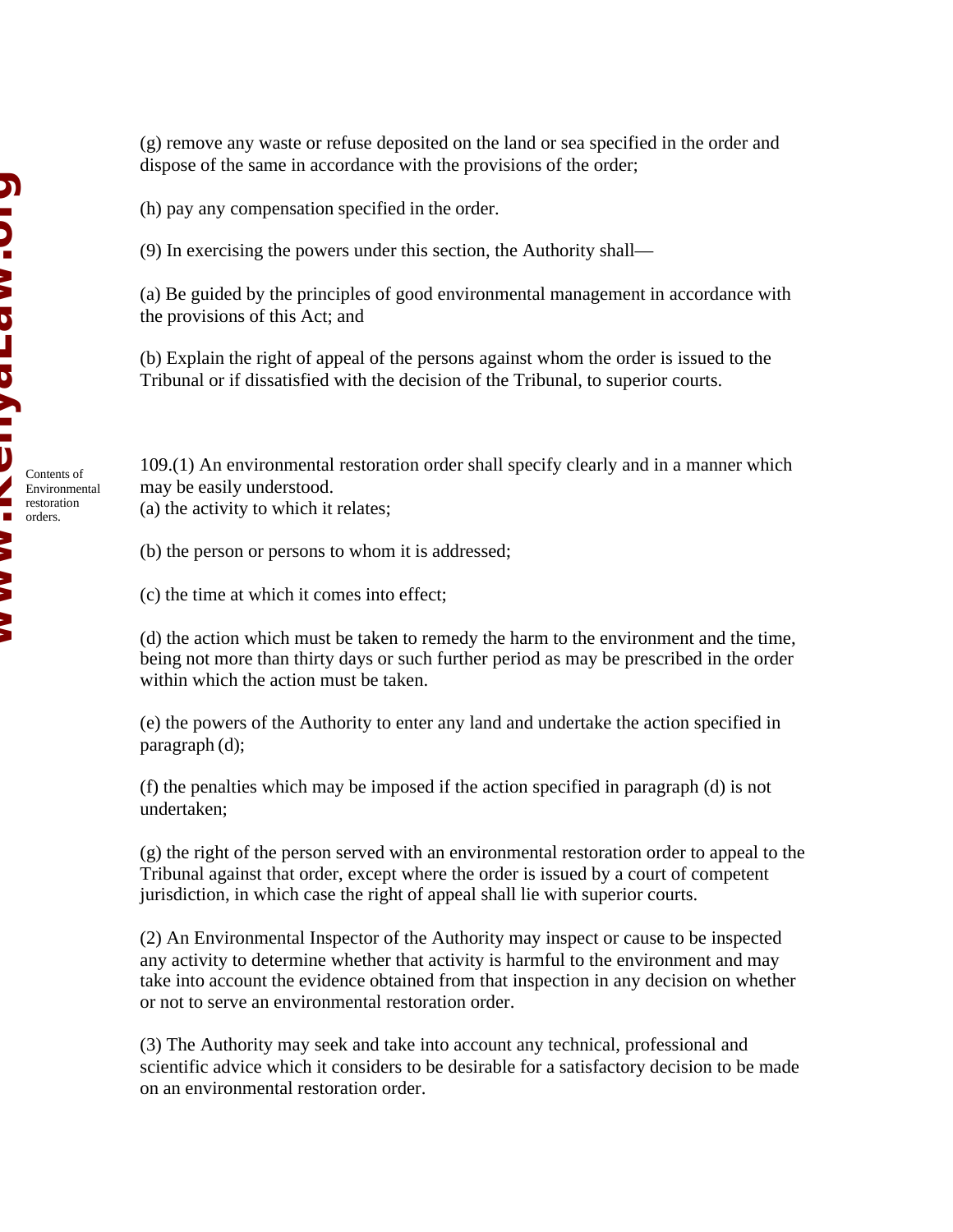(g) remove any waste or refuse deposited on the land or sea specified in the order and dispose of the same in accordance with the provisions of the order;

(h) pay any compensation specified in the order.

(9) In exercising the powers under this section, the Authority shall—

(a) Be guided by the principles of good environmental management in accordance with the provisions of this Act; and

(b) Explain the right of appeal of the persons against whom the order is issued to the Tribunal or if dissatisfied with the decision of the Tribunal, to superior courts.

Contents of Environmental restoration orders.

109.(1) An environmental restoration order shall specify clearly and in a manner which may be easily understood.

(a) the activity to which it relates;

(b) the person or persons to whom it is addressed;

(c) the time at which it comes into effect;

(d) the action which must be taken to remedy the harm to the environment and the time, being not more than thirty days or such further period as may be prescribed in the order within which the action must be taken.

(e) the powers of the Authority to enter any land and undertake the action specified in paragraph (d);

(f) the penalties which may be imposed if the action specified in paragraph (d) is not undertaken;

(g) the right of the person served with an environmental restoration order to appeal to the Tribunal against that order, except where the order is issued by a court of competent jurisdiction, in which case the right of appeal shall lie with superior courts.

(2) An Environmental Inspector of the Authority may inspect or cause to be inspected any activity to determine whether that activity is harmful to the environment and may take into account the evidence obtained from that inspection in any decision on whether or not to serve an environmental restoration order.

(3) The Authority may seek and take into account any technical, professional and scientific advice which it considers to be desirable for a satisfactory decision to be made on an environmental restoration order.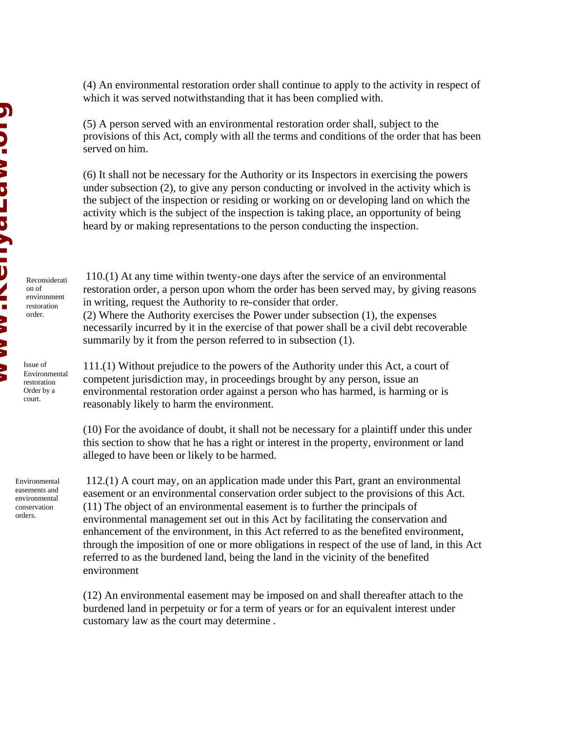(4) An environmental restoration order shall continue to apply to the activity in respect of which it was served notwithstanding that it has been complied with.

(5) A person served with an environmental restoration order shall, subject to the provisions of this Act, comply with all the terms and conditions of the order that has been served on him.

(6) It shall not be necessary for the Authority or its Inspectors in exercising the powers under subsection (2), to give any person conducting or involved in the activity which is the subject of the inspection or residing or working on or developing land on which the activity which is the subject of the inspection is taking place, an opportunity of being heard by or making representations to the person conducting the inspection.

*Reconsideration of environment restoration order.*

110.(1) At any time within twenty-one days after the service of an environmental restoration order, a person upon whom the order has been served may, by giving reasons in writing, request the Authority to re-consider that order.
(2) Where the Authority exercises the Power under subsection (1), the expenses necessarily incurred by it in the exercise of that power shall be a civil debt recoverable summarily by it from the person referred to in subsection (1).

*Issue of Environmental restoration Order by a court.*

111.(1) Without prejudice to the powers of the Authority under this Act, a court of competent jurisdiction may, in proceedings brought by any person, issue an environmental restoration order against a person who has harmed, is harming or is reasonably likely to harm the environment.

(10) For the avoidance of doubt, it shall not be necessary for a plaintiff under this under this section to show that he has a right or interest in the property, environment or land alleged to have been or likely to be harmed.

*Environmental easements and environmental conservation orders.*

112.(1) A court may, on an application made under this Part, grant an environmental easement or an environmental conservation order subject to the provisions of this Act.
(11) The object of an environmental easement is to further the principals of environmental management set out in this Act by facilitating the conservation and enhancement of the environment, in this Act referred to as the benefited environment, through the imposition of one or more obligations in respect of the use of land, in this Act referred to as the burdened land, being the land in the vicinity of the benefited environment

(12) An environmental easement may be imposed on and shall thereafter attach to the burdened land in perpetuity or for a term of years or for an equivalent interest under customary law as the court may determine .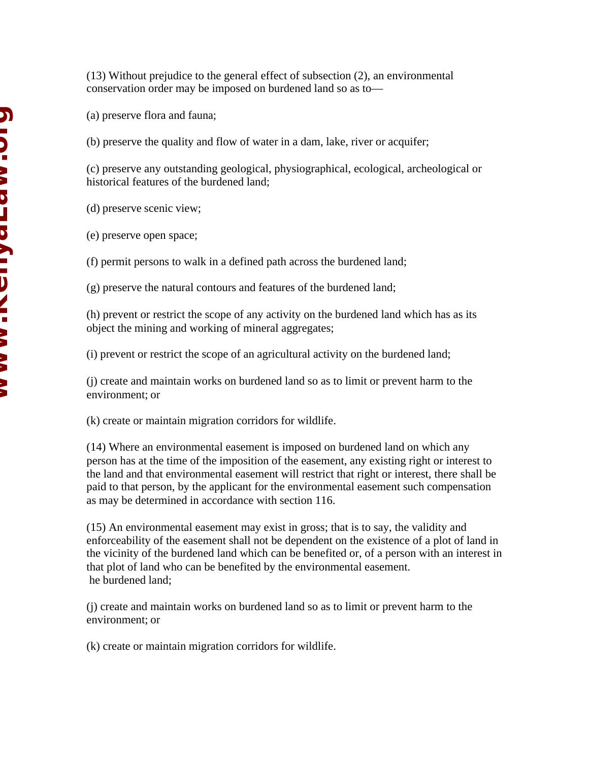(13) Without prejudice to the general effect of subsection (2), an environmental conservation order may be imposed on burdened land so as to—

(a) preserve flora and fauna;

(b) preserve the quality and flow of water in a dam, lake, river or acquifer;

(c) preserve any outstanding geological, physiographical, ecological, archeological or historical features of the burdened land;

(d) preserve scenic view;

(e) preserve open space;

(f) permit persons to walk in a defined path across the burdened land;

(g) preserve the natural contours and features of the burdened land;

(h) prevent or restrict the scope of any activity on the burdened land which has as its object the mining and working of mineral aggregates;

(i) prevent or restrict the scope of an agricultural activity on the burdened land;

(j) create and maintain works on burdened land so as to limit or prevent harm to the environment; or

(k) create or maintain migration corridors for wildlife.

(14) Where an environmental easement is imposed on burdened land on which any person has at the time of the imposition of the easement, any existing right or interest to the land and that environmental easement will restrict that right or interest, there shall be paid to that person, by the applicant for the environmental easement such compensation as may be determined in accordance with section 116.

(15) An environmental easement may exist in gross; that is to say, the validity and enforceability of the easement shall not be dependent on the existence of a plot of land in the vicinity of the burdened land which can be benefited or, of a person with an interest in that plot of land who can be benefited by the environmental easement.
he burdened land;

(j) create and maintain works on burdened land so as to limit or prevent harm to the environment; or

(k) create or maintain migration corridors for wildlife.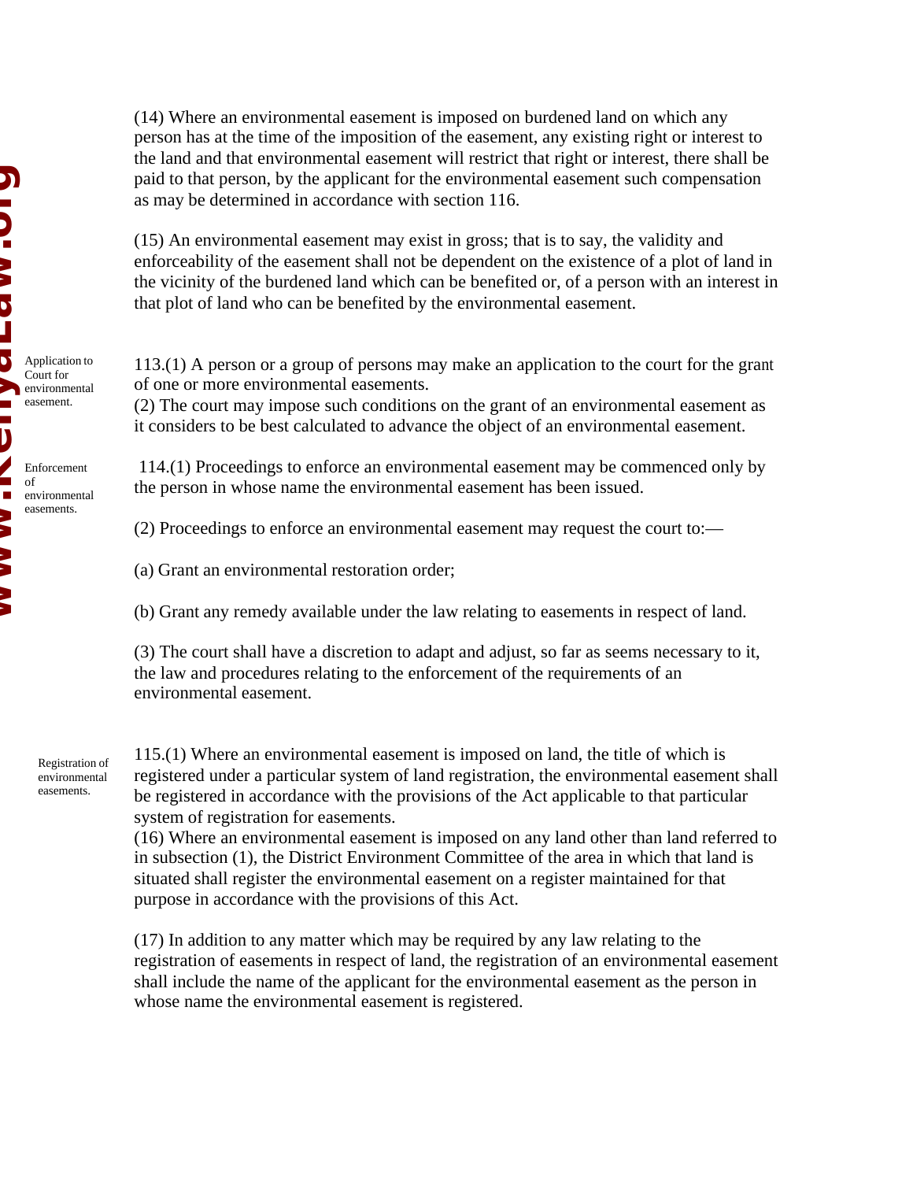(14) Where an environmental easement is imposed on burdened land on which any person has at the time of the imposition of the easement, any existing right or interest to the land and that environmental easement will restrict that right or interest, there shall be paid to that person, by the applicant for the environmental easement such compensation as may be determined in accordance with section 116.

(15) An environmental easement may exist in gross; that is to say, the validity and enforceability of the easement shall not be dependent on the existence of a plot of land in the vicinity of the burdened land which can be benefited or, of a person with an interest in that plot of land who can be benefited by the environmental easement.

*Application to Court for environmental easement.*

113.(1) A person or a group of persons may make an application to the court for the grant of one or more environmental easements.

(2) The court may impose such conditions on the grant of an environmental easement as it considers to be best calculated to advance the object of an environmental easement.

*Enforcement of environmental easements.*

114.(1) Proceedings to enforce an environmental easement may be commenced only by the person in whose name the environmental easement has been issued.

(2) Proceedings to enforce an environmental easement may request the court to:—

(a) Grant an environmental restoration order;

(b) Grant any remedy available under the law relating to easements in respect of land.

(3) The court shall have a discretion to adapt and adjust, so far as seems necessary to it, the law and procedures relating to the enforcement of the requirements of an environmental easement.

*Registration of environmental easements.*

115.(1) Where an environmental easement is imposed on land, the title of which is registered under a particular system of land registration, the environmental easement shall be registered in accordance with the provisions of the Act applicable to that particular system of registration for easements.

(16) Where an environmental easement is imposed on any land other than land referred to in subsection (1), the District Environment Committee of the area in which that land is situated shall register the environmental easement on a register maintained for that purpose in accordance with the provisions of this Act.

(17) In addition to any matter which may be required by any law relating to the registration of easements in respect of land, the registration of an environmental easement shall include the name of the applicant for the environmental easement as the person in whose name the environmental easement is registered.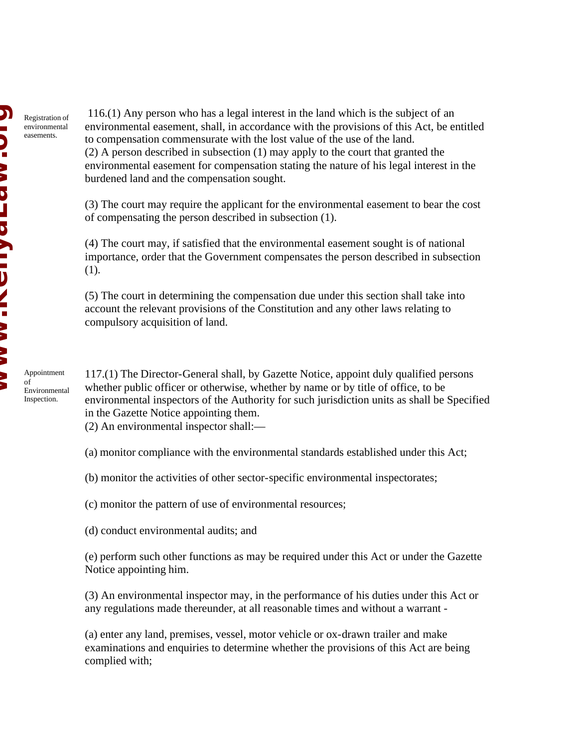Registration of environmental easements.

116.(1) Any person who has a legal interest in the land which is the subject of an environmental easement, shall, in accordance with the provisions of this Act, be entitled to compensation commensurate with the lost value of the use of the land.

(2) A person described in subsection (1) may apply to the court that granted the environmental easement for compensation stating the nature of his legal interest in the burdened land and the compensation sought.

(3) The court may require the applicant for the environmental easement to bear the cost of compensating the person described in subsection (1).

(4) The court may, if satisfied that the environmental easement sought is of national importance, order that the Government compensates the person described in subsection (1).

(5) The court in determining the compensation due under this section shall take into account the relevant provisions of the Constitution and any other laws relating to compulsory acquisition of land.

Appointment of Environmental Inspection.

117.(1) The Director-General shall, by Gazette Notice, appoint duly qualified persons whether public officer or otherwise, whether by name or by title of office, to be environmental inspectors of the Authority for such jurisdiction units as shall be Specified in the Gazette Notice appointing them.

(2) An environmental inspector shall:—

(a) monitor compliance with the environmental standards established under this Act;

(b) monitor the activities of other sector-specific environmental inspectorates;

(c) monitor the pattern of use of environmental resources;

(d) conduct environmental audits; and

(e) perform such other functions as may be required under this Act or under the Gazette Notice appointing him.

(3) An environmental inspector may, in the performance of his duties under this Act or any regulations made thereunder, at all reasonable times and without a warrant -

(a) enter any land, premises, vessel, motor vehicle or ox-drawn trailer and make examinations and enquiries to determine whether the provisions of this Act are being complied with;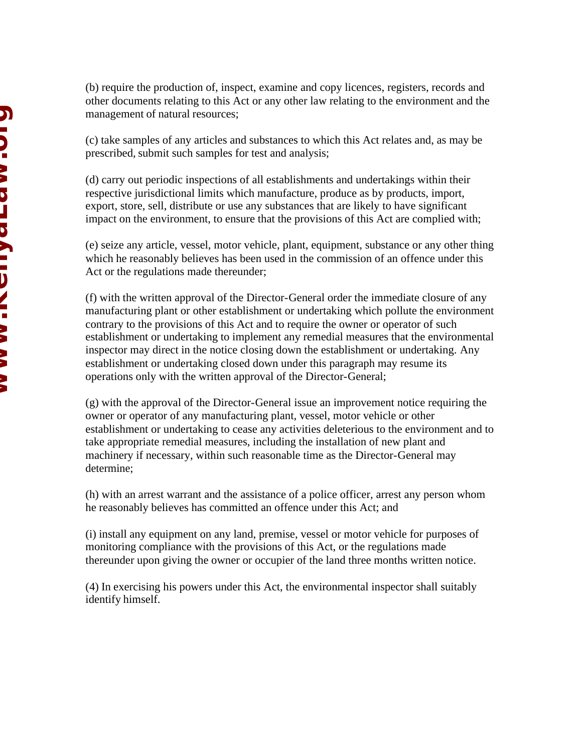(b) require the production of, inspect, examine and copy licences, registers, records and other documents relating to this Act or any other law relating to the environment and the management of natural resources;

(c) take samples of any articles and substances to which this Act relates and, as may be prescribed, submit such samples for test and analysis;

(d) carry out periodic inspections of all establishments and undertakings within their respective jurisdictional limits which manufacture, produce as by products, import, export, store, sell, distribute or use any substances that are likely to have significant impact on the environment, to ensure that the provisions of this Act are complied with;

(e) seize any article, vessel, motor vehicle, plant, equipment, substance or any other thing which he reasonably believes has been used in the commission of an offence under this Act or the regulations made thereunder;

(f) with the written approval of the Director-General order the immediate closure of any manufacturing plant or other establishment or undertaking which pollute the environment contrary to the provisions of this Act and to require the owner or operator of such establishment or undertaking to implement any remedial measures that the environmental inspector may direct in the notice closing down the establishment or undertaking. Any establishment or undertaking closed down under this paragraph may resume its operations only with the written approval of the Director-General;

(g) with the approval of the Director-General issue an improvement notice requiring the owner or operator of any manufacturing plant, vessel, motor vehicle or other establishment or undertaking to cease any activities deleterious to the environment and to take appropriate remedial measures, including the installation of new plant and machinery if necessary, within such reasonable time as the Director-General may determine;

(h) with an arrest warrant and the assistance of a police officer, arrest any person whom he reasonably believes has committed an offence under this Act; and

(i) install any equipment on any land, premise, vessel or motor vehicle for purposes of monitoring compliance with the provisions of this Act, or the regulations made thereunder upon giving the owner or occupier of the land three months written notice.

(4) In exercising his powers under this Act, the environmental inspector shall suitably identify himself.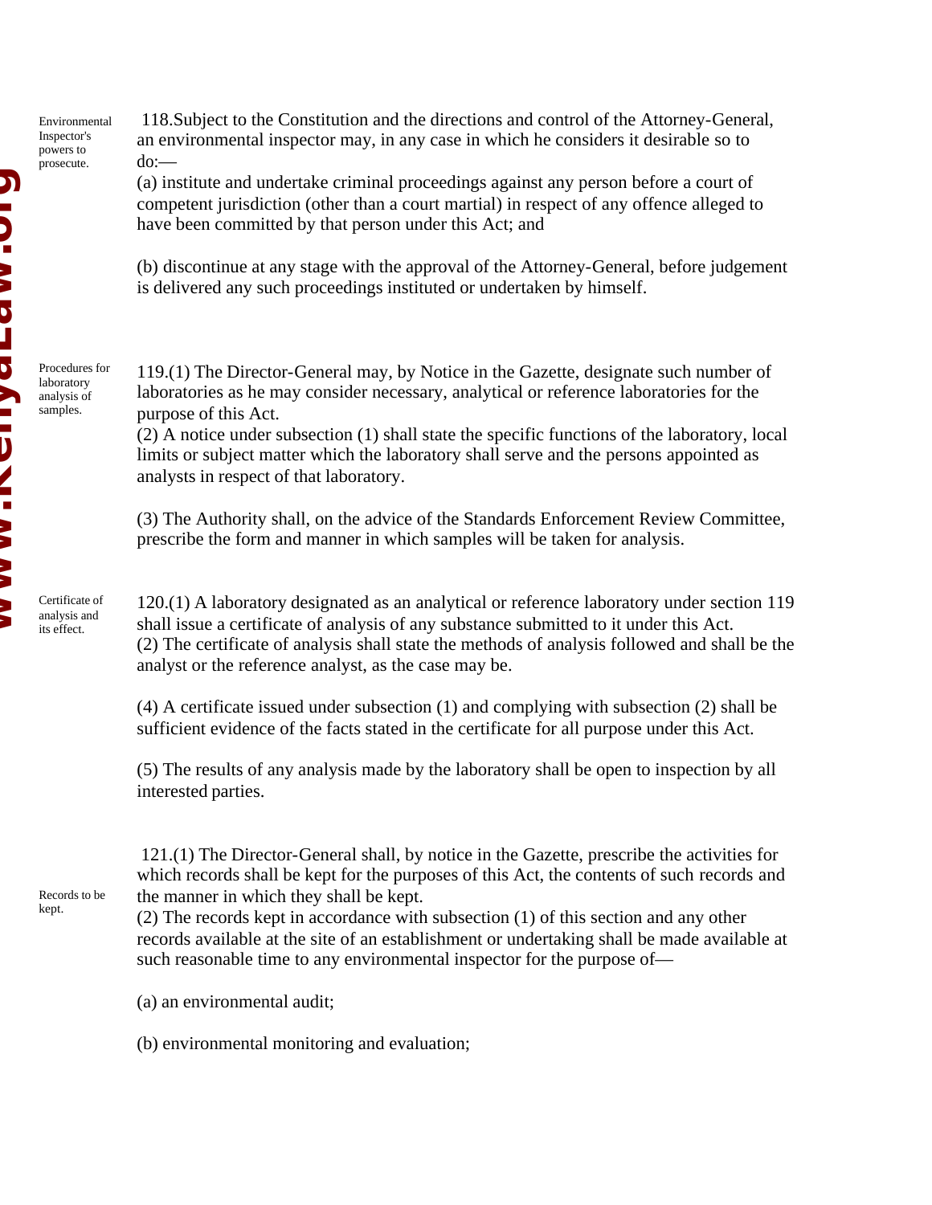**Environmental Inspector's powers to prosecute.**

118. Subject to the Constitution and the directions and control of the Attorney-General, an environmental inspector may, in any case in which he considers it desirable so to do:—

(a) institute and undertake criminal proceedings against any person before a court of competent jurisdiction (other than a court martial) in respect of any offence alleged to have been committed by that person under this Act; and

(b) discontinue at any stage with the approval of the Attorney-General, before judgement is delivered any such proceedings instituted or undertaken by himself.

**Procedures for laboratory analysis of samples.**

119.(1) The Director-General may, by Notice in the Gazette, designate such number of laboratories as he may consider necessary, analytical or reference laboratories for the purpose of this Act.

(2) A notice under subsection (1) shall state the specific functions of the laboratory, local limits or subject matter which the laboratory shall serve and the persons appointed as analysts in respect of that laboratory.

(3) The Authority shall, on the advice of the Standards Enforcement Review Committee, prescribe the form and manner in which samples will be taken for analysis.

**Certificate of analysis and its effect.**

120.(1) A laboratory designated as an analytical or reference laboratory under section 119 shall issue a certificate of analysis of any substance submitted to it under this Act.

(2) The certificate of analysis shall state the methods of analysis followed and shall be the analyst or the reference analyst, as the case may be.

(4) A certificate issued under subsection (1) and complying with subsection (2) shall be sufficient evidence of the facts stated in the certificate for all purpose under this Act.

(5) The results of any analysis made by the laboratory shall be open to inspection by all interested parties.

**Records to be kept.**

121.(1) The Director-General shall, by notice in the Gazette, prescribe the activities for which records shall be kept for the purposes of this Act, the contents of such records and the manner in which they shall be kept.

(2) The records kept in accordance with subsection (1) of this section and any other records available at the site of an establishment or undertaking shall be made available at such reasonable time to any environmental inspector for the purpose of—

(a) an environmental audit;

(b) environmental monitoring and evaluation;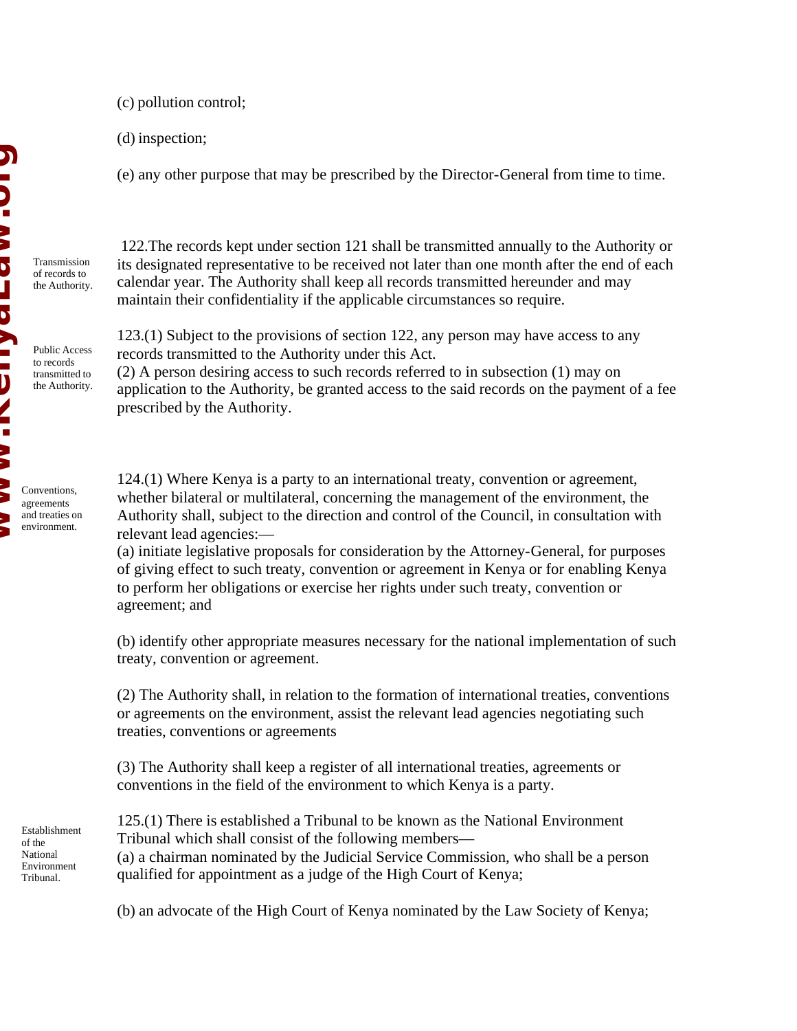(c) pollution control;

(d) inspection;

(e) any other purpose that may be prescribed by the Director-General from time to time.

*Transmission of records to the Authority.*

122.The records kept under section 121 shall be transmitted annually to the Authority or its designated representative to be received not later than one month after the end of each calendar year. The Authority shall keep all records transmitted hereunder and may maintain their confidentiality if the applicable circumstances so require.

*Public Access to records transmitted to the Authority.*

123.(1) Subject to the provisions of section 122, any person may have access to any records transmitted to the Authority under this Act.

(2) A person desiring access to such records referred to in subsection (1) may on application to the Authority, be granted access to the said records on the payment of a fee prescribed by the Authority.

*Conventions, agreements and treaties on environment.*

124.(1) Where Kenya is a party to an international treaty, convention or agreement, whether bilateral or multilateral, concerning the management of the environment, the Authority shall, subject to the direction and control of the Council, in consultation with relevant lead agencies:—

(a) initiate legislative proposals for consideration by the Attorney-General, for purposes of giving effect to such treaty, convention or agreement in Kenya or for enabling Kenya to perform her obligations or exercise her rights under such treaty, convention or agreement; and

(b) identify other appropriate measures necessary for the national implementation of such treaty, convention or agreement.

(2) The Authority shall, in relation to the formation of international treaties, conventions or agreements on the environment, assist the relevant lead agencies negotiating such treaties, conventions or agreements

(3) The Authority shall keep a register of all international treaties, agreements or conventions in the field of the environment to which Kenya is a party.

*Establishment of the National Environment Tribunal.*

125.(1) There is established a Tribunal to be known as the National Environment Tribunal which shall consist of the following members—

(a) a chairman nominated by the Judicial Service Commission, who shall be a person qualified for appointment as a judge of the High Court of Kenya;

(b) an advocate of the High Court of Kenya nominated by the Law Society of Kenya;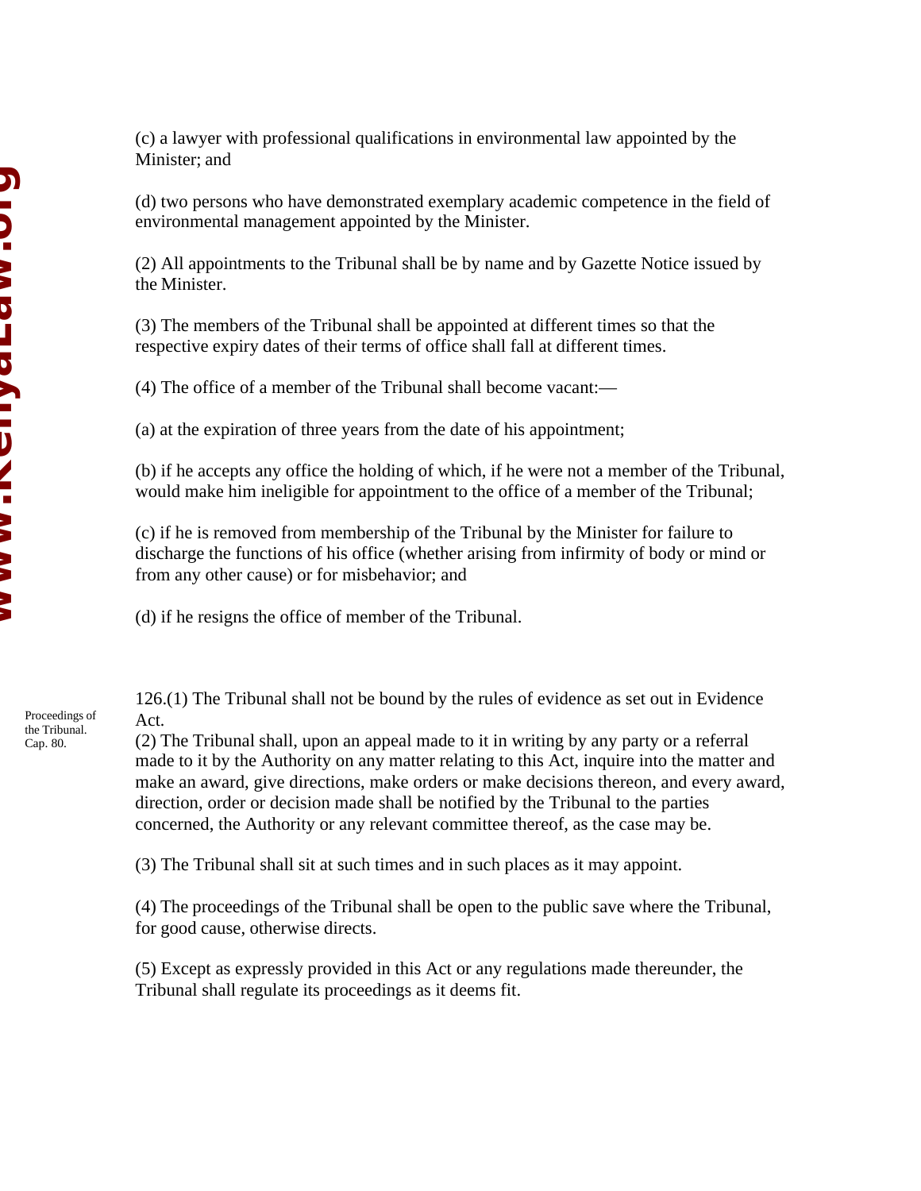(c) a lawyer with professional qualifications in environmental law appointed by the Minister; and

(d) two persons who have demonstrated exemplary academic competence in the field of environmental management appointed by the Minister.

(2) All appointments to the Tribunal shall be by name and by Gazette Notice issued by the Minister.

(3) The members of the Tribunal shall be appointed at different times so that the respective expiry dates of their terms of office shall fall at different times.

(4) The office of a member of the Tribunal shall become vacant:—

(a) at the expiration of three years from the date of his appointment;

(b) if he accepts any office the holding of which, if he were not a member of the Tribunal, would make him ineligible for appointment to the office of a member of the Tribunal;

(c) if he is removed from membership of the Tribunal by the Minister for failure to discharge the functions of his office (whether arising from infirmity of body or mind or from any other cause) or for misbehavior; and

(d) if he resigns the office of member of the Tribunal.

Proceedings of the Tribunal. Cap. 80.

126.(1) The Tribunal shall not be bound by the rules of evidence as set out in Evidence Act.

(2) The Tribunal shall, upon an appeal made to it in writing by any party or a referral made to it by the Authority on any matter relating to this Act, inquire into the matter and make an award, give directions, make orders or make decisions thereon, and every award, direction, order or decision made shall be notified by the Tribunal to the parties concerned, the Authority or any relevant committee thereof, as the case may be.

(3) The Tribunal shall sit at such times and in such places as it may appoint.

(4) The proceedings of the Tribunal shall be open to the public save where the Tribunal, for good cause, otherwise directs.

(5) Except as expressly provided in this Act or any regulations made thereunder, the Tribunal shall regulate its proceedings as it deems fit.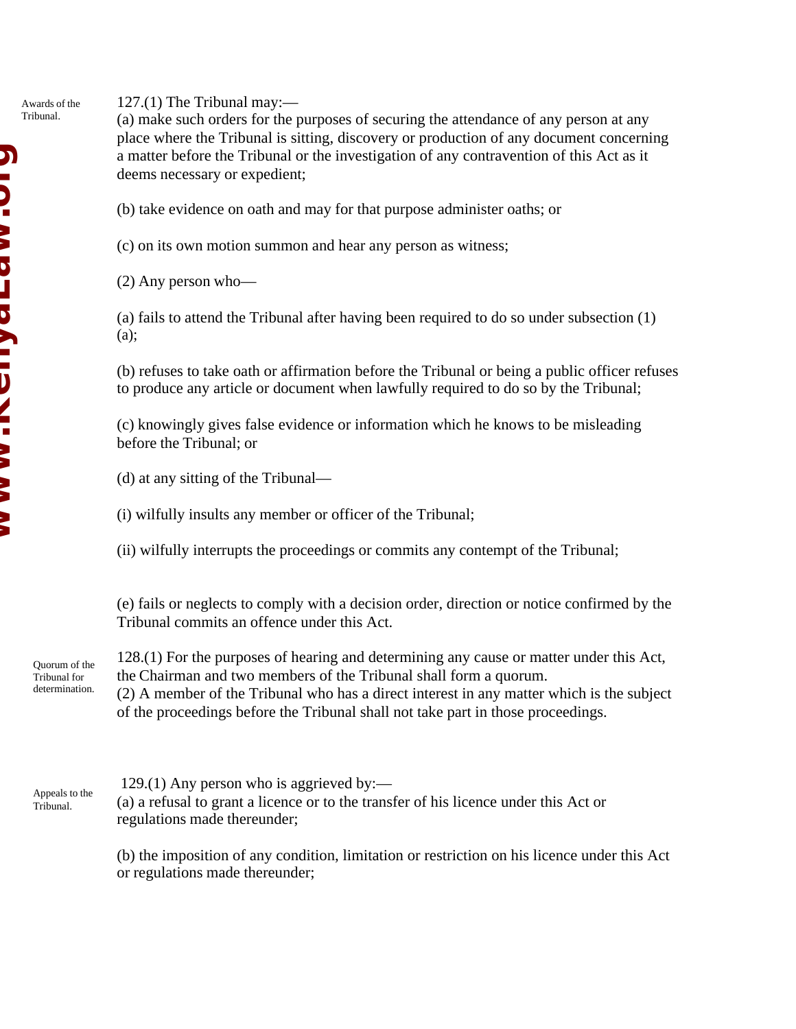Awards of the Tribunal.

127.(1) The Tribunal may:—

(a) make such orders for the purposes of securing the attendance of any person at any place where the Tribunal is sitting, discovery or production of any document concerning a matter before the Tribunal or the investigation of any contravention of this Act as it deems necessary or expedient;

(b) take evidence on oath and may for that purpose administer oaths; or

(c) on its own motion summon and hear any person as witness;

(2) Any person who—

(a) fails to attend the Tribunal after having been required to do so under subsection (1)(a);

(b) refuses to take oath or affirmation before the Tribunal or being a public officer refuses to produce any article or document when lawfully required to do so by the Tribunal;

(c) knowingly gives false evidence or information which he knows to be misleading before the Tribunal; or

(d) at any sitting of the Tribunal—

(i) wilfully insults any member or officer of the Tribunal;

(ii) wilfully interrupts the proceedings or commits any contempt of the Tribunal;

(e) fails or neglects to comply with a decision order, direction or notice confirmed by the Tribunal commits an offence under this Act.

Quorum of the Tribunal for determination.

128.(1) For the purposes of hearing and determining any cause or matter under this Act, the Chairman and two members of the Tribunal shall form a quorum.

(2) A member of the Tribunal who has a direct interest in any matter which is the subject of the proceedings before the Tribunal shall not take part in those proceedings.

Appeals to the Tribunal.

129.(1) Any person who is aggrieved by:—

(a) a refusal to grant a licence or to the transfer of his licence under this Act or regulations made thereunder;

(b) the imposition of any condition, limitation or restriction on his licence under this Act or regulations made thereunder;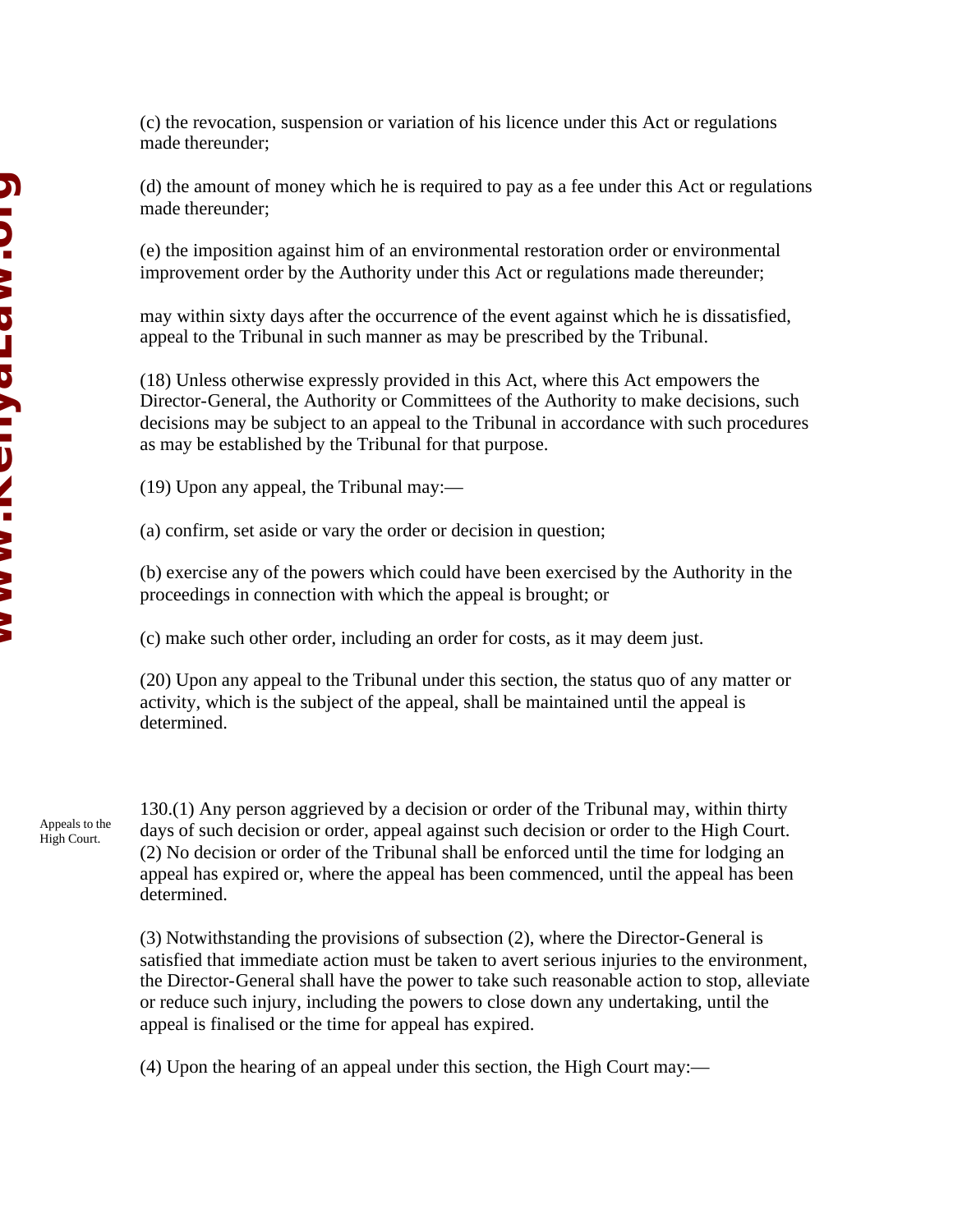(c) the revocation, suspension or variation of his licence under this Act or regulations made thereunder;

(d) the amount of money which he is required to pay as a fee under this Act or regulations made thereunder;

(e) the imposition against him of an environmental restoration order or environmental improvement order by the Authority under this Act or regulations made thereunder;

may within sixty days after the occurrence of the event against which he is dissatisfied, appeal to the Tribunal in such manner as may be prescribed by the Tribunal.

(18) Unless otherwise expressly provided in this Act, where this Act empowers the Director-General, the Authority or Committees of the Authority to make decisions, such decisions may be subject to an appeal to the Tribunal in accordance with such procedures as may be established by the Tribunal for that purpose.

(19) Upon any appeal, the Tribunal may:—

(a) confirm, set aside or vary the order or decision in question;

(b) exercise any of the powers which could have been exercised by the Authority in the proceedings in connection with which the appeal is brought; or

(c) make such other order, including an order for costs, as it may deem just.

(20) Upon any appeal to the Tribunal under this section, the status quo of any matter or activity, which is the subject of the appeal, shall be maintained until the appeal is determined.

Appeals to the High Court.

130.(1) Any person aggrieved by a decision or order of the Tribunal may, within thirty days of such decision or order, appeal against such decision or order to the High Court.
(2) No decision or order of the Tribunal shall be enforced until the time for lodging an appeal has expired or, where the appeal has been commenced, until the appeal has been determined.

(3) Notwithstanding the provisions of subsection (2), where the Director-General is satisfied that immediate action must be taken to avert serious injuries to the environment, the Director-General shall have the power to take such reasonable action to stop, alleviate or reduce such injury, including the powers to close down any undertaking, until the appeal is finalised or the time for appeal has expired.

(4) Upon the hearing of an appeal under this section, the High Court may:—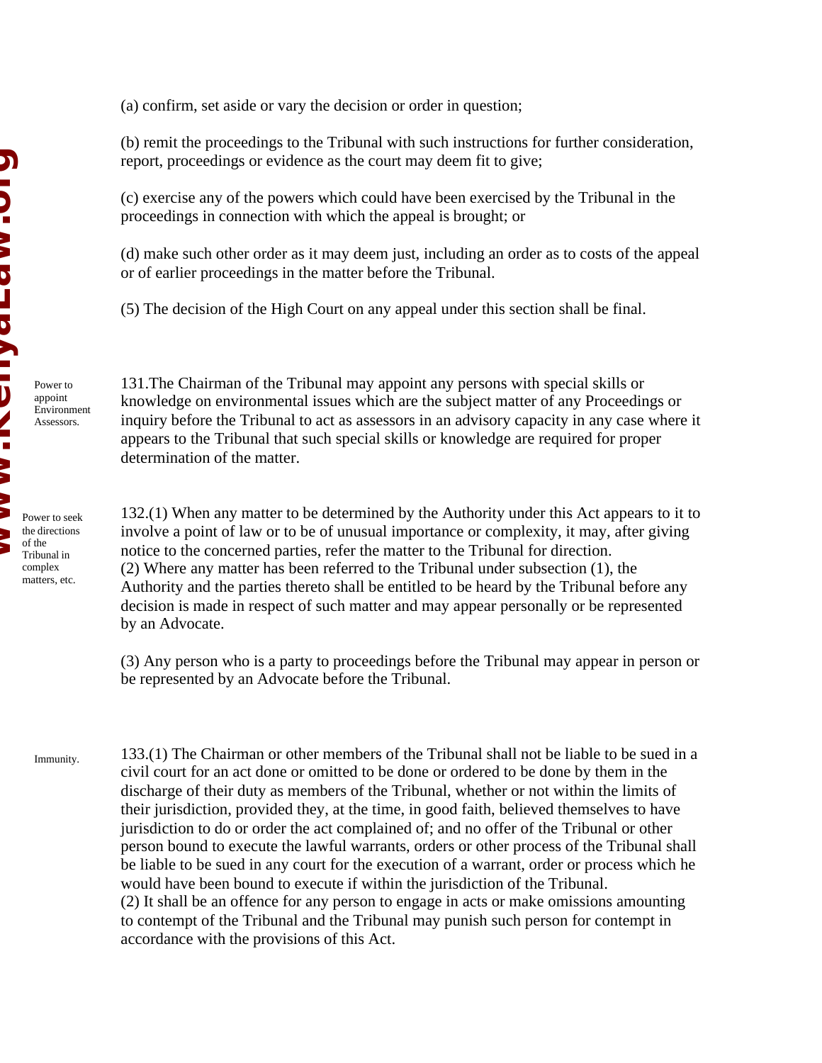(a) confirm, set aside or vary the decision or order in question;

(b) remit the proceedings to the Tribunal with such instructions for further consideration, report, proceedings or evidence as the court may deem fit to give;

(c) exercise any of the powers which could have been exercised by the Tribunal in the proceedings in connection with which the appeal is brought; or

(d) make such other order as it may deem just, including an order as to costs of the appeal or of earlier proceedings in the matter before the Tribunal.

(5) The decision of the High Court on any appeal under this section shall be final.

*Power to appoint Environment Assessors.*

131.The Chairman of the Tribunal may appoint any persons with special skills or knowledge on environmental issues which are the subject matter of any Proceedings or inquiry before the Tribunal to act as assessors in an advisory capacity in any case where it appears to the Tribunal that such special skills or knowledge are required for proper determination of the matter.

*Power to seek the directions of the Tribunal in complex matters, etc.*

132.(1) When any matter to be determined by the Authority under this Act appears to it to involve a point of law or to be of unusual importance or complexity, it may, after giving notice to the concerned parties, refer the matter to the Tribunal for direction.
(2) Where any matter has been referred to the Tribunal under subsection (1), the Authority and the parties thereto shall be entitled to be heard by the Tribunal before any decision is made in respect of such matter and may appear personally or be represented by an Advocate.

(3) Any person who is a party to proceedings before the Tribunal may appear in person or be represented by an Advocate before the Tribunal.

*Immunity.*

133.(1) The Chairman or other members of the Tribunal shall not be liable to be sued in a civil court for an act done or omitted to be done or ordered to be done by them in the discharge of their duty as members of the Tribunal, whether or not within the limits of their jurisdiction, provided they, at the time, in good faith, believed themselves to have jurisdiction to do or order the act complained of; and no offer of the Tribunal or other person bound to execute the lawful warrants, orders or other process of the Tribunal shall be liable to be sued in any court for the execution of a warrant, order or process which he would have been bound to execute if within the jurisdiction of the Tribunal.
(2) It shall be an offence for any person to engage in acts or make omissions amounting to contempt of the Tribunal and the Tribunal may punish such person for contempt in accordance with the provisions of this Act.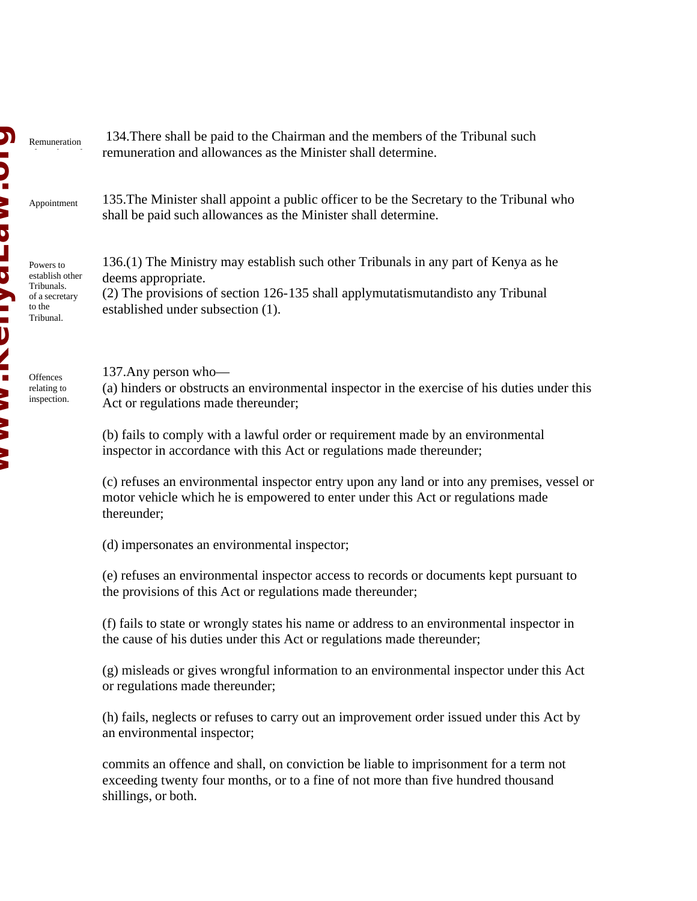Remuneration

134.There shall be paid to the Chairman and the members of the Tribunal such remuneration and allowances as the Minister shall determine.

Appointment

135.The Minister shall appoint a public officer to be the Secretary to the Tribunal who shall be paid such allowances as the Minister shall determine.

Powers to establish other Tribunals. of a secretary to the Tribunal.

136.(1) The Ministry may establish such other Tribunals in any part of Kenya as he deems appropriate.
(2) The provisions of section 126-135 shall applymutatismutandisto any Tribunal established under subsection (1).

Offences relating to inspection.

137.Any person who—
(a) hinders or obstructs an environmental inspector in the exercise of his duties under this Act or regulations made thereunder;

(b) fails to comply with a lawful order or requirement made by an environmental inspector in accordance with this Act or regulations made thereunder;

(c) refuses an environmental inspector entry upon any land or into any premises, vessel or motor vehicle which he is empowered to enter under this Act or regulations made thereunder;

(d) impersonates an environmental inspector;

(e) refuses an environmental inspector access to records or documents kept pursuant to the provisions of this Act or regulations made thereunder;

(f) fails to state or wrongly states his name or address to an environmental inspector in the cause of his duties under this Act or regulations made thereunder;

(g) misleads or gives wrongful information to an environmental inspector under this Act or regulations made thereunder;

(h) fails, neglects or refuses to carry out an improvement order issued under this Act by an environmental inspector;

commits an offence and shall, on conviction be liable to imprisonment for a term not exceeding twenty four months, or to a fine of not more than five hundred thousand shillings, or both.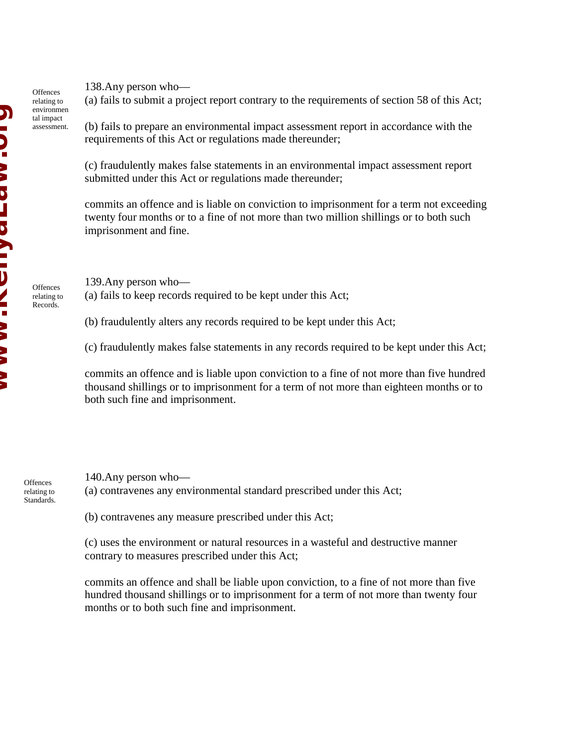**Offences relating to environmental impact assessment.**

138. Any person who—

(a) fails to submit a project report contrary to the requirements of section 58 of this Act;

(b) fails to prepare an environmental impact assessment report in accordance with the requirements of this Act or regulations made thereunder;

(c) fraudulently makes false statements in an environmental impact assessment report submitted under this Act or regulations made thereunder;

commits an offence and is liable on conviction to imprisonment for a term not exceeding twenty four months or to a fine of not more than two million shillings or to both such imprisonment and fine.

**Offences relating to Records.**

139. Any person who—

(a) fails to keep records required to be kept under this Act;

(b) fraudulently alters any records required to be kept under this Act;

(c) fraudulently makes false statements in any records required to be kept under this Act;

commits an offence and is liable upon conviction to a fine of not more than five hundred thousand shillings or to imprisonment for a term of not more than eighteen months or to both such fine and imprisonment.

**Offences relating to Standards.**

140. Any person who—

(a) contravenes any environmental standard prescribed under this Act;

(b) contravenes any measure prescribed under this Act;

(c) uses the environment or natural resources in a wasteful and destructive manner contrary to measures prescribed under this Act;

commits an offence and shall be liable upon conviction, to a fine of not more than five hundred thousand shillings or to imprisonment for a term of not more than twenty four months or to both such fine and imprisonment.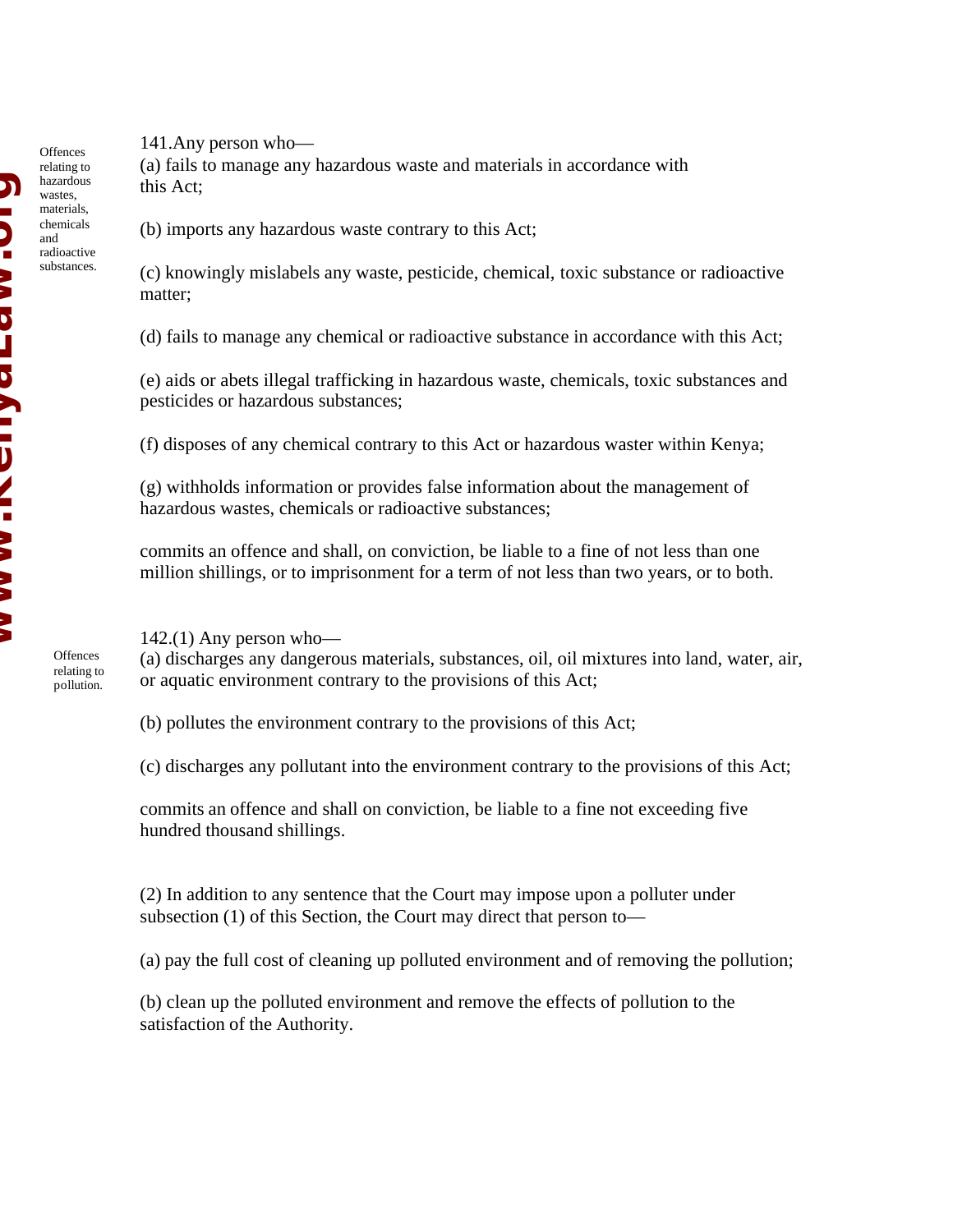**Offences relating to hazardous wastes, materials, chemicals and radioactive substances.**

141.Any person who—

(a) fails to manage any hazardous waste and materials in accordance with this Act;

(b) imports any hazardous waste contrary to this Act;

(c) knowingly mislabels any waste, pesticide, chemical, toxic substance or radioactive matter;

(d) fails to manage any chemical or radioactive substance in accordance with this Act;

(e) aids or abets illegal trafficking in hazardous waste, chemicals, toxic substances and pesticides or hazardous substances;

(f) disposes of any chemical contrary to this Act or hazardous waster within Kenya;

(g) withholds information or provides false information about the management of hazardous wastes, chemicals or radioactive substances;

commits an offence and shall, on conviction, be liable to a fine of not less than one million shillings, or to imprisonment for a term of not less than two years, or to both.

**Offences relating to pollution.**

142.(1) Any person who—

(a) discharges any dangerous materials, substances, oil, oil mixtures into land, water, air, or aquatic environment contrary to the provisions of this Act;

(b) pollutes the environment contrary to the provisions of this Act;

(c) discharges any pollutant into the environment contrary to the provisions of this Act;

commits an offence and shall on conviction, be liable to a fine not exceeding five hundred thousand shillings.

(2) In addition to any sentence that the Court may impose upon a polluter under subsection (1) of this Section, the Court may direct that person to—

(a) pay the full cost of cleaning up polluted environment and of removing the pollution;

(b) clean up the polluted environment and remove the effects of pollution to the satisfaction of the Authority.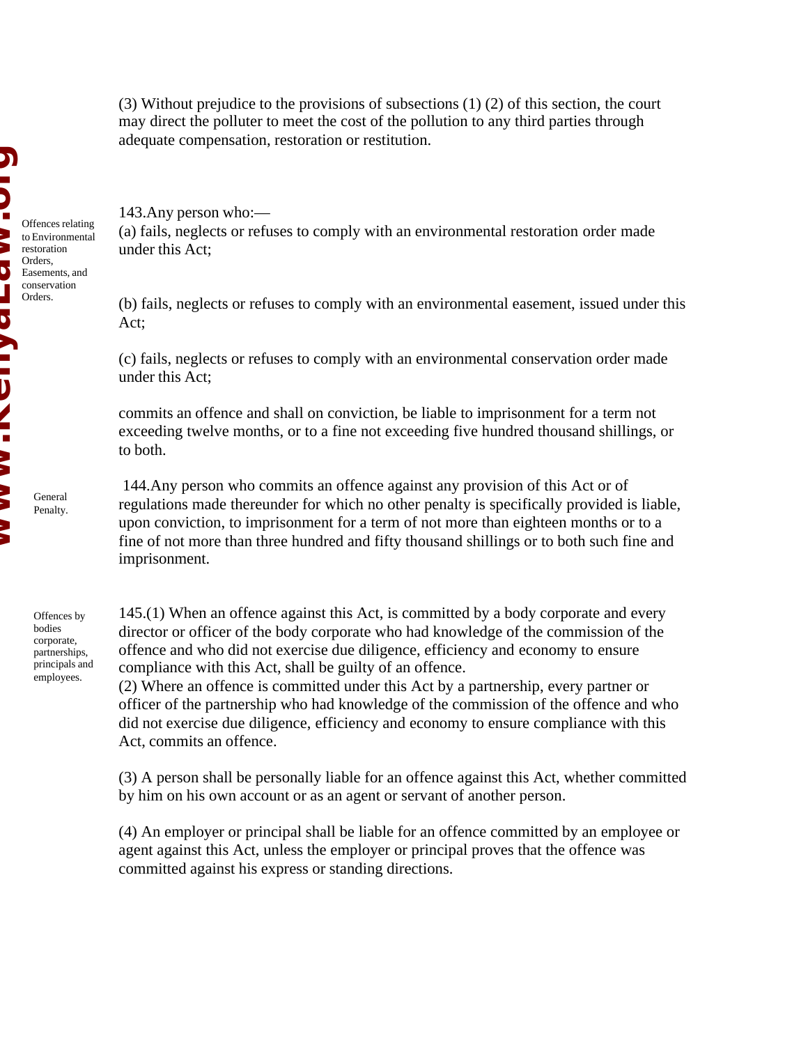(3) Without prejudice to the provisions of subsections (1) (2) of this section, the court may direct the polluter to meet the cost of the pollution to any third parties through adequate compensation, restoration or restitution.

*Offences relating to Environmental restoration Orders, Easements, and conservation Orders.*

143. Any person who:—

(a) fails, neglects or refuses to comply with an environmental restoration order made under this Act;

(b) fails, neglects or refuses to comply with an environmental easement, issued under this Act;

(c) fails, neglects or refuses to comply with an environmental conservation order made under this Act;

commits an offence and shall on conviction, be liable to imprisonment for a term not exceeding twelve months, or to a fine not exceeding five hundred thousand shillings, or to both.

*General Penalty.*

144. Any person who commits an offence against any provision of this Act or of regulations made thereunder for which no other penalty is specifically provided is liable, upon conviction, to imprisonment for a term of not more than eighteen months or to a fine of not more than three hundred and fifty thousand shillings or to both such fine and imprisonment.

*Offences by bodies corporate, partnerships, principals and employees.*

145.(1) When an offence against this Act, is committed by a body corporate and every director or officer of the body corporate who had knowledge of the commission of the offence and who did not exercise due diligence, efficiency and economy to ensure compliance with this Act, shall be guilty of an offence.

(2) Where an offence is committed under this Act by a partnership, every partner or officer of the partnership who had knowledge of the commission of the offence and who did not exercise due diligence, efficiency and economy to ensure compliance with this Act, commits an offence.

(3) A person shall be personally liable for an offence against this Act, whether committed by him on his own account or as an agent or servant of another person.

(4) An employer or principal shall be liable for an offence committed by an employee or agent against this Act, unless the employer or principal proves that the offence was committed against his express or standing directions.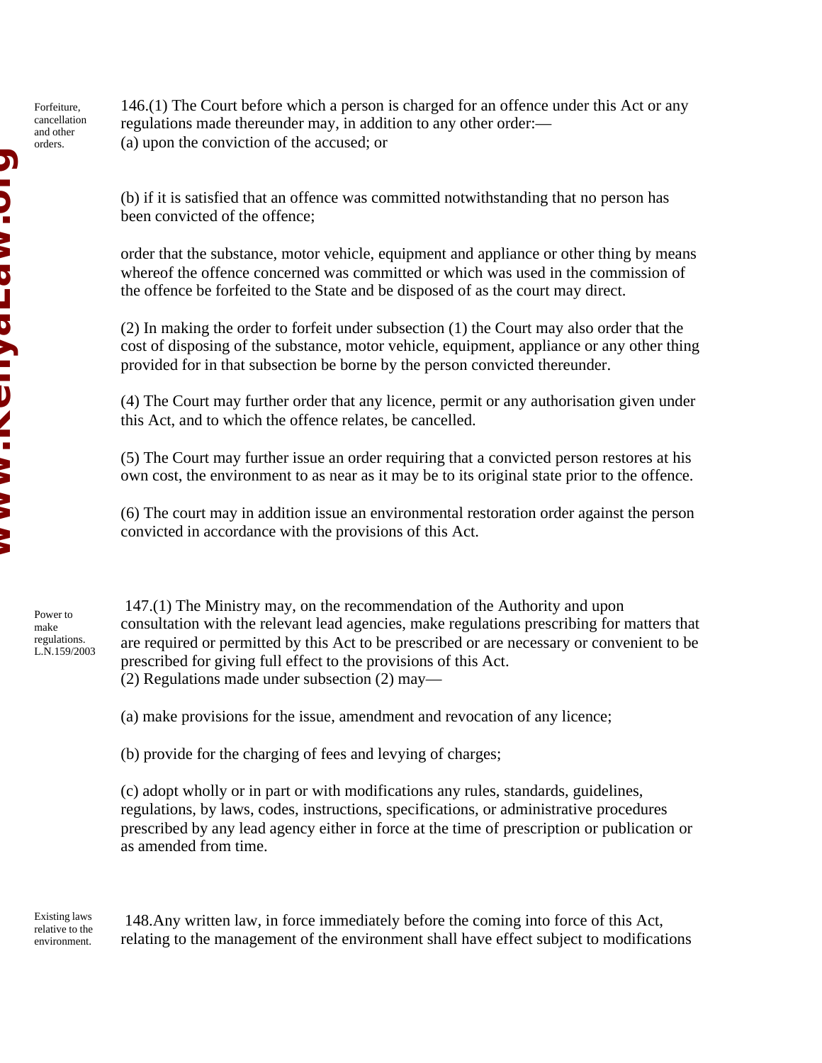Forfeiture, cancellation and other orders.

146.(1) The Court before which a person is charged for an offence under this Act or any regulations made thereunder may, in addition to any other order:—
(a) upon the conviction of the accused; or

(b) if it is satisfied that an offence was committed notwithstanding that no person has been convicted of the offence;

order that the substance, motor vehicle, equipment and appliance or other thing by means whereof the offence concerned was committed or which was used in the commission of the offence be forfeited to the State and be disposed of as the court may direct.

(2) In making the order to forfeit under subsection (1) the Court may also order that the cost of disposing of the substance, motor vehicle, equipment, appliance or any other thing provided for in that subsection be borne by the person convicted thereunder.

(4) The Court may further order that any licence, permit or any authorisation given under this Act, and to which the offence relates, be cancelled.

(5) The Court may further issue an order requiring that a convicted person restores at his own cost, the environment to as near as it may be to its original state prior to the offence.

(6) The court may in addition issue an environmental restoration order against the person convicted in accordance with the provisions of this Act.

Power to make regulations. L.N.159/2003

147.(1) The Ministry may, on the recommendation of the Authority and upon consultation with the relevant lead agencies, make regulations prescribing for matters that are required or permitted by this Act to be prescribed or are necessary or convenient to be prescribed for giving full effect to the provisions of this Act.
(2) Regulations made under subsection (2) may—

(a) make provisions for the issue, amendment and revocation of any licence;

(b) provide for the charging of fees and levying of charges;

(c) adopt wholly or in part or with modifications any rules, standards, guidelines, regulations, by laws, codes, instructions, specifications, or administrative procedures prescribed by any lead agency either in force at the time of prescription or publication or as amended from time.

Existing laws relative to the environment.

148.Any written law, in force immediately before the coming into force of this Act, relating to the management of the environment shall have effect subject to modifications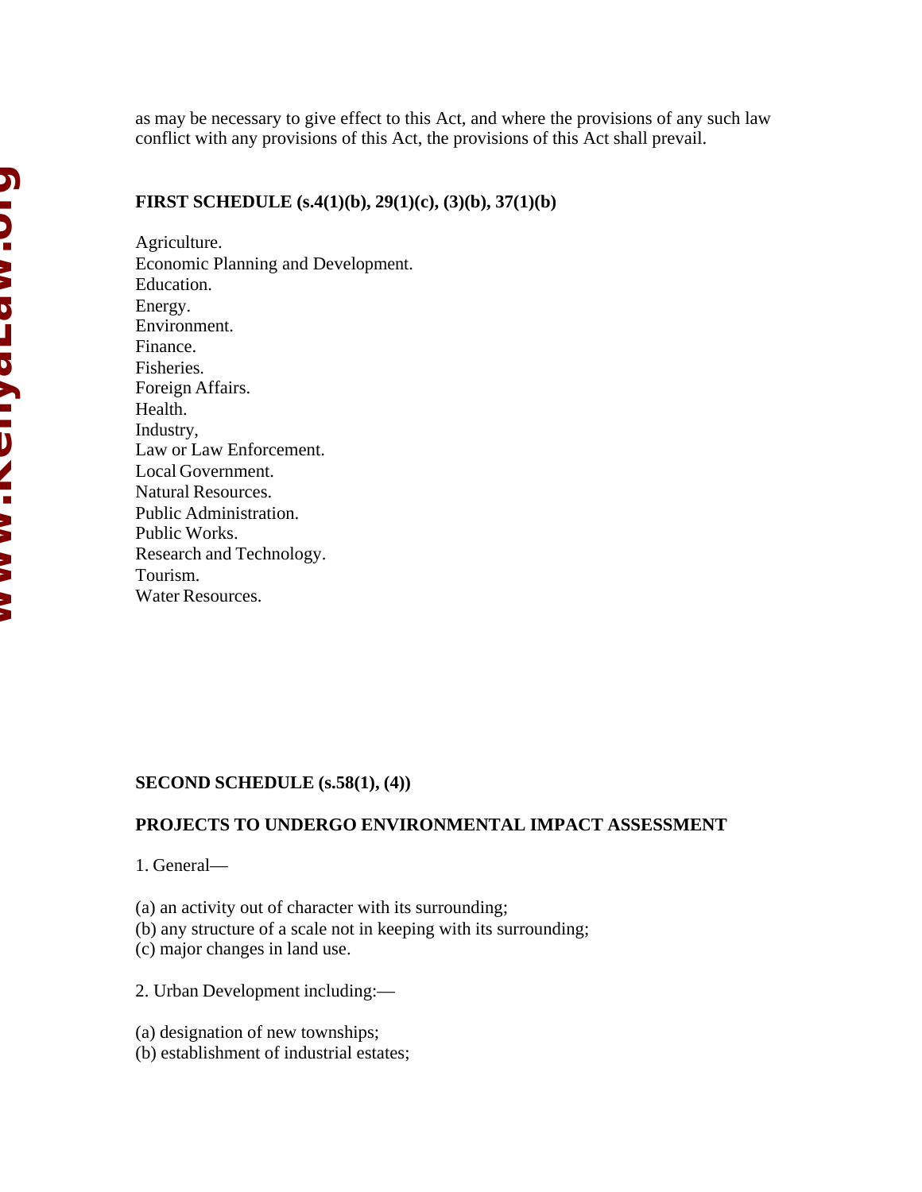as may be necessary to give effect to this Act, and where the provisions of any such law conflict with any provisions of this Act, the provisions of this Act shall prevail.

**FIRST SCHEDULE (s.4(1)(b), 29(1)(c), (3)(b), 37(1)(b)**

Agriculture.
Economic Planning and Development.
Education.
Energy.
Environment.
Finance.
Fisheries.
Foreign Affairs.
Health.
Industry,
Law or Law Enforcement.
Local Government.
Natural Resources.
Public Administration.
Public Works.
Research and Technology.
Tourism.
Water Resources.

**SECOND SCHEDULE (s.58(1), (4))**

**PROJECTS TO UNDERGO ENVIRONMENTAL IMPACT ASSESSMENT**

1. General—

(a) an activity out of character with its surrounding;
(b) any structure of a scale not in keeping with its surrounding;
(c) major changes in land use.

2. Urban Development including:—

(a) designation of new townships;
(b) establishment of industrial estates;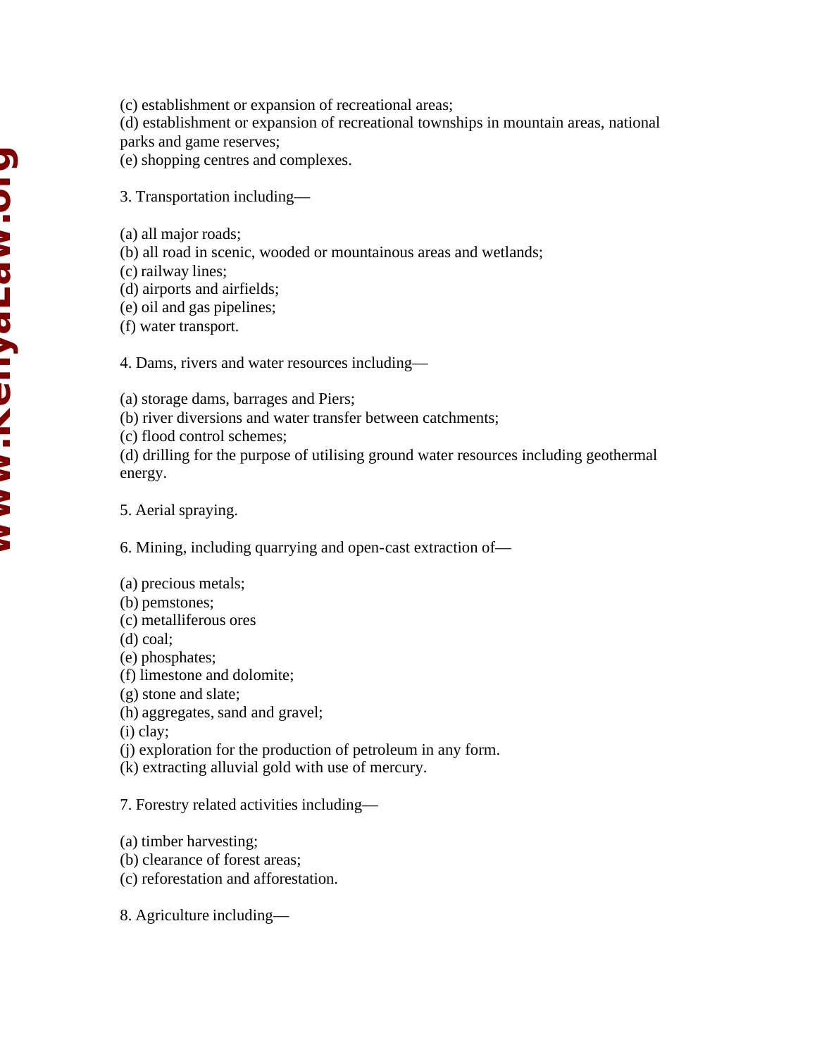(c) establishment or expansion of recreational areas;
(d) establishment or expansion of recreational townships in mountain areas, national parks and game reserves;
(e) shopping centres and complexes.

3. Transportation including—

(a) all major roads;
(b) all road in scenic, wooded or mountainous areas and wetlands;
(c) railway lines;
(d) airports and airfields;
(e) oil and gas pipelines;
(f) water transport.

4. Dams, rivers and water resources including—

(a) storage dams, barrages and Piers;
(b) river diversions and water transfer between catchments;
(c) flood control schemes;
(d) drilling for the purpose of utilising ground water resources including geothermal energy.

5. Aerial spraying.

6. Mining, including quarrying and open-cast extraction of—

(a) precious metals;
(b) pemstones;
(c) metalliferous ores
(d) coal;
(e) phosphates;
(f) limestone and dolomite;
(g) stone and slate;
(h) aggregates, sand and gravel;
(i) clay;
(j) exploration for the production of petroleum in any form.
(k) extracting alluvial gold with use of mercury.

7. Forestry related activities including—

(a) timber harvesting;
(b) clearance of forest areas;
(c) reforestation and afforestation.

8. Agriculture including—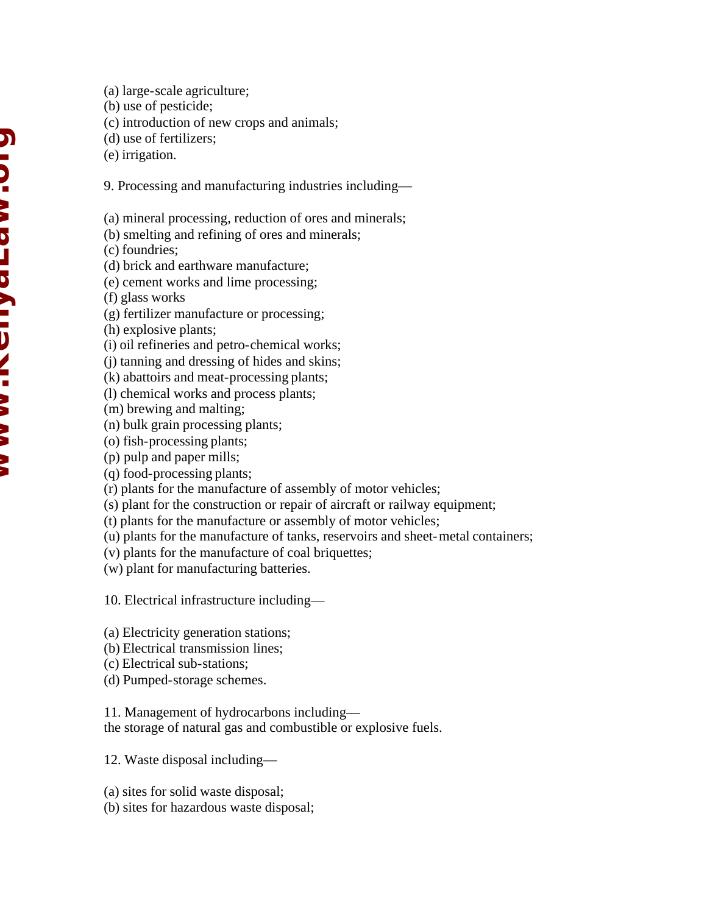(a) large-scale agriculture;
(b) use of pesticide;
(c) introduction of new crops and animals;
(d) use of fertilizers;
(e) irrigation.

9. Processing and manufacturing industries including—

(a) mineral processing, reduction of ores and minerals;
(b) smelting and refining of ores and minerals;
(c) foundries;
(d) brick and earthware manufacture;
(e) cement works and lime processing;
(f) glass works
(g) fertilizer manufacture or processing;
(h) explosive plants;
(i) oil refineries and petro-chemical works;
(j) tanning and dressing of hides and skins;
(k) abattoirs and meat-processing plants;
(l) chemical works and process plants;
(m) brewing and malting;
(n) bulk grain processing plants;
(o) fish-processing plants;
(p) pulp and paper mills;
(q) food-processing plants;
(r) plants for the manufacture of assembly of motor vehicles;
(s) plant for the construction or repair of aircraft or railway equipment;
(t) plants for the manufacture or assembly of motor vehicles;
(u) plants for the manufacture of tanks, reservoirs and sheet-metal containers;
(v) plants for the manufacture of coal briquettes;
(w) plant for manufacturing batteries.

10. Electrical infrastructure including—

(a) Electricity generation stations;
(b) Electrical transmission lines;
(c) Electrical sub-stations;
(d) Pumped-storage schemes.

11. Management of hydrocarbons including—
the storage of natural gas and combustible or explosive fuels.

12. Waste disposal including—

(a) sites for solid waste disposal;
(b) sites for hazardous waste disposal;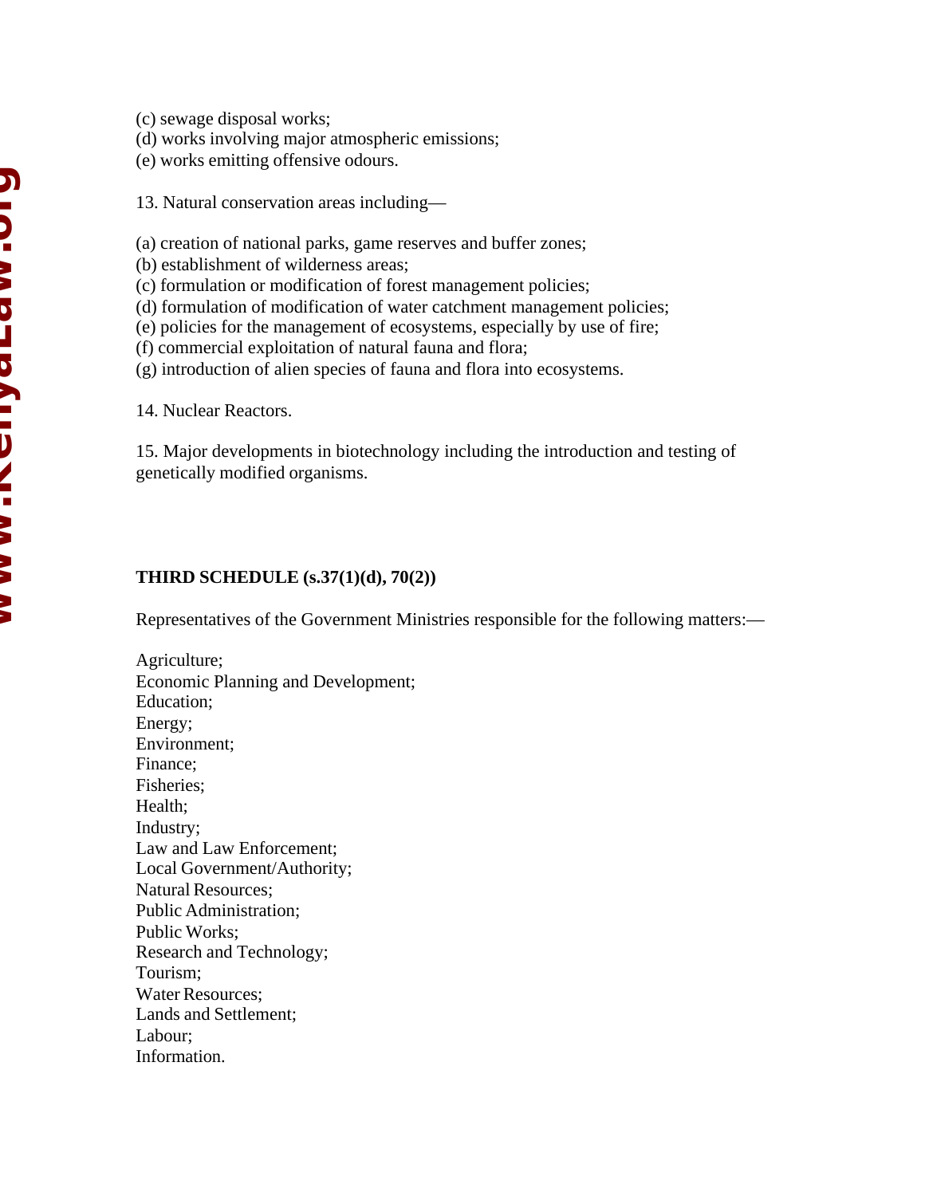(c) sewage disposal works;
(d) works involving major atmospheric emissions;
(e) works emitting offensive odours.

13. Natural conservation areas including—

(a) creation of national parks, game reserves and buffer zones;
(b) establishment of wilderness areas;
(c) formulation or modification of forest management policies;
(d) formulation of modification of water catchment management policies;
(e) policies for the management of ecosystems, especially by use of fire;
(f) commercial exploitation of natural fauna and flora;
(g) introduction of alien species of fauna and flora into ecosystems.

14. Nuclear Reactors.

15. Major developments in biotechnology including the introduction and testing of genetically modified organisms.

**THIRD SCHEDULE (s.37(1)(d), 70(2))**

Representatives of the Government Ministries responsible for the following matters:—

Agriculture;
Economic Planning and Development;
Education;
Energy;
Environment;
Finance;
Fisheries;
Health;
Industry;
Law and Law Enforcement;
Local Government/Authority;
Natural Resources;
Public Administration;
Public Works;
Research and Technology;
Tourism;
Water Resources;
Lands and Settlement;
Labour;
Information.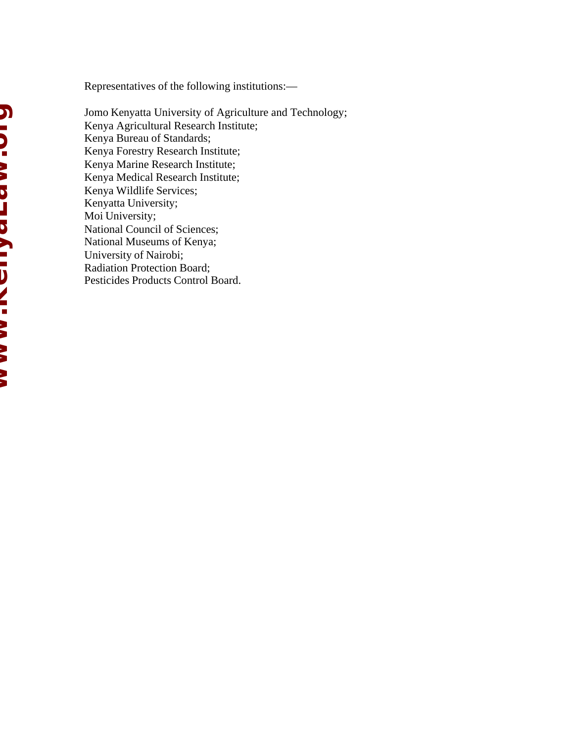Representatives of the following institutions:—

Jomo Kenyatta University of Agriculture and Technology;
Kenya Agricultural Research Institute;
Kenya Bureau of Standards;
Kenya Forestry Research Institute;
Kenya Marine Research Institute;
Kenya Medical Research Institute;
Kenya Wildlife Services;
Kenyatta University;
Moi University;
National Council of Sciences;
National Museums of Kenya;
University of Nairobi;
Radiation Protection Board;
Pesticides Products Control Board.